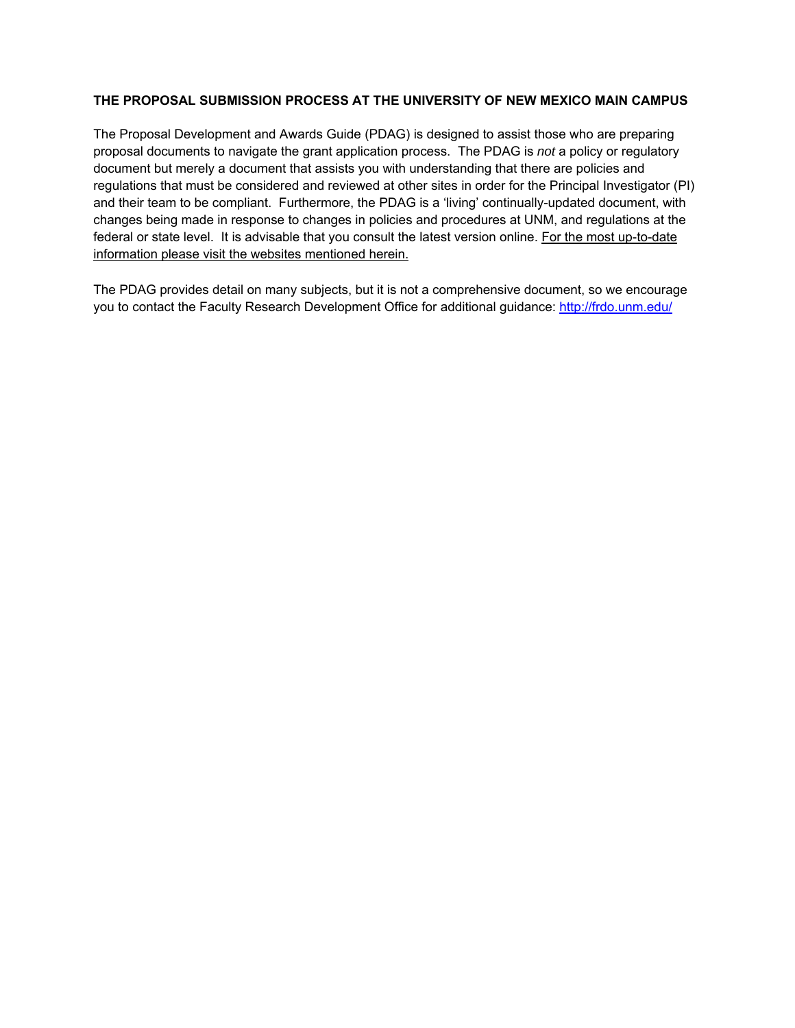**THE PROPOSAL SUBMISSION PROCESS AT THE UNIVERSITY OF NEW MEXICO MAIN CAMPUS**

The Proposal Development and Awards Guide (PDAG) is designed to assist those who are preparing proposal documents to navigate the grant application process. The PDAG is *not* a policy or regulatory document but merely a document that assists you with understanding that there are policies and regulations that must be considered and reviewed at other sites in order for the Principal Investigator (PI) and their team to be compliant. Furthermore, the PDAG is a 'living' continually-updated document, with changes being made in response to changes in policies and procedures at UNM, and regulations at the federal or state level. It is advisable that you consult the latest version online. <u>For the most up-to-date information please visit the websites mentioned herein.</u>

The PDAG provides detail on many subjects, but it is not a comprehensive document, so we encourage you to contact the Faculty Research Development Office for additional guidance: [http://frdo.unm.edu/](http://frdo.unm.edu/)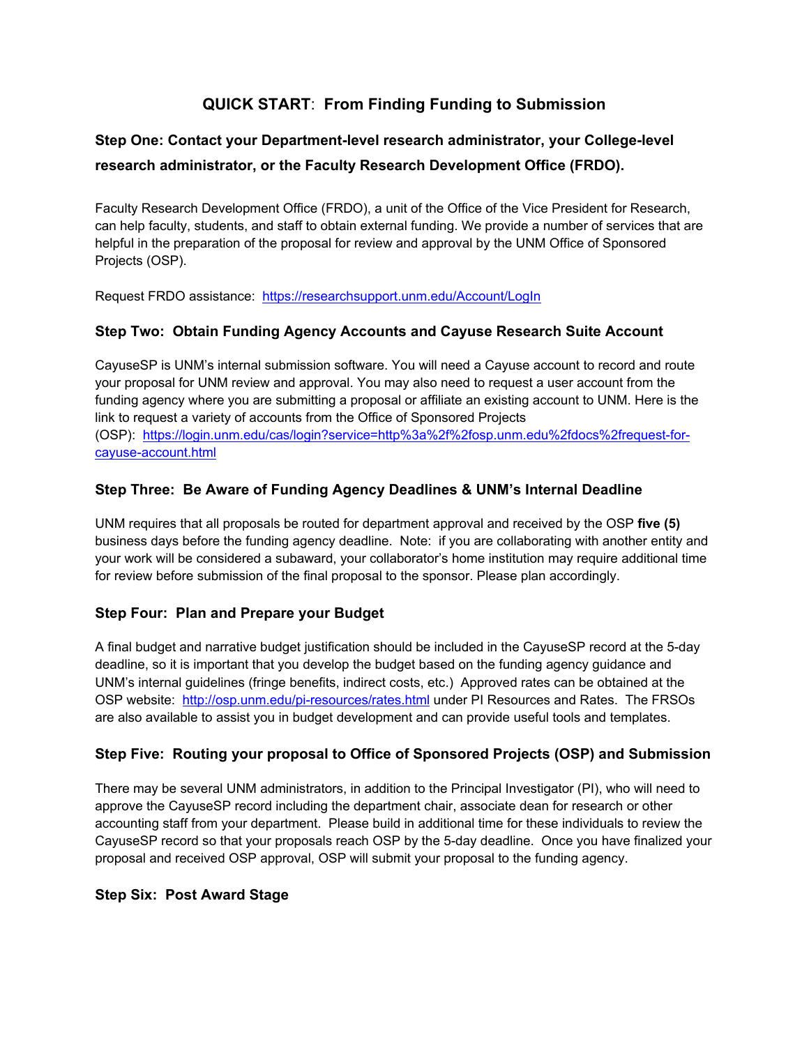# QUICK START: From Finding Funding to Submission

## Step One: Contact your Department-level research administrator, your College-level research administrator, or the Faculty Research Development Office (FRDO).

Faculty Research Development Office (FRDO), a unit of the Office of the Vice President for Research, can help faculty, students, and staff to obtain external funding. We provide a number of services that are helpful in the preparation of the proposal for review and approval by the UNM Office of Sponsored Projects (OSP).

Request FRDO assistance: [https://researchsupport.unm.edu/Account/LogIn](https://researchsupport.unm.edu/Account/LogIn)

## Step Two: Obtain Funding Agency Accounts and Cayuse Research Suite Account

CayuseSP is UNM's internal submission software. You will need a Cayuse account to record and route your proposal for UNM review and approval. You may also need to request a user account from the funding agency where you are submitting a proposal or affiliate an existing account to UNM. Here is the link to request a variety of accounts from the Office of Sponsored Projects (OSP): [https://login.unm.edu/cas/login?service=http%3a%2f%2fosp.unm.edu%2fdocs%2frequest-for-cayuse-account.html](https://login.unm.edu/cas/login?service=http%3a%2f%2fosp.unm.edu%2fdocs%2frequest-for-cayuse-account.html)

## Step Three: Be Aware of Funding Agency Deadlines & UNM's Internal Deadline

UNM requires that all proposals be routed for department approval and received by the OSP **five (5)** business days before the funding agency deadline. Note: if you are collaborating with another entity and your work will be considered a subaward, your collaborator's home institution may require additional time for review before submission of the final proposal to the sponsor. Please plan accordingly.

## Step Four: Plan and Prepare your Budget

A final budget and narrative budget justification should be included in the CayuseSP record at the 5-day deadline, so it is important that you develop the budget based on the funding agency guidance and UNM's internal guidelines (fringe benefits, indirect costs, etc.) Approved rates can be obtained at the OSP website: [http://osp.unm.edu/pi-resources/rates.html](http://osp.unm.edu/pi-resources/rates.html) under PI Resources and Rates. The FRSOs are also available to assist you in budget development and can provide useful tools and templates.

## Step Five: Routing your proposal to Office of Sponsored Projects (OSP) and Submission

There may be several UNM administrators, in addition to the Principal Investigator (PI), who will need to approve the CayuseSP record including the department chair, associate dean for research or other accounting staff from your department. Please build in additional time for these individuals to review the CayuseSP record so that your proposals reach OSP by the 5-day deadline. Once you have finalized your proposal and received OSP approval, OSP will submit your proposal to the funding agency.

## Step Six: Post Award Stage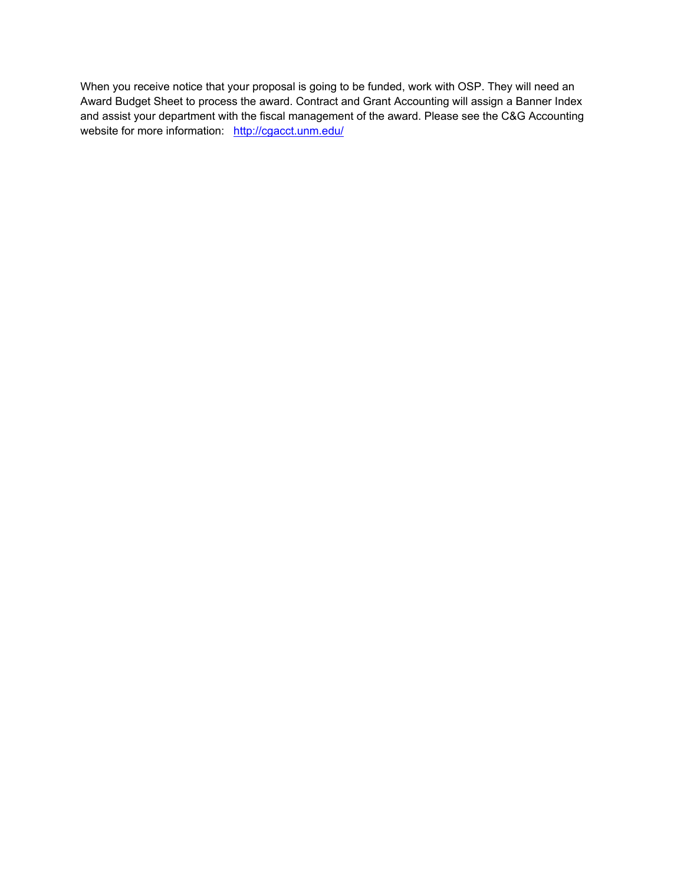When you receive notice that your proposal is going to be funded, work with OSP. They will need an Award Budget Sheet to process the award. Contract and Grant Accounting will assign a Banner Index and assist your department with the fiscal management of the award. Please see the C&G Accounting website for more information: [http://cgacct.unm.edu/](http://cgacct.unm.edu/)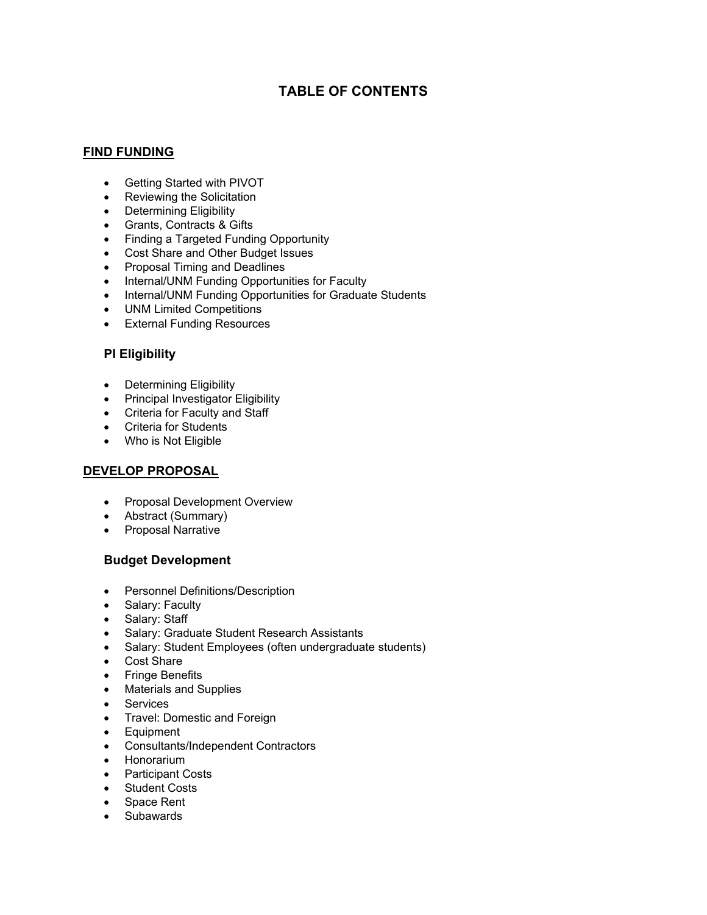# TABLE OF CONTENTS

## FIND FUNDING

- Getting Started with PIVOT
- Reviewing the Solicitation
- Determining Eligibility
- Grants, Contracts & Gifts
- Finding a Targeted Funding Opportunity
- Cost Share and Other Budget Issues
- Proposal Timing and Deadlines
- Internal/UNM Funding Opportunities for Faculty
- Internal/UNM Funding Opportunities for Graduate Students
- UNM Limited Competitions
- External Funding Resources

### PI Eligibility

- Determining Eligibility
- Principal Investigator Eligibility
- Criteria for Faculty and Staff
- Criteria for Students
- Who is Not Eligible

## DEVELOP PROPOSAL

- Proposal Development Overview
- Abstract (Summary)
- Proposal Narrative

### Budget Development

- Personnel Definitions/Description
- Salary: Faculty
- Salary: Staff
- Salary: Graduate Student Research Assistants
- Salary: Student Employees (often undergraduate students)
- Cost Share
- Fringe Benefits
- Materials and Supplies
- Services
- Travel: Domestic and Foreign
- Equipment
- Consultants/Independent Contractors
- Honorarium
- Participant Costs
- Student Costs
- Space Rent
- Subawards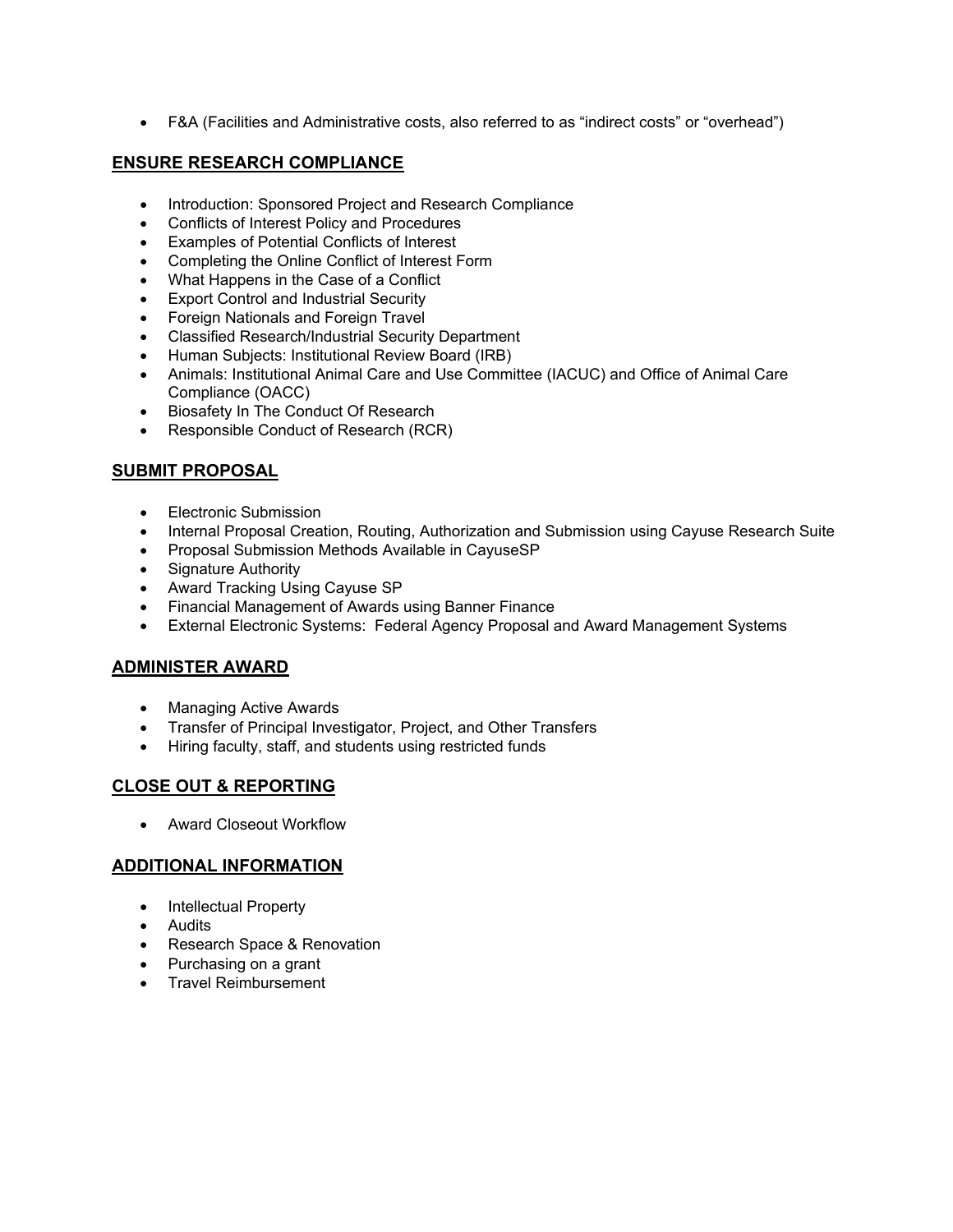- F&A (Facilities and Administrative costs, also referred to as “indirect costs” or “overhead”)

## ENSURE RESEARCH COMPLIANCE

- Introduction: Sponsored Project and Research Compliance
- Conflicts of Interest Policy and Procedures
- Examples of Potential Conflicts of Interest
- Completing the Online Conflict of Interest Form
- What Happens in the Case of a Conflict
- Export Control and Industrial Security
- Foreign Nationals and Foreign Travel
- Classified Research/Industrial Security Department
- Human Subjects: Institutional Review Board (IRB)
- Animals: Institutional Animal Care and Use Committee (IACUC) and Office of Animal Care Compliance (OACC)
- Biosafety In The Conduct Of Research
- Responsible Conduct of Research (RCR)

## SUBMIT PROPOSAL

- Electronic Submission
- Internal Proposal Creation, Routing, Authorization and Submission using Cayuse Research Suite
- Proposal Submission Methods Available in CayuseSP
- Signature Authority
- Award Tracking Using Cayuse SP
- Financial Management of Awards using Banner Finance
- External Electronic Systems: Federal Agency Proposal and Award Management Systems

## ADMINISTER AWARD

- Managing Active Awards
- Transfer of Principal Investigator, Project, and Other Transfers
- Hiring faculty, staff, and students using restricted funds

## CLOSE OUT & REPORTING

- Award Closeout Workflow

## ADDITIONAL INFORMATION

- Intellectual Property
- Audits
- Research Space & Renovation
- Purchasing on a grant
- Travel Reimbursement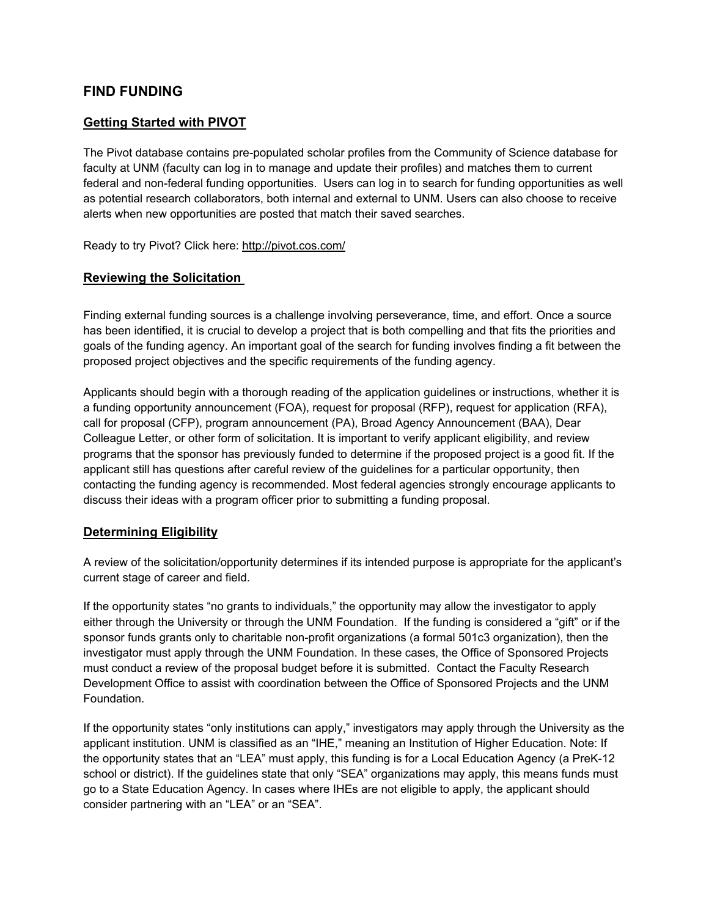## FIND FUNDING

### Getting Started with PIVOT

The Pivot database contains pre-populated scholar profiles from the Community of Science database for faculty at UNM (faculty can log in to manage and update their profiles) and matches them to current federal and non-federal funding opportunities. Users can log in to search for funding opportunities as well as potential research collaborators, both internal and external to UNM. Users can also choose to receive alerts when new opportunities are posted that match their saved searches.

Ready to try Pivot? Click here: http://pivot.cos.com/

### Reviewing the Solicitation

Finding external funding sources is a challenge involving perseverance, time, and effort. Once a source has been identified, it is crucial to develop a project that is both compelling and that fits the priorities and goals of the funding agency. An important goal of the search for funding involves finding a fit between the proposed project objectives and the specific requirements of the funding agency.

Applicants should begin with a thorough reading of the application guidelines or instructions, whether it is a funding opportunity announcement (FOA), request for proposal (RFP), request for application (RFA), call for proposal (CFP), program announcement (PA), Broad Agency Announcement (BAA), Dear Colleague Letter, or other form of solicitation. It is important to verify applicant eligibility, and review programs that the sponsor has previously funded to determine if the proposed project is a good fit. If the applicant still has questions after careful review of the guidelines for a particular opportunity, then contacting the funding agency is recommended. Most federal agencies strongly encourage applicants to discuss their ideas with a program officer prior to submitting a funding proposal.

### Determining Eligibility

A review of the solicitation/opportunity determines if its intended purpose is appropriate for the applicant's current stage of career and field.

If the opportunity states "no grants to individuals," the opportunity may allow the investigator to apply either through the University or through the UNM Foundation. If the funding is considered a "gift" or if the sponsor funds grants only to charitable non-profit organizations (a formal 501c3 organization), then the investigator must apply through the UNM Foundation. In these cases, the Office of Sponsored Projects must conduct a review of the proposal budget before it is submitted. Contact the Faculty Research Development Office to assist with coordination between the Office of Sponsored Projects and the UNM Foundation.

If the opportunity states "only institutions can apply," investigators may apply through the University as the applicant institution. UNM is classified as an "IHE," meaning an Institution of Higher Education. Note: If the opportunity states that an "LEA" must apply, this funding is for a Local Education Agency (a PreK-12 school or district). If the guidelines state that only "SEA" organizations may apply, this means funds must go to a State Education Agency. In cases where IHEs are not eligible to apply, the applicant should consider partnering with an "LEA" or an "SEA".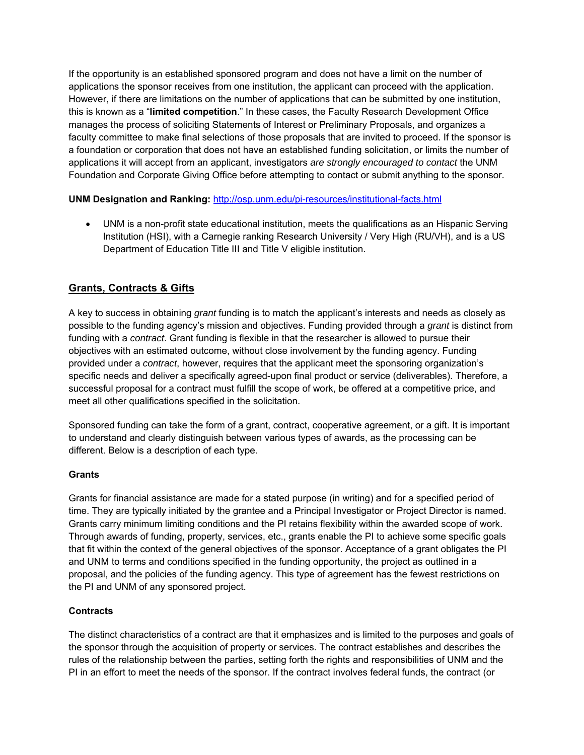If the opportunity is an established sponsored program and does not have a limit on the number of applications the sponsor receives from one institution, the applicant can proceed with the application. However, if there are limitations on the number of applications that can be submitted by one institution, this is known as a "**limited competition**." In these cases, the Faculty Research Development Office manages the process of soliciting Statements of Interest or Preliminary Proposals, and organizes a faculty committee to make final selections of those proposals that are invited to proceed. If the sponsor is a foundation or corporation that does not have an established funding solicitation, or limits the number of applications it will accept from an applicant, investigators *are strongly encouraged to contact* the UNM Foundation and Corporate Giving Office before attempting to contact or submit anything to the sponsor.

**UNM Designation and Ranking:** http://osp.unm.edu/pi-resources/institutional-facts.html

- UNM is a non-profit state educational institution, meets the qualifications as an Hispanic Serving Institution (HSI), with a Carnegie ranking Research University / Very High (RU/VH), and is a US Department of Education Title III and Title V eligible institution.

## Grants, Contracts & Gifts

A key to success in obtaining *grant* funding is to match the applicant's interests and needs as closely as possible to the funding agency's mission and objectives. Funding provided through a *grant* is distinct from funding with a *contract*. Grant funding is flexible in that the researcher is allowed to pursue their objectives with an estimated outcome, without close involvement by the funding agency. Funding provided under a *contract*, however, requires that the applicant meet the sponsoring organization's specific needs and deliver a specifically agreed-upon final product or service (deliverables). Therefore, a successful proposal for a contract must fulfill the scope of work, be offered at a competitive price, and meet all other qualifications specified in the solicitation.

Sponsored funding can take the form of a grant, contract, cooperative agreement, or a gift. It is important to understand and clearly distinguish between various types of awards, as the processing can be different. Below is a description of each type.

### Grants

Grants for financial assistance are made for a stated purpose (in writing) and for a specified period of time. They are typically initiated by the grantee and a Principal Investigator or Project Director is named. Grants carry minimum limiting conditions and the PI retains flexibility within the awarded scope of work. Through awards of funding, property, services, etc., grants enable the PI to achieve some specific goals that fit within the context of the general objectives of the sponsor. Acceptance of a grant obligates the PI and UNM to terms and conditions specified in the funding opportunity, the project as outlined in a proposal, and the policies of the funding agency. This type of agreement has the fewest restrictions on the PI and UNM of any sponsored project.

### Contracts

The distinct characteristics of a contract are that it emphasizes and is limited to the purposes and goals of the sponsor through the acquisition of property or services. The contract establishes and describes the rules of the relationship between the parties, setting forth the rights and responsibilities of UNM and the PI in an effort to meet the needs of the sponsor. If the contract involves federal funds, the contract (or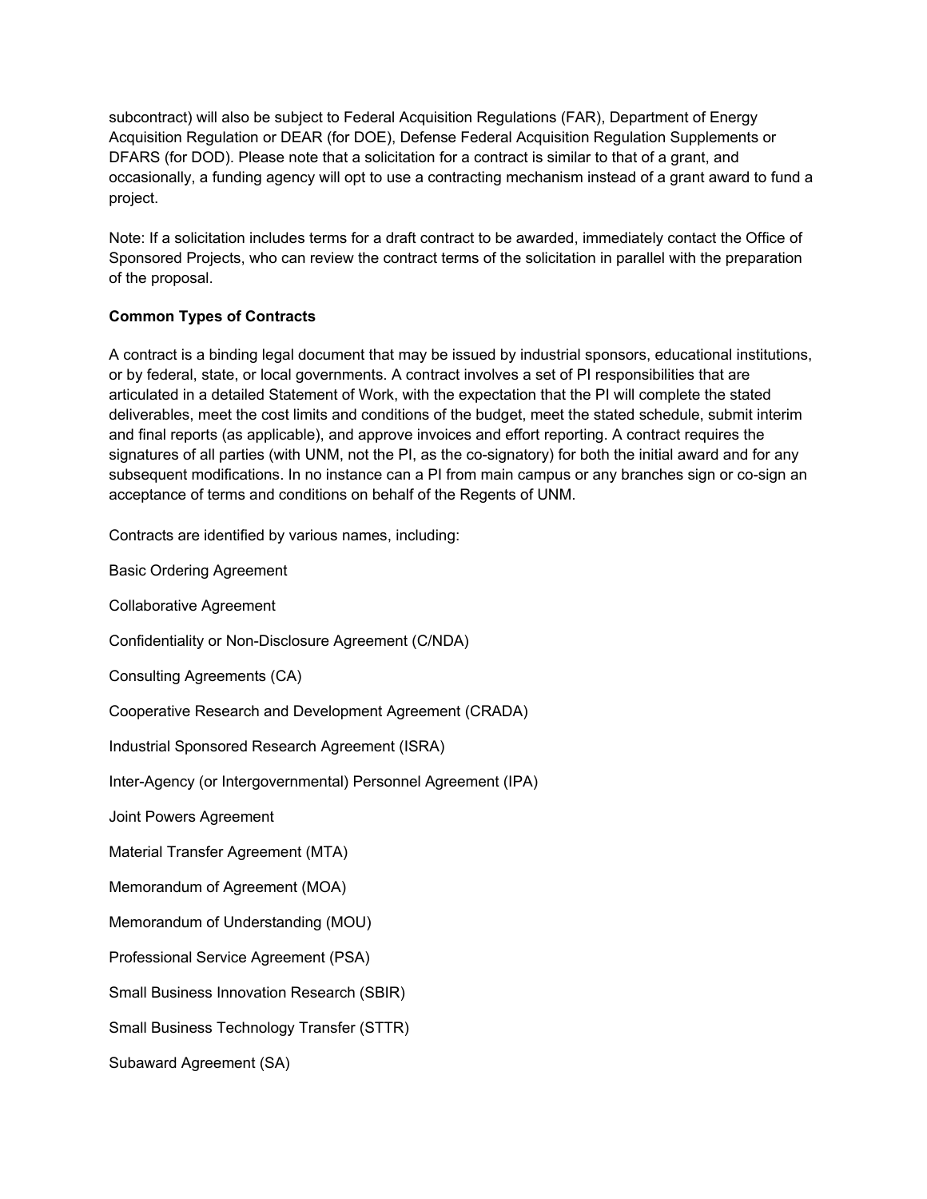subcontract) will also be subject to Federal Acquisition Regulations (FAR), Department of Energy Acquisition Regulation or DEAR (for DOE), Defense Federal Acquisition Regulation Supplements or DFARS (for DOD). Please note that a solicitation for a contract is similar to that of a grant, and occasionally, a funding agency will opt to use a contracting mechanism instead of a grant award to fund a project.

Note: If a solicitation includes terms for a draft contract to be awarded, immediately contact the Office of Sponsored Projects, who can review the contract terms of the solicitation in parallel with the preparation of the proposal.

**Common Types of Contracts**

A contract is a binding legal document that may be issued by industrial sponsors, educational institutions, or by federal, state, or local governments. A contract involves a set of PI responsibilities that are articulated in a detailed Statement of Work, with the expectation that the PI will complete the stated deliverables, meet the cost limits and conditions of the budget, meet the stated schedule, submit interim and final reports (as applicable), and approve invoices and effort reporting. A contract requires the signatures of all parties (with UNM, not the PI, as the co-signatory) for both the initial award and for any subsequent modifications. In no instance can a PI from main campus or any branches sign or co-sign an acceptance of terms and conditions on behalf of the Regents of UNM.

Contracts are identified by various names, including:

Basic Ordering Agreement

Collaborative Agreement

Confidentiality or Non-Disclosure Agreement (C/NDA)

Consulting Agreements (CA)

Cooperative Research and Development Agreement (CRADA)

Industrial Sponsored Research Agreement (ISRA)

Inter-Agency (or Intergovernmental) Personnel Agreement (IPA)

Joint Powers Agreement

Material Transfer Agreement (MTA)

Memorandum of Agreement (MOA)

Memorandum of Understanding (MOU)

Professional Service Agreement (PSA)

Small Business Innovation Research (SBIR)

Small Business Technology Transfer (STTR)

Subaward Agreement (SA)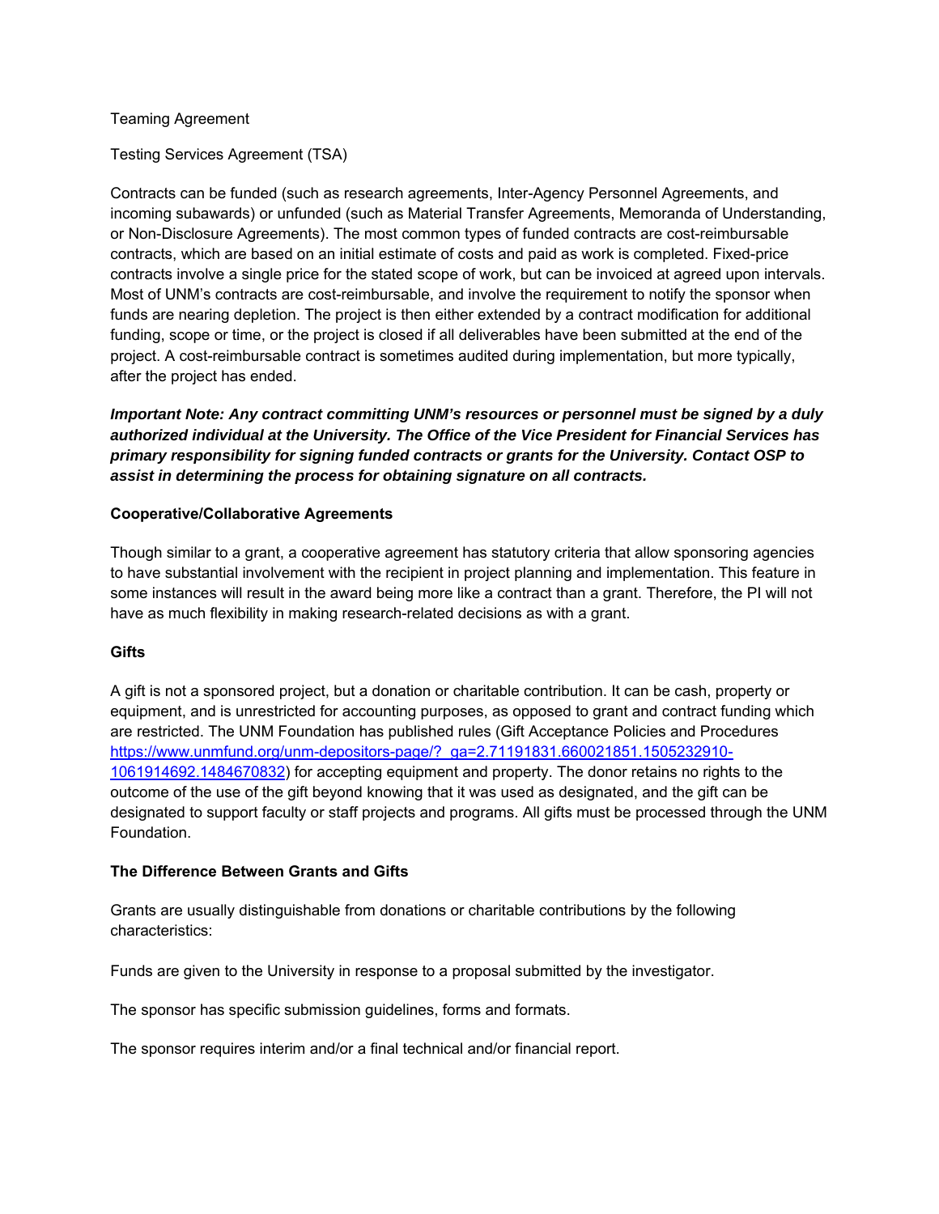Teaming Agreement

Testing Services Agreement (TSA)

Contracts can be funded (such as research agreements, Inter-Agency Personnel Agreements, and incoming subawards) or unfunded (such as Material Transfer Agreements, Memoranda of Understanding, or Non-Disclosure Agreements). The most common types of funded contracts are cost-reimbursable contracts, which are based on an initial estimate of costs and paid as work is completed. Fixed-price contracts involve a single price for the stated scope of work, but can be invoiced at agreed upon intervals. Most of UNM's contracts are cost-reimbursable, and involve the requirement to notify the sponsor when funds are nearing depletion. The project is then either extended by a contract modification for additional funding, scope or time, or the project is closed if all deliverables have been submitted at the end of the project. A cost-reimbursable contract is sometimes audited during implementation, but more typically, after the project has ended.

***Important Note: Any contract committing UNM's resources or personnel must be signed by a duly authorized individual at the University. The Office of the Vice President for Financial Services has primary responsibility for signing funded contracts or grants for the University. Contact OSP to assist in determining the process for obtaining signature on all contracts.***

**Cooperative/Collaborative Agreements**

Though similar to a grant, a cooperative agreement has statutory criteria that allow sponsoring agencies to have substantial involvement with the recipient in project planning and implementation. This feature in some instances will result in the award being more like a contract than a grant. Therefore, the PI will not have as much flexibility in making research-related decisions as with a grant.

**Gifts**

A gift is not a sponsored project, but a donation or charitable contribution. It can be cash, property or equipment, and is unrestricted for accounting purposes, as opposed to grant and contract funding which are restricted. The UNM Foundation has published rules (Gift Acceptance Policies and Procedures https://www.unmfund.org/unm-depositors-page/?_ga=2.71191831.660021851.1505232910-1061914692.1484670832) for accepting equipment and property. The donor retains no rights to the outcome of the use of the gift beyond knowing that it was used as designated, and the gift can be designated to support faculty or staff projects and programs. All gifts must be processed through the UNM Foundation.

**The Difference Between Grants and Gifts**

Grants are usually distinguishable from donations or charitable contributions by the following characteristics:

Funds are given to the University in response to a proposal submitted by the investigator.

The sponsor has specific submission guidelines, forms and formats.

The sponsor requires interim and/or a final technical and/or financial report.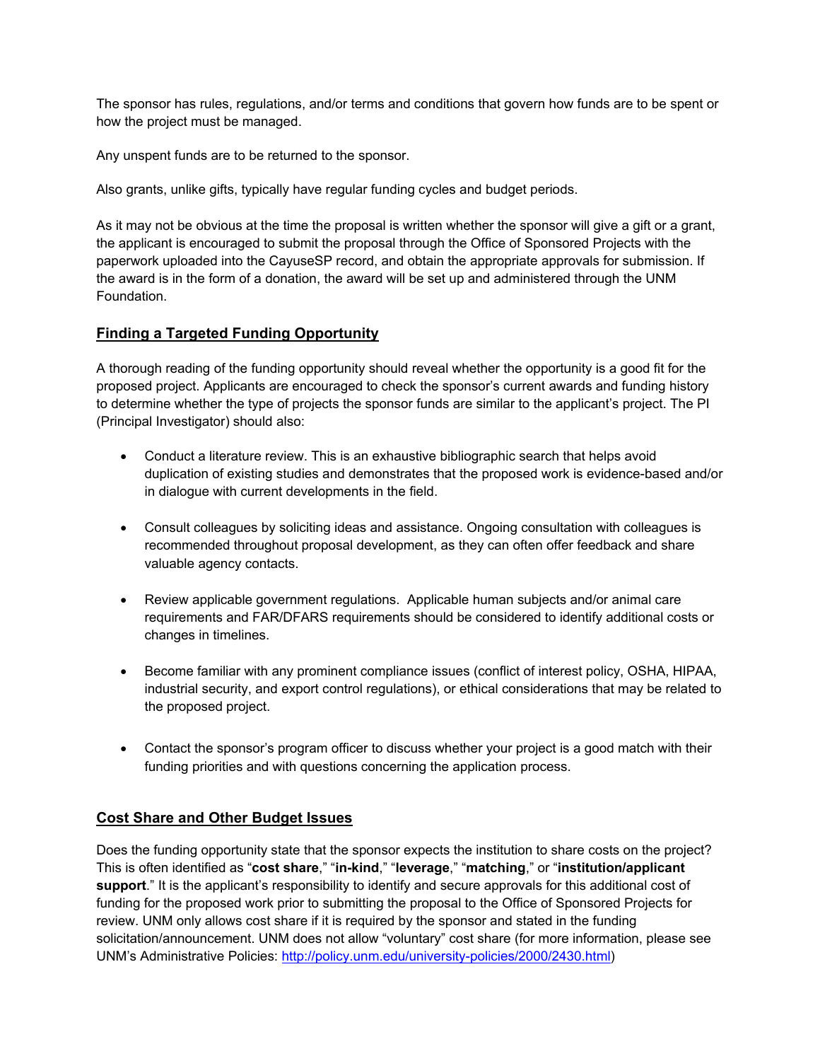The sponsor has rules, regulations, and/or terms and conditions that govern how funds are to be spent or how the project must be managed.

Any unspent funds are to be returned to the sponsor.

Also grants, unlike gifts, typically have regular funding cycles and budget periods.

As it may not be obvious at the time the proposal is written whether the sponsor will give a gift or a grant, the applicant is encouraged to submit the proposal through the Office of Sponsored Projects with the paperwork uploaded into the CayuseSP record, and obtain the appropriate approvals for submission. If the award is in the form of a donation, the award will be set up and administered through the UNM Foundation.

## Finding a Targeted Funding Opportunity

A thorough reading of the funding opportunity should reveal whether the opportunity is a good fit for the proposed project. Applicants are encouraged to check the sponsor's current awards and funding history to determine whether the type of projects the sponsor funds are similar to the applicant's project. The PI (Principal Investigator) should also:

- Conduct a literature review. This is an exhaustive bibliographic search that helps avoid duplication of existing studies and demonstrates that the proposed work is evidence-based and/or in dialogue with current developments in the field.

- Consult colleagues by soliciting ideas and assistance. Ongoing consultation with colleagues is recommended throughout proposal development, as they can often offer feedback and share valuable agency contacts.

- Review applicable government regulations. Applicable human subjects and/or animal care requirements and FAR/DFARS requirements should be considered to identify additional costs or changes in timelines.

- Become familiar with any prominent compliance issues (conflict of interest policy, OSHA, HIPAA, industrial security, and export control regulations), or ethical considerations that may be related to the proposed project.

- Contact the sponsor's program officer to discuss whether your project is a good match with their funding priorities and with questions concerning the application process.

## Cost Share and Other Budget Issues

Does the funding opportunity state that the sponsor expects the institution to share costs on the project? This is often identified as "**cost share**," "**in-kind**," "**leverage**," "**matching**," or "**institution/applicant support**." It is the applicant's responsibility to identify and secure approvals for this additional cost of funding for the proposed work prior to submitting the proposal to the Office of Sponsored Projects for review. UNM only allows cost share if it is required by the sponsor and stated in the funding solicitation/announcement. UNM does not allow "voluntary" cost share (for more information, please see UNM's Administrative Policies: [http://policy.unm.edu/university-policies/2000/2430.html](http://policy.unm.edu/university-policies/2000/2430.html))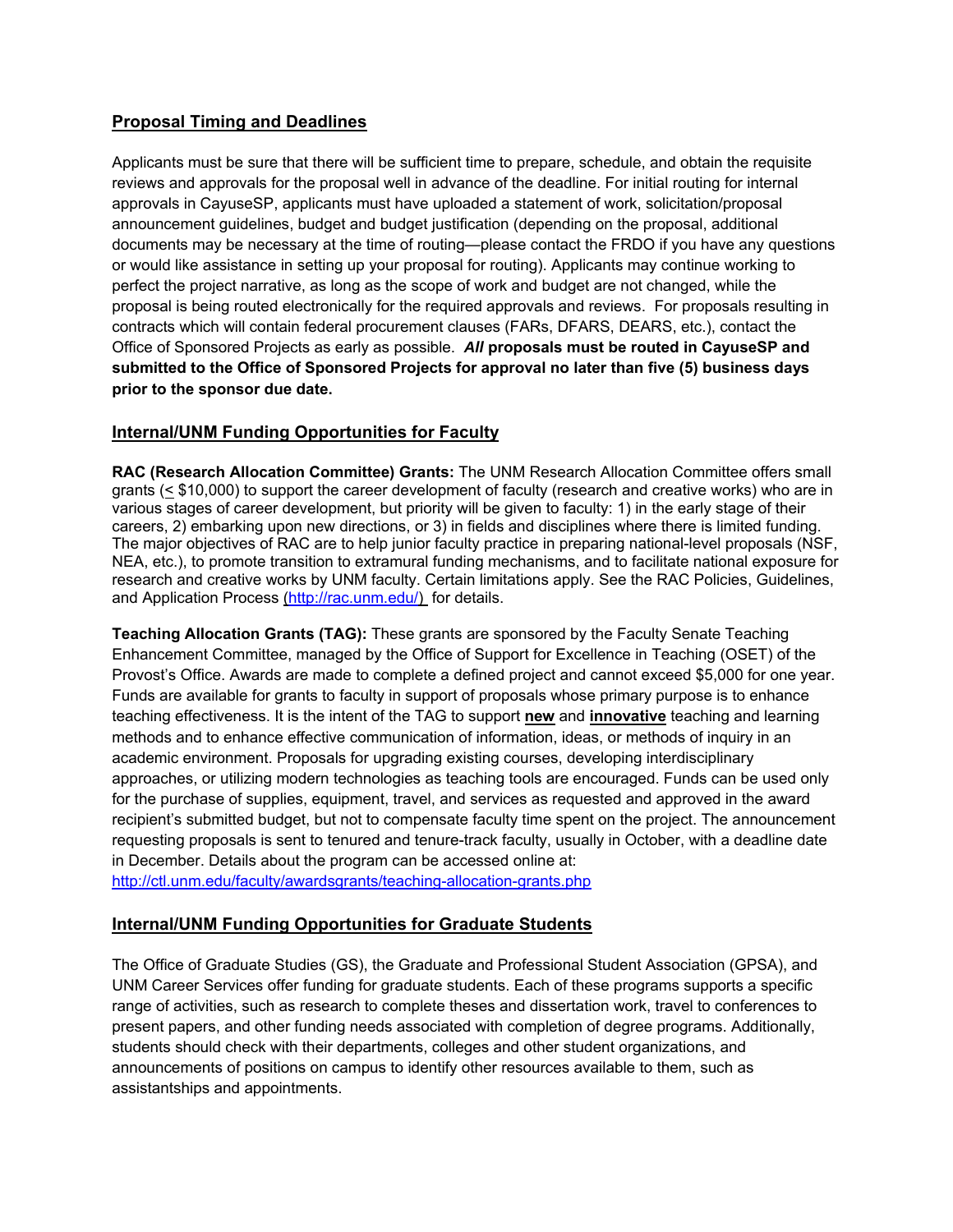## Proposal Timing and Deadlines

Applicants must be sure that there will be sufficient time to prepare, schedule, and obtain the requisite reviews and approvals for the proposal well in advance of the deadline. For initial routing for internal approvals in CayuseSP, applicants must have uploaded a statement of work, solicitation/proposal announcement guidelines, budget and budget justification (depending on the proposal, additional documents may be necessary at the time of routing—please contact the FRDO if you have any questions or would like assistance in setting up your proposal for routing). Applicants may continue working to perfect the project narrative, as long as the scope of work and budget are not changed, while the proposal is being routed electronically for the required approvals and reviews. For proposals resulting in contracts which will contain federal procurement clauses (FARs, DFARS, DEARS, etc.), contact the Office of Sponsored Projects as early as possible. ***All*** **proposals must be routed in CayuseSP and submitted to the Office of Sponsored Projects for approval no later than five (5) business days prior to the sponsor due date.**

## Internal/UNM Funding Opportunities for Faculty

**RAC (Research Allocation Committee) Grants:** The UNM Research Allocation Committee offers small grants (≤ $10,000) to support the career development of faculty (research and creative works) who are in various stages of career development, but priority will be given to faculty: 1) in the early stage of their careers, 2) embarking upon new directions, or 3) in fields and disciplines where there is limited funding. The major objectives of RAC are to help junior faculty practice in preparing national-level proposals (NSF, NEA, etc.), to promote transition to extramural funding mechanisms, and to facilitate national exposure for research and creative works by UNM faculty. Certain limitations apply. See the RAC Policies, Guidelines, and Application Process (http://rac.unm.edu/) for details.

**Teaching Allocation Grants (TAG):** These grants are sponsored by the Faculty Senate Teaching Enhancement Committee, managed by the Office of Support for Excellence in Teaching (OSET) of the Provost's Office. Awards are made to complete a defined project and cannot exceed $5,000 for one year. Funds are available for grants to faculty in support of proposals whose primary purpose is to enhance teaching effectiveness. It is the intent of the TAG to support **new** and **innovative** teaching and learning methods and to enhance effective communication of information, ideas, or methods of inquiry in an academic environment. Proposals for upgrading existing courses, developing interdisciplinary approaches, or utilizing modern technologies as teaching tools are encouraged. Funds can be used only for the purchase of supplies, equipment, travel, and services as requested and approved in the award recipient's submitted budget, but not to compensate faculty time spent on the project. The announcement requesting proposals is sent to tenured and tenure-track faculty, usually in October, with a deadline date in December. Details about the program can be accessed online at: http://ctl.unm.edu/faculty/awardsgrants/teaching-allocation-grants.php

## Internal/UNM Funding Opportunities for Graduate Students

The Office of Graduate Studies (GS), the Graduate and Professional Student Association (GPSA), and UNM Career Services offer funding for graduate students. Each of these programs supports a specific range of activities, such as research to complete theses and dissertation work, travel to conferences to present papers, and other funding needs associated with completion of degree programs. Additionally, students should check with their departments, colleges and other student organizations, and announcements of positions on campus to identify other resources available to them, such as assistantships and appointments.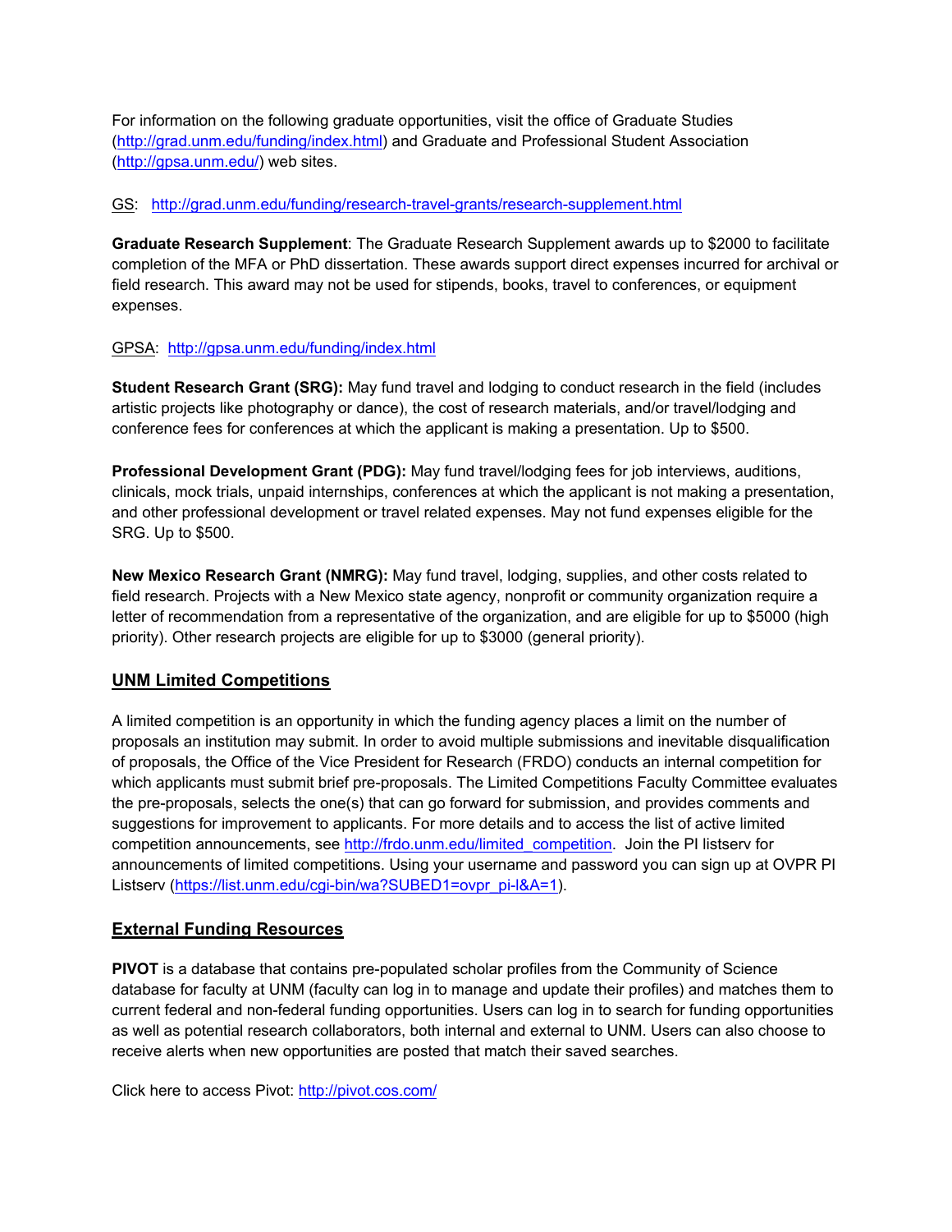For information on the following graduate opportunities, visit the office of Graduate Studies (http://grad.unm.edu/funding/index.html) and Graduate and Professional Student Association (http://gpsa.unm.edu/) web sites.

GS: http://grad.unm.edu/funding/research-travel-grants/research-supplement.html

**Graduate Research Supplement**: The Graduate Research Supplement awards up to $2000 to facilitate completion of the MFA or PhD dissertation. These awards support direct expenses incurred for archival or field research. This award may not be used for stipends, books, travel to conferences, or equipment expenses.

GPSA: http://gpsa.unm.edu/funding/index.html

**Student Research Grant (SRG):** May fund travel and lodging to conduct research in the field (includes artistic projects like photography or dance), the cost of research materials, and/or travel/lodging and conference fees for conferences at which the applicant is making a presentation. Up to $500.

**Professional Development Grant (PDG):** May fund travel/lodging fees for job interviews, auditions, clinicals, mock trials, unpaid internships, conferences at which the applicant is not making a presentation, and other professional development or travel related expenses. May not fund expenses eligible for the SRG. Up to $500.

**New Mexico Research Grant (NMRG):** May fund travel, lodging, supplies, and other costs related to field research. Projects with a New Mexico state agency, nonprofit or community organization require a letter of recommendation from a representative of the organization, and are eligible for up to $5000 (high priority). Other research projects are eligible for up to $3000 (general priority).

## UNM Limited Competitions

A limited competition is an opportunity in which the funding agency places a limit on the number of proposals an institution may submit. In order to avoid multiple submissions and inevitable disqualification of proposals, the Office of the Vice President for Research (FRDO) conducts an internal competition for which applicants must submit brief pre-proposals. The Limited Competitions Faculty Committee evaluates the pre-proposals, selects the one(s) that can go forward for submission, and provides comments and suggestions for improvement to applicants. For more details and to access the list of active limited competition announcements, see http://frdo.unm.edu/limited_competition. Join the PI listserv for announcements of limited competitions. Using your username and password you can sign up at OVPR PI Listserv (https://list.unm.edu/cgi-bin/wa?SUBED1=ovpr_pi-l&A=1).

## External Funding Resources

**PIVOT** is a database that contains pre-populated scholar profiles from the Community of Science database for faculty at UNM (faculty can log in to manage and update their profiles) and matches them to current federal and non-federal funding opportunities. Users can log in to search for funding opportunities as well as potential research collaborators, both internal and external to UNM. Users can also choose to receive alerts when new opportunities are posted that match their saved searches.

Click here to access Pivot: http://pivot.cos.com/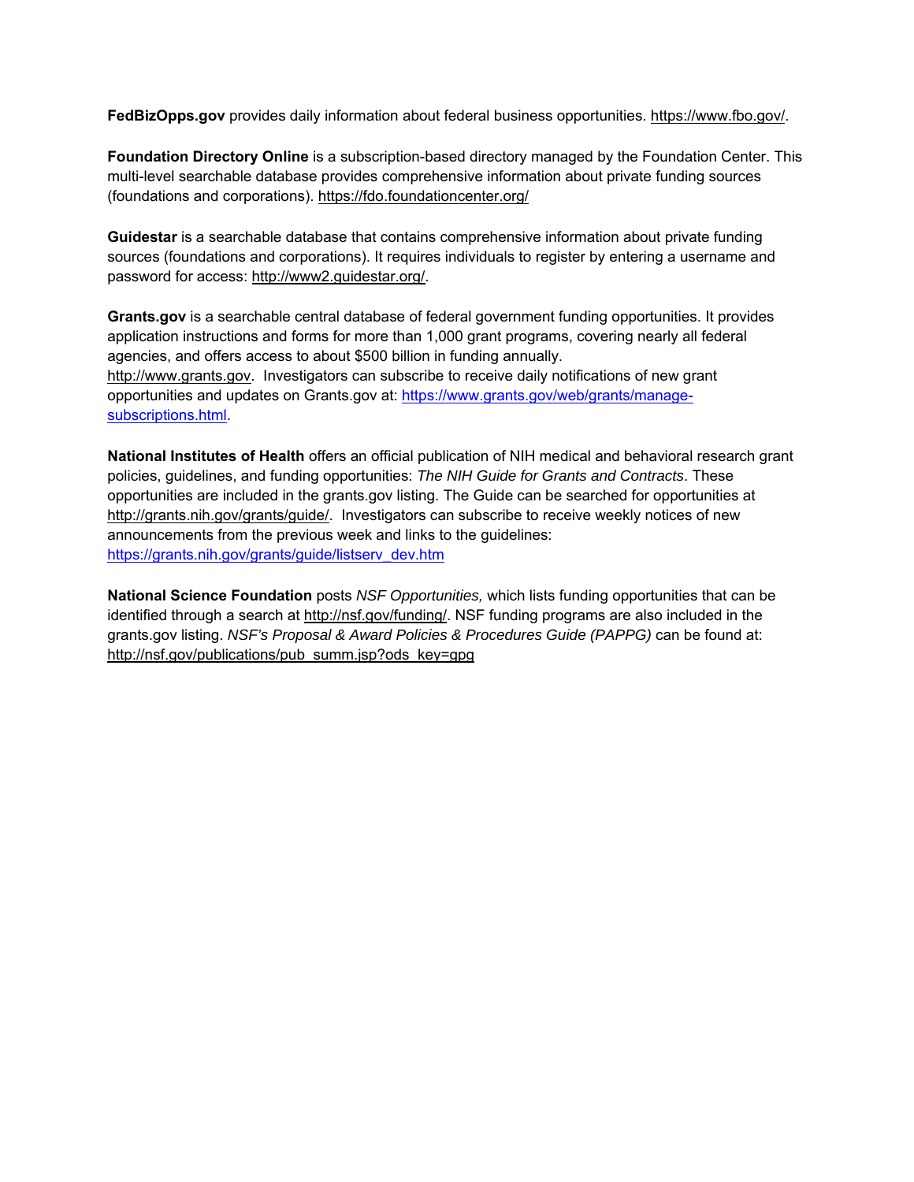**FedBizOpps.gov** provides daily information about federal business opportunities. https://www.fbo.gov/.

**Foundation Directory Online** is a subscription-based directory managed by the Foundation Center. This multi-level searchable database provides comprehensive information about private funding sources (foundations and corporations). https://fdo.foundationcenter.org/

**Guidestar** is a searchable database that contains comprehensive information about private funding sources (foundations and corporations). It requires individuals to register by entering a username and password for access: http://www2.guidestar.org/.

**Grants.gov** is a searchable central database of federal government funding opportunities. It provides application instructions and forms for more than 1,000 grant programs, covering nearly all federal agencies, and offers access to about $500 billion in funding annually. http://www.grants.gov. Investigators can subscribe to receive daily notifications of new grant opportunities and updates on Grants.gov at: https://www.grants.gov/web/grants/manage-subscriptions.html.

**National Institutes of Health** offers an official publication of NIH medical and behavioral research grant policies, guidelines, and funding opportunities: *The NIH Guide for Grants and Contracts*. These opportunities are included in the grants.gov listing. The Guide can be searched for opportunities at http://grants.nih.gov/grants/guide/. Investigators can subscribe to receive weekly notices of new announcements from the previous week and links to the guidelines: https://grants.nih.gov/grants/guide/listserv_dev.htm

**National Science Foundation** posts *NSF Opportunities,* which lists funding opportunities that can be identified through a search at http://nsf.gov/funding/. NSF funding programs are also included in the grants.gov listing. *NSF's Proposal & Award Policies & Procedures Guide (PAPPG)* can be found at: http://nsf.gov/publications/pub_summ.jsp?ods_key=gpg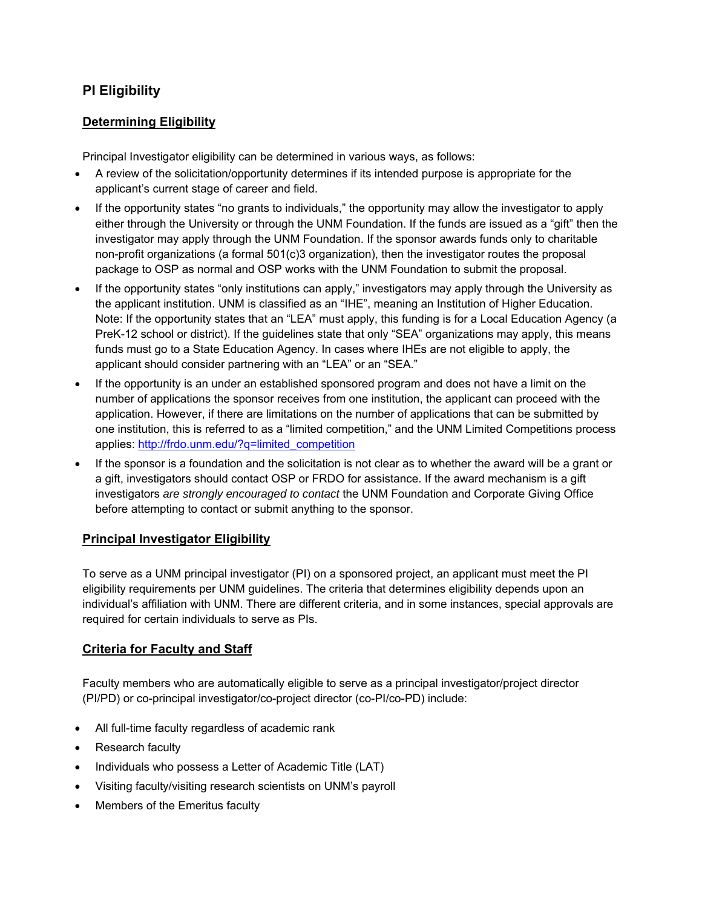## PI Eligibility

### Determining Eligibility

Principal Investigator eligibility can be determined in various ways, as follows:

- A review of the solicitation/opportunity determines if its intended purpose is appropriate for the applicant's current stage of career and field.
- If the opportunity states "no grants to individuals," the opportunity may allow the investigator to apply either through the University or through the UNM Foundation. If the funds are issued as a "gift" then the investigator may apply through the UNM Foundation. If the sponsor awards funds only to charitable non-profit organizations (a formal 501(c)3 organization), then the investigator routes the proposal package to OSP as normal and OSP works with the UNM Foundation to submit the proposal.
- If the opportunity states "only institutions can apply," investigators may apply through the University as the applicant institution. UNM is classified as an "IHE", meaning an Institution of Higher Education. Note: If the opportunity states that an "LEA" must apply, this funding is for a Local Education Agency (a PreK-12 school or district). If the guidelines state that only "SEA" organizations may apply, this means funds must go to a State Education Agency. In cases where IHEs are not eligible to apply, the applicant should consider partnering with an "LEA" or an "SEA."
- If the opportunity is an under an established sponsored program and does not have a limit on the number of applications the sponsor receives from one institution, the applicant can proceed with the application. However, if there are limitations on the number of applications that can be submitted by one institution, this is referred to as a "limited competition," and the UNM Limited Competitions process applies: http://frdo.unm.edu/?q=limited_competition
- If the sponsor is a foundation and the solicitation is not clear as to whether the award will be a grant or a gift, investigators should contact OSP or FRDO for assistance. If the award mechanism is a gift investigators *are strongly encouraged to contact* the UNM Foundation and Corporate Giving Office before attempting to contact or submit anything to the sponsor.

### Principal Investigator Eligibility

To serve as a UNM principal investigator (PI) on a sponsored project, an applicant must meet the PI eligibility requirements per UNM guidelines. The criteria that determines eligibility depends upon an individual's affiliation with UNM. There are different criteria, and in some instances, special approvals are required for certain individuals to serve as PIs.

### Criteria for Faculty and Staff

Faculty members who are automatically eligible to serve as a principal investigator/project director (PI/PD) or co-principal investigator/co-project director (co-PI/co-PD) include:

- All full-time faculty regardless of academic rank
- Research faculty
- Individuals who possess a Letter of Academic Title (LAT)
- Visiting faculty/visiting research scientists on UNM's payroll
- Members of the Emeritus faculty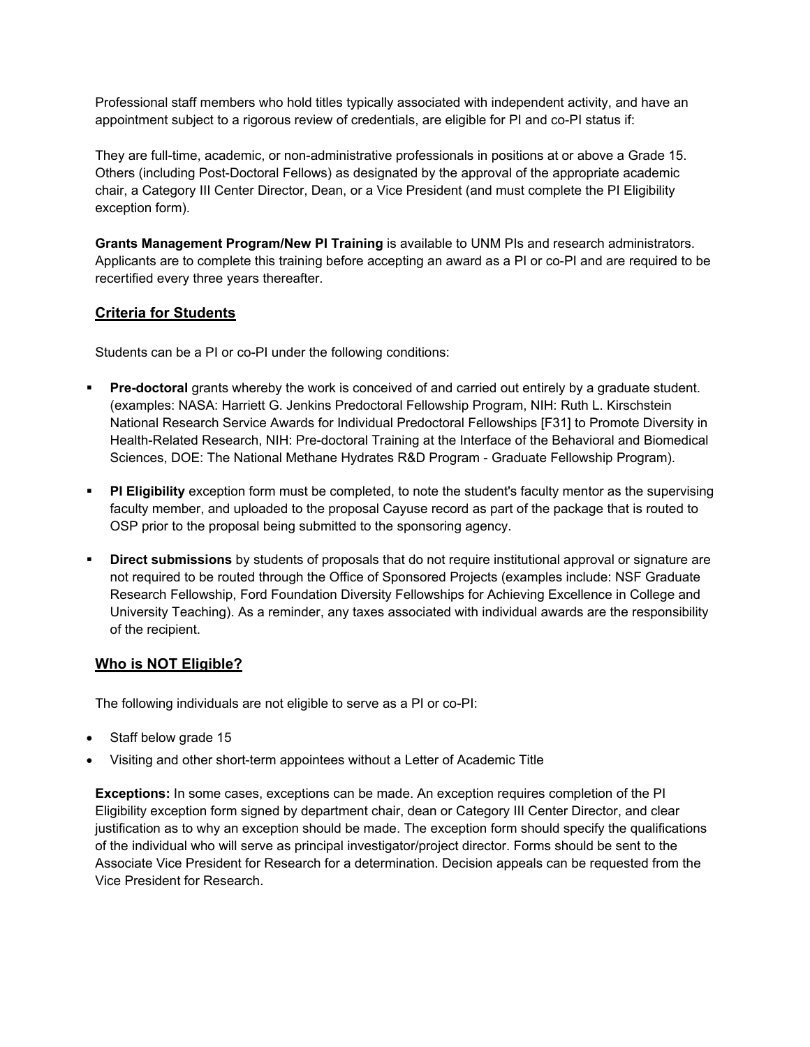Professional staff members who hold titles typically associated with independent activity, and have an appointment subject to a rigorous review of credentials, are eligible for PI and co-PI status if:

They are full-time, academic, or non-administrative professionals in positions at or above a Grade 15. Others (including Post-Doctoral Fellows) as designated by the approval of the appropriate academic chair, a Category III Center Director, Dean, or a Vice President (and must complete the PI Eligibility exception form).

**Grants Management Program/New PI Training** is available to UNM PIs and research administrators. Applicants are to complete this training before accepting an award as a PI or co-PI and are required to be recertified every three years thereafter.

## Criteria for Students

Students can be a PI or co-PI under the following conditions:

- **Pre-doctoral** grants whereby the work is conceived of and carried out entirely by a graduate student. (examples: NASA: Harriett G. Jenkins Predoctoral Fellowship Program, NIH: Ruth L. Kirschstein National Research Service Awards for Individual Predoctoral Fellowships [F31] to Promote Diversity in Health-Related Research, NIH: Pre-doctoral Training at the Interface of the Behavioral and Biomedical Sciences, DOE: The National Methane Hydrates R&D Program - Graduate Fellowship Program).
- **PI Eligibility** exception form must be completed, to note the student's faculty mentor as the supervising faculty member, and uploaded to the proposal Cayuse record as part of the package that is routed to OSP prior to the proposal being submitted to the sponsoring agency.
- **Direct submissions** by students of proposals that do not require institutional approval or signature are not required to be routed through the Office of Sponsored Projects (examples include: NSF Graduate Research Fellowship, Ford Foundation Diversity Fellowships for Achieving Excellence in College and University Teaching). As a reminder, any taxes associated with individual awards are the responsibility of the recipient.

## Who is NOT Eligible?

The following individuals are not eligible to serve as a PI or co-PI:

- Staff below grade 15
- Visiting and other short-term appointees without a Letter of Academic Title

**Exceptions:** In some cases, exceptions can be made. An exception requires completion of the PI Eligibility exception form signed by department chair, dean or Category III Center Director, and clear justification as to why an exception should be made. The exception form should specify the qualifications of the individual who will serve as principal investigator/project director. Forms should be sent to the Associate Vice President for Research for a determination. Decision appeals can be requested from the Vice President for Research.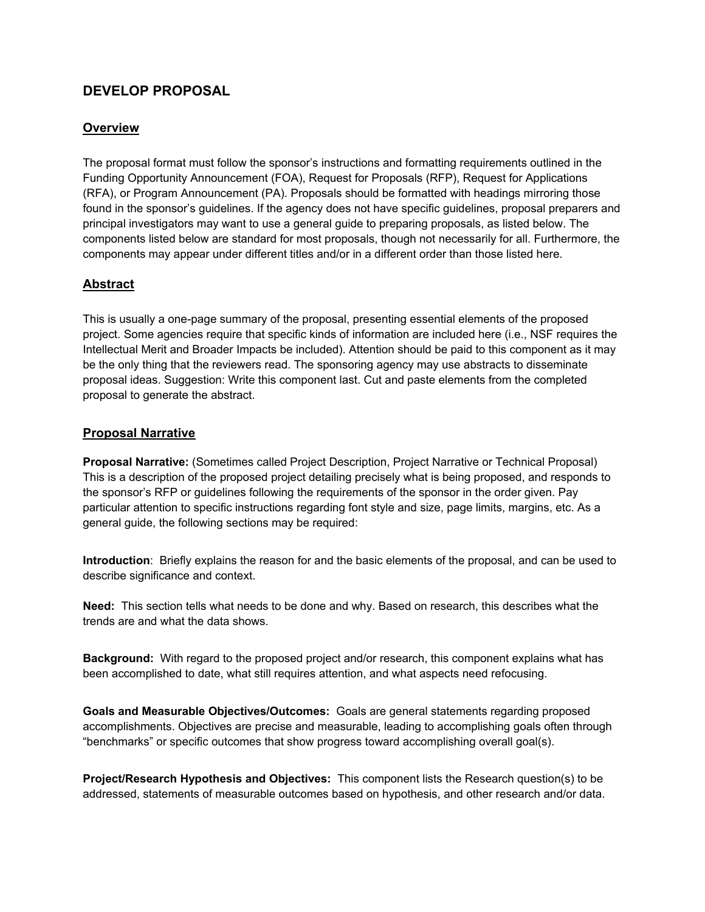## DEVELOP PROPOSAL

### Overview

The proposal format must follow the sponsor's instructions and formatting requirements outlined in the Funding Opportunity Announcement (FOA), Request for Proposals (RFP), Request for Applications (RFA), or Program Announcement (PA). Proposals should be formatted with headings mirroring those found in the sponsor's guidelines. If the agency does not have specific guidelines, proposal preparers and principal investigators may want to use a general guide to preparing proposals, as listed below. The components listed below are standard for most proposals, though not necessarily for all. Furthermore, the components may appear under different titles and/or in a different order than those listed here.

### Abstract

This is usually a one-page summary of the proposal, presenting essential elements of the proposed project. Some agencies require that specific kinds of information are included here (i.e., NSF requires the Intellectual Merit and Broader Impacts be included). Attention should be paid to this component as it may be the only thing that the reviewers read. The sponsoring agency may use abstracts to disseminate proposal ideas. Suggestion: Write this component last. Cut and paste elements from the completed proposal to generate the abstract.

### Proposal Narrative

**Proposal Narrative:** (Sometimes called Project Description, Project Narrative or Technical Proposal) This is a description of the proposed project detailing precisely what is being proposed, and responds to the sponsor's RFP or guidelines following the requirements of the sponsor in the order given. Pay particular attention to specific instructions regarding font style and size, page limits, margins, etc. As a general guide, the following sections may be required:

**Introduction**: Briefly explains the reason for and the basic elements of the proposal, and can be used to describe significance and context.

**Need:** This section tells what needs to be done and why. Based on research, this describes what the trends are and what the data shows.

**Background:** With regard to the proposed project and/or research, this component explains what has been accomplished to date, what still requires attention, and what aspects need refocusing.

**Goals and Measurable Objectives/Outcomes:** Goals are general statements regarding proposed accomplishments. Objectives are precise and measurable, leading to accomplishing goals often through "benchmarks" or specific outcomes that show progress toward accomplishing overall goal(s).

**Project/Research Hypothesis and Objectives:** This component lists the Research question(s) to be addressed, statements of measurable outcomes based on hypothesis, and other research and/or data.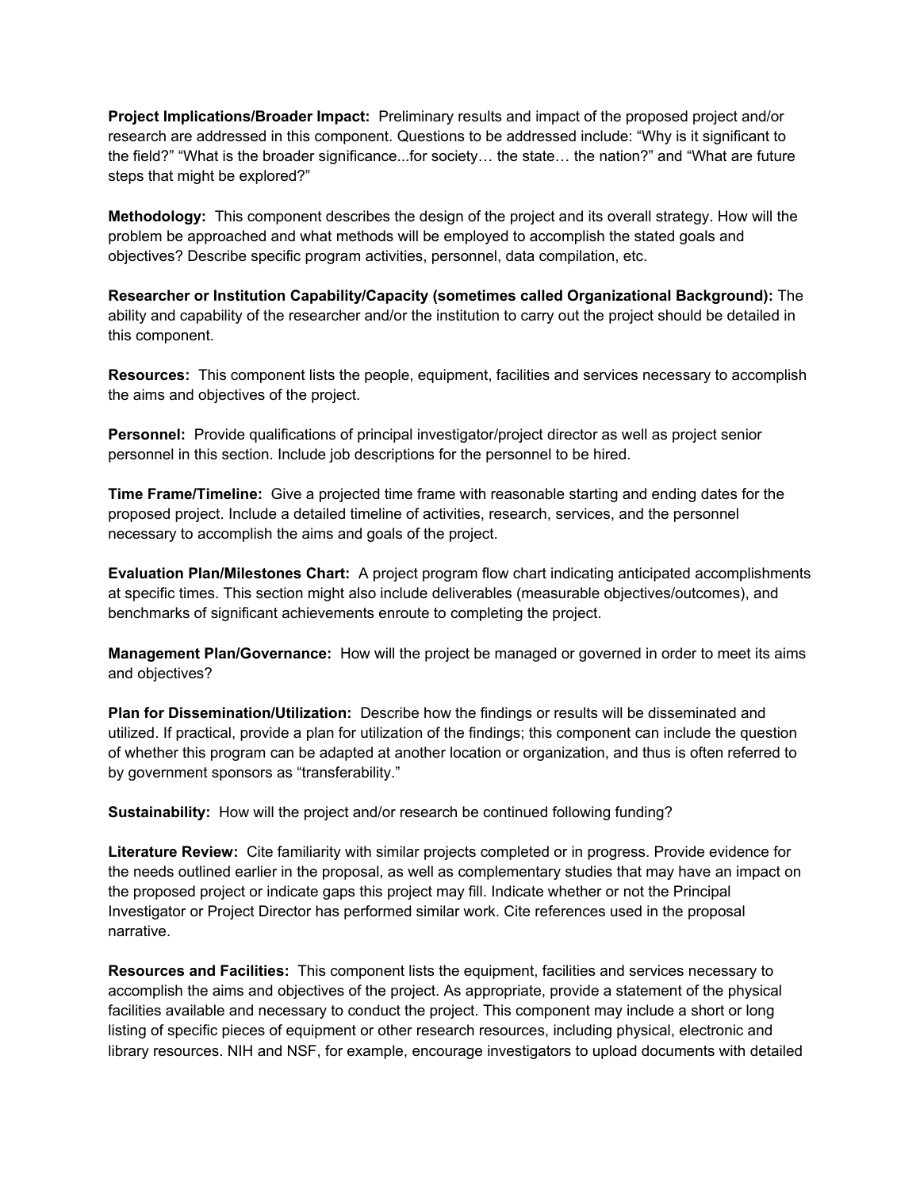**Project Implications/Broader Impact:** Preliminary results and impact of the proposed project and/or research are addressed in this component. Questions to be addressed include: "Why is it significant to the field?" "What is the broader significance...for society… the state… the nation?" and "What are future steps that might be explored?"

**Methodology:** This component describes the design of the project and its overall strategy. How will the problem be approached and what methods will be employed to accomplish the stated goals and objectives? Describe specific program activities, personnel, data compilation, etc.

**Researcher or Institution Capability/Capacity (sometimes called Organizational Background):** The ability and capability of the researcher and/or the institution to carry out the project should be detailed in this component.

**Resources:** This component lists the people, equipment, facilities and services necessary to accomplish the aims and objectives of the project.

**Personnel:** Provide qualifications of principal investigator/project director as well as project senior personnel in this section. Include job descriptions for the personnel to be hired.

**Time Frame/Timeline:** Give a projected time frame with reasonable starting and ending dates for the proposed project. Include a detailed timeline of activities, research, services, and the personnel necessary to accomplish the aims and goals of the project.

**Evaluation Plan/Milestones Chart:** A project program flow chart indicating anticipated accomplishments at specific times. This section might also include deliverables (measurable objectives/outcomes), and benchmarks of significant achievements enroute to completing the project.

**Management Plan/Governance:** How will the project be managed or governed in order to meet its aims and objectives?

**Plan for Dissemination/Utilization:** Describe how the findings or results will be disseminated and utilized. If practical, provide a plan for utilization of the findings; this component can include the question of whether this program can be adapted at another location or organization, and thus is often referred to by government sponsors as "transferability."

**Sustainability:** How will the project and/or research be continued following funding?

**Literature Review:** Cite familiarity with similar projects completed or in progress. Provide evidence for the needs outlined earlier in the proposal, as well as complementary studies that may have an impact on the proposed project or indicate gaps this project may fill. Indicate whether or not the Principal Investigator or Project Director has performed similar work. Cite references used in the proposal narrative.

**Resources and Facilities:** This component lists the equipment, facilities and services necessary to accomplish the aims and objectives of the project. As appropriate, provide a statement of the physical facilities available and necessary to conduct the project. This component may include a short or long listing of specific pieces of equipment or other research resources, including physical, electronic and library resources. NIH and NSF, for example, encourage investigators to upload documents with detailed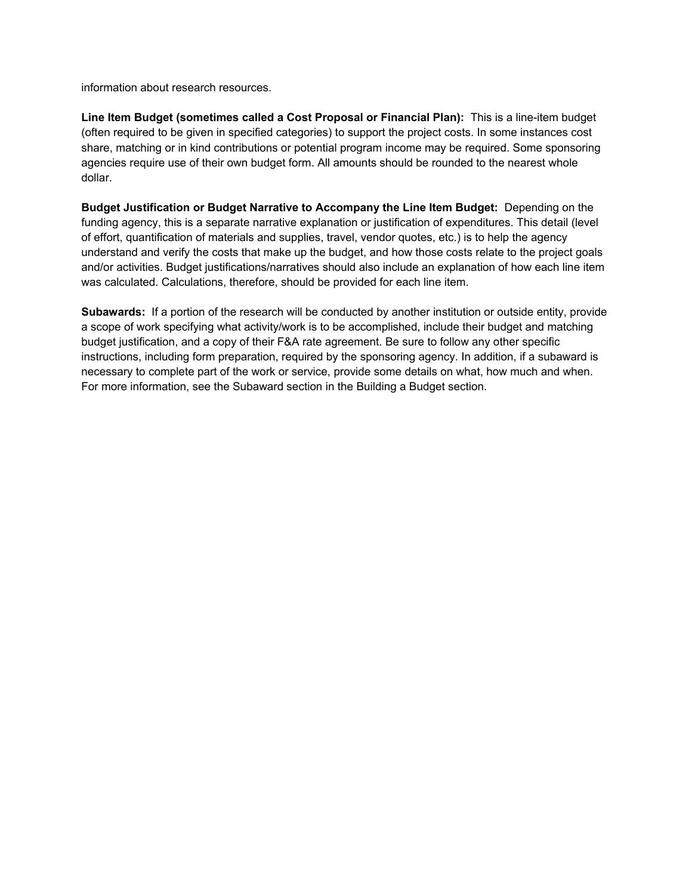information about research resources.

**Line Item Budget (sometimes called a Cost Proposal or Financial Plan):** This is a line-item budget (often required to be given in specified categories) to support the project costs. In some instances cost share, matching or in kind contributions or potential program income may be required. Some sponsoring agencies require use of their own budget form. All amounts should be rounded to the nearest whole dollar.

**Budget Justification or Budget Narrative to Accompany the Line Item Budget:** Depending on the funding agency, this is a separate narrative explanation or justification of expenditures. This detail (level of effort, quantification of materials and supplies, travel, vendor quotes, etc.) is to help the agency understand and verify the costs that make up the budget, and how those costs relate to the project goals and/or activities. Budget justifications/narratives should also include an explanation of how each line item was calculated. Calculations, therefore, should be provided for each line item.

**Subawards:** If a portion of the research will be conducted by another institution or outside entity, provide a scope of work specifying what activity/work is to be accomplished, include their budget and matching budget justification, and a copy of their F&A rate agreement. Be sure to follow any other specific instructions, including form preparation, required by the sponsoring agency. In addition, if a subaward is necessary to complete part of the work or service, provide some details on what, how much and when. For more information, see the Subaward section in the Building a Budget section.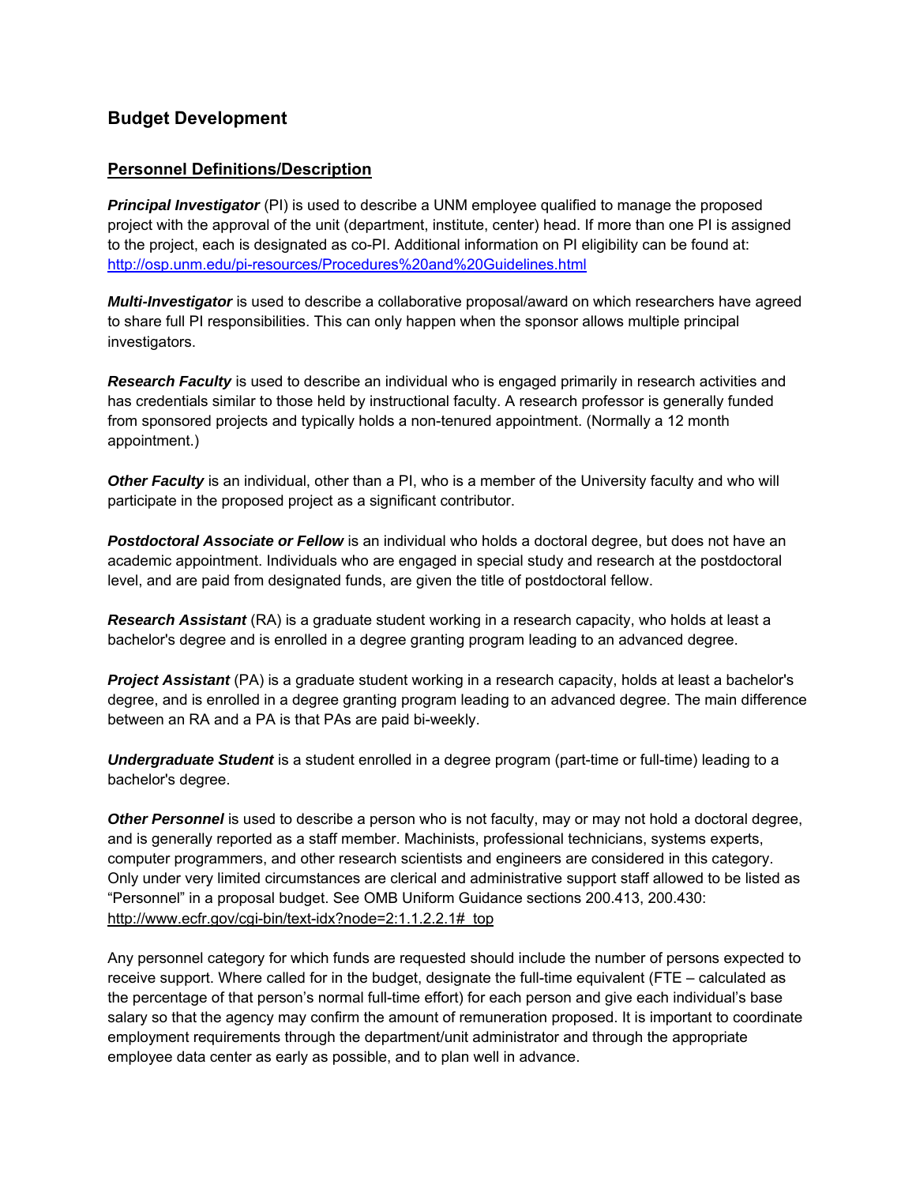## Budget Development

### Personnel Definitions/Description

***Principal Investigator*** (PI) is used to describe a UNM employee qualified to manage the proposed project with the approval of the unit (department, institute, center) head. If more than one PI is assigned to the project, each is designated as co-PI. Additional information on PI eligibility can be found at: http://osp.unm.edu/pi-resources/Procedures%20and%20Guidelines.html

***Multi-Investigator*** is used to describe a collaborative proposal/award on which researchers have agreed to share full PI responsibilities. This can only happen when the sponsor allows multiple principal investigators.

***Research Faculty*** is used to describe an individual who is engaged primarily in research activities and has credentials similar to those held by instructional faculty. A research professor is generally funded from sponsored projects and typically holds a non-tenured appointment. (Normally a 12 month appointment.)

***Other Faculty*** is an individual, other than a PI, who is a member of the University faculty and who will participate in the proposed project as a significant contributor.

***Postdoctoral Associate or Fellow*** is an individual who holds a doctoral degree, but does not have an academic appointment. Individuals who are engaged in special study and research at the postdoctoral level, and are paid from designated funds, are given the title of postdoctoral fellow.

***Research Assistant*** (RA) is a graduate student working in a research capacity, who holds at least a bachelor's degree and is enrolled in a degree granting program leading to an advanced degree.

***Project Assistant*** (PA) is a graduate student working in a research capacity, holds at least a bachelor's degree, and is enrolled in a degree granting program leading to an advanced degree. The main difference between an RA and a PA is that PAs are paid bi-weekly.

***Undergraduate Student*** is a student enrolled in a degree program (part-time or full-time) leading to a bachelor's degree.

***Other Personnel*** is used to describe a person who is not faculty, may or may not hold a doctoral degree, and is generally reported as a staff member. Machinists, professional technicians, systems experts, computer programmers, and other research scientists and engineers are considered in this category. Only under very limited circumstances are clerical and administrative support staff allowed to be listed as "Personnel" in a proposal budget. See OMB Uniform Guidance sections 200.413, 200.430: http://www.ecfr.gov/cgi-bin/text-idx?node=2:1.1.2.2.1#_top

Any personnel category for which funds are requested should include the number of persons expected to receive support. Where called for in the budget, designate the full-time equivalent (FTE – calculated as the percentage of that person's normal full-time effort) for each person and give each individual's base salary so that the agency may confirm the amount of remuneration proposed. It is important to coordinate employment requirements through the department/unit administrator and through the appropriate employee data center as early as possible, and to plan well in advance.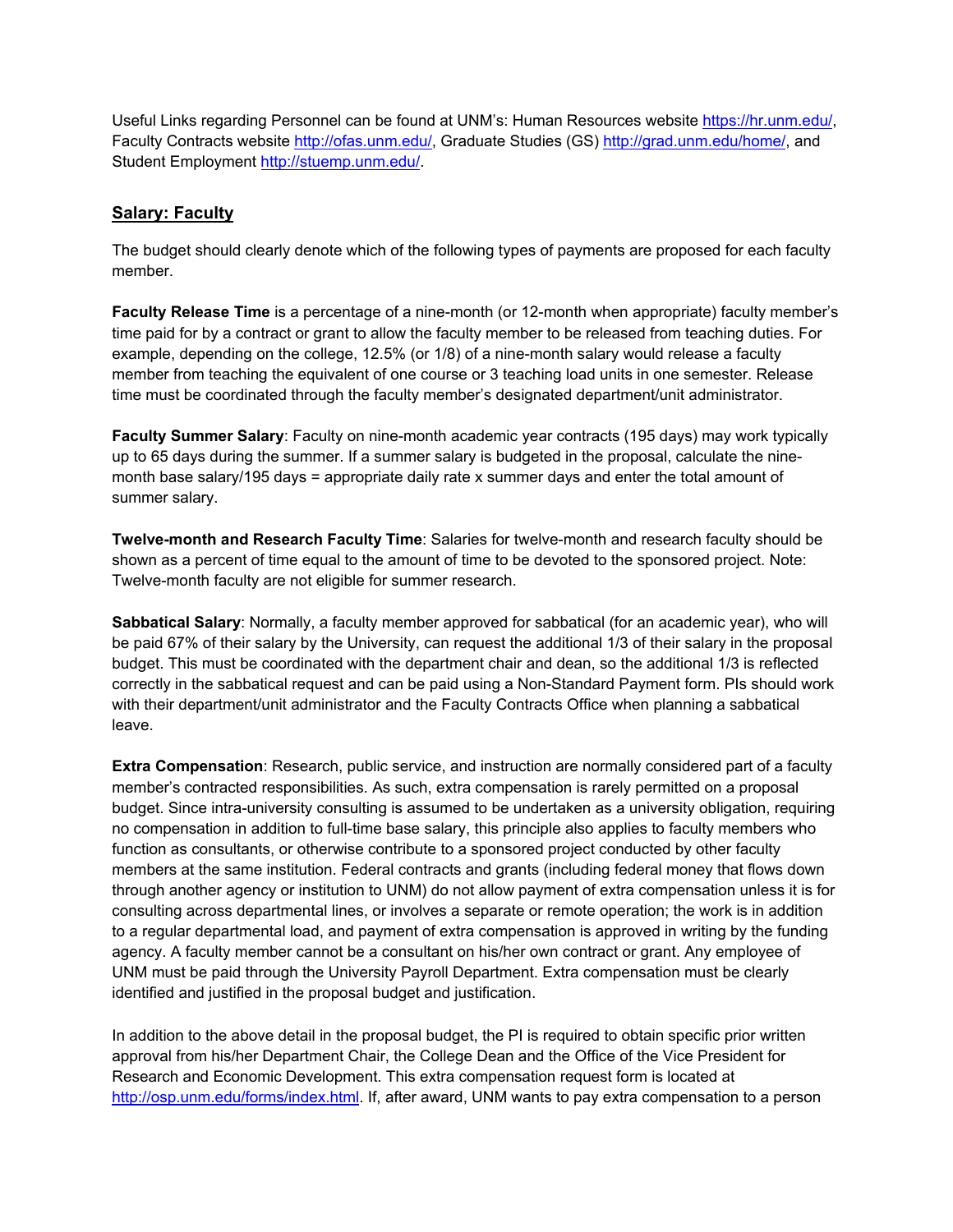Useful Links regarding Personnel can be found at UNM's: Human Resources website https://hr.unm.edu/, Faculty Contracts website http://ofas.unm.edu/, Graduate Studies (GS) http://grad.unm.edu/home/, and Student Employment http://stuemp.unm.edu/.

## Salary: Faculty

The budget should clearly denote which of the following types of payments are proposed for each faculty member.

**Faculty Release Time** is a percentage of a nine-month (or 12-month when appropriate) faculty member's time paid for by a contract or grant to allow the faculty member to be released from teaching duties. For example, depending on the college, 12.5% (or 1/8) of a nine-month salary would release a faculty member from teaching the equivalent of one course or 3 teaching load units in one semester. Release time must be coordinated through the faculty member's designated department/unit administrator.

**Faculty Summer Salary**: Faculty on nine-month academic year contracts (195 days) may work typically up to 65 days during the summer. If a summer salary is budgeted in the proposal, calculate the nine-month base salary/195 days = appropriate daily rate x summer days and enter the total amount of summer salary.

**Twelve-month and Research Faculty Time**: Salaries for twelve-month and research faculty should be shown as a percent of time equal to the amount of time to be devoted to the sponsored project. Note: Twelve-month faculty are not eligible for summer research.

**Sabbatical Salary**: Normally, a faculty member approved for sabbatical (for an academic year), who will be paid 67% of their salary by the University, can request the additional 1/3 of their salary in the proposal budget. This must be coordinated with the department chair and dean, so the additional 1/3 is reflected correctly in the sabbatical request and can be paid using a Non-Standard Payment form. PIs should work with their department/unit administrator and the Faculty Contracts Office when planning a sabbatical leave.

**Extra Compensation**: Research, public service, and instruction are normally considered part of a faculty member's contracted responsibilities. As such, extra compensation is rarely permitted on a proposal budget. Since intra-university consulting is assumed to be undertaken as a university obligation, requiring no compensation in addition to full-time base salary, this principle also applies to faculty members who function as consultants, or otherwise contribute to a sponsored project conducted by other faculty members at the same institution. Federal contracts and grants (including federal money that flows down through another agency or institution to UNM) do not allow payment of extra compensation unless it is for consulting across departmental lines, or involves a separate or remote operation; the work is in addition to a regular departmental load, and payment of extra compensation is approved in writing by the funding agency. A faculty member cannot be a consultant on his/her own contract or grant. Any employee of UNM must be paid through the University Payroll Department. Extra compensation must be clearly identified and justified in the proposal budget and justification.

In addition to the above detail in the proposal budget, the PI is required to obtain specific prior written approval from his/her Department Chair, the College Dean and the Office of the Vice President for Research and Economic Development. This extra compensation request form is located at http://osp.unm.edu/forms/index.html. If, after award, UNM wants to pay extra compensation to a person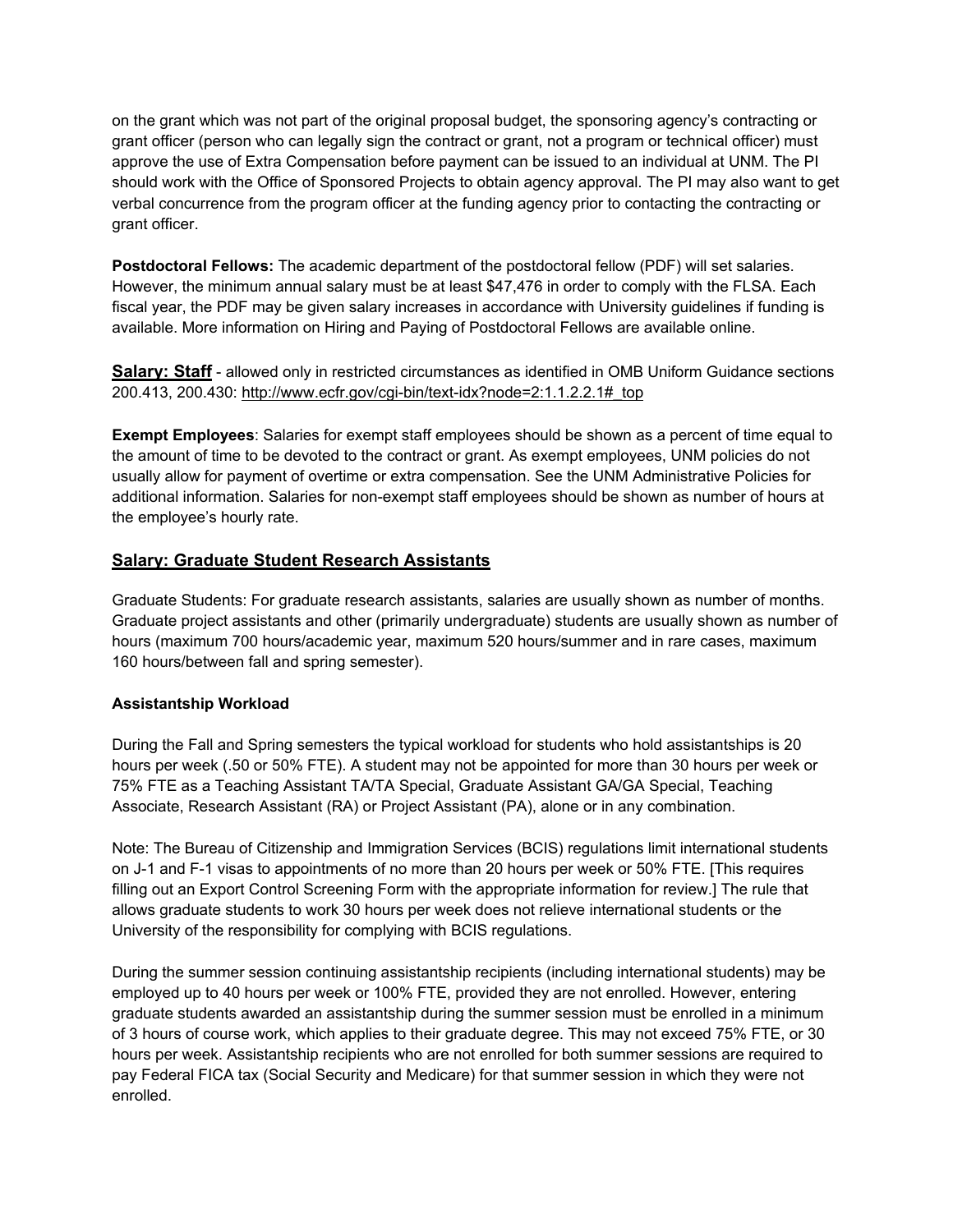on the grant which was not part of the original proposal budget, the sponsoring agency's contracting or grant officer (person who can legally sign the contract or grant, not a program or technical officer) must approve the use of Extra Compensation before payment can be issued to an individual at UNM. The PI should work with the Office of Sponsored Projects to obtain agency approval. The PI may also want to get verbal concurrence from the program officer at the funding agency prior to contacting the contracting or grant officer.

**Postdoctoral Fellows:** The academic department of the postdoctoral fellow (PDF) will set salaries. However, the minimum annual salary must be at least $47,476 in order to comply with the FLSA. Each fiscal year, the PDF may be given salary increases in accordance with University guidelines if funding is available. More information on Hiring and Paying of Postdoctoral Fellows are available online.

**Salary: Staff** - allowed only in restricted circumstances as identified in OMB Uniform Guidance sections 200.413, 200.430: http://www.ecfr.gov/cgi-bin/text-idx?node=2:1.1.2.2.1#_top

**Exempt Employees**: Salaries for exempt staff employees should be shown as a percent of time equal to the amount of time to be devoted to the contract or grant. As exempt employees, UNM policies do not usually allow for payment of overtime or extra compensation. See the UNM Administrative Policies for additional information. Salaries for non-exempt staff employees should be shown as number of hours at the employee's hourly rate.

## Salary: Graduate Student Research Assistants

Graduate Students: For graduate research assistants, salaries are usually shown as number of months. Graduate project assistants and other (primarily undergraduate) students are usually shown as number of hours (maximum 700 hours/academic year, maximum 520 hours/summer and in rare cases, maximum 160 hours/between fall and spring semester).

### Assistantship Workload

During the Fall and Spring semesters the typical workload for students who hold assistantships is 20 hours per week (.50 or 50% FTE). A student may not be appointed for more than 30 hours per week or 75% FTE as a Teaching Assistant TA/TA Special, Graduate Assistant GA/GA Special, Teaching Associate, Research Assistant (RA) or Project Assistant (PA), alone or in any combination.

Note: The Bureau of Citizenship and Immigration Services (BCIS) regulations limit international students on J-1 and F-1 visas to appointments of no more than 20 hours per week or 50% FTE. [This requires filling out an Export Control Screening Form with the appropriate information for review.] The rule that allows graduate students to work 30 hours per week does not relieve international students or the University of the responsibility for complying with BCIS regulations.

During the summer session continuing assistantship recipients (including international students) may be employed up to 40 hours per week or 100% FTE, provided they are not enrolled. However, entering graduate students awarded an assistantship during the summer session must be enrolled in a minimum of 3 hours of course work, which applies to their graduate degree. This may not exceed 75% FTE, or 30 hours per week. Assistantship recipients who are not enrolled for both summer sessions are required to pay Federal FICA tax (Social Security and Medicare) for that summer session in which they were not enrolled.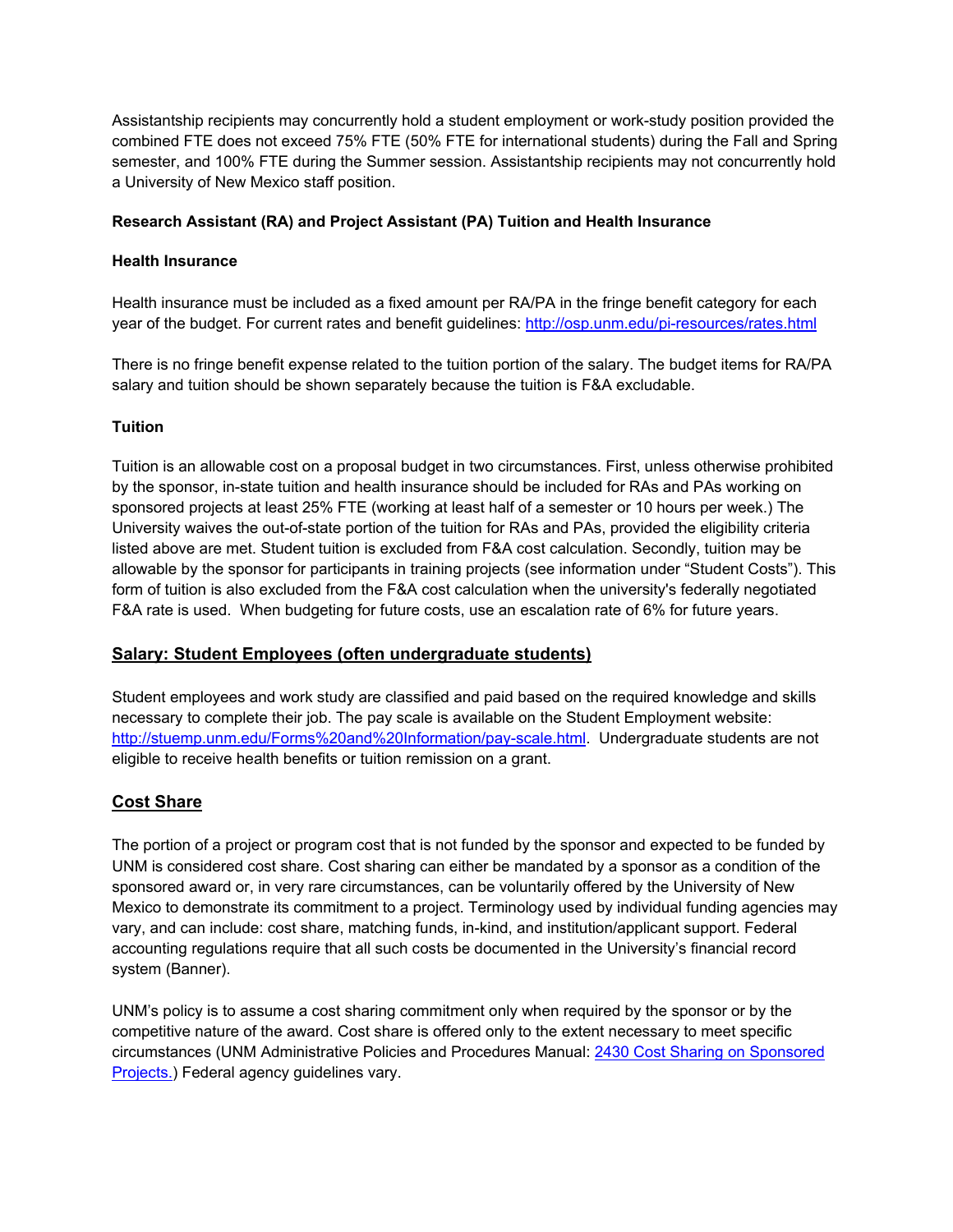Assistantship recipients may concurrently hold a student employment or work-study position provided the combined FTE does not exceed 75% FTE (50% FTE for international students) during the Fall and Spring semester, and 100% FTE during the Summer session. Assistantship recipients may not concurrently hold a University of New Mexico staff position.

**Research Assistant (RA) and Project Assistant (PA) Tuition and Health Insurance**

**Health Insurance**

Health insurance must be included as a fixed amount per RA/PA in the fringe benefit category for each year of the budget. For current rates and benefit guidelines: [http://osp.unm.edu/pi-resources/rates.html](http://osp.unm.edu/pi-resources/rates.html)

There is no fringe benefit expense related to the tuition portion of the salary. The budget items for RA/PA salary and tuition should be shown separately because the tuition is F&A excludable.

**Tuition**

Tuition is an allowable cost on a proposal budget in two circumstances. First, unless otherwise prohibited by the sponsor, in-state tuition and health insurance should be included for RAs and PAs working on sponsored projects at least 25% FTE (working at least half of a semester or 10 hours per week.) The University waives the out-of-state portion of the tuition for RAs and PAs, provided the eligibility criteria listed above are met. Student tuition is excluded from F&A cost calculation. Secondly, tuition may be allowable by the sponsor for participants in training projects (see information under "Student Costs"). This form of tuition is also excluded from the F&A cost calculation when the university's federally negotiated F&A rate is used. When budgeting for future costs, use an escalation rate of 6% for future years.

## Salary: Student Employees (often undergraduate students)

Student employees and work study are classified and paid based on the required knowledge and skills necessary to complete their job. The pay scale is available on the Student Employment website: [http://stuemp.unm.edu/Forms%20and%20Information/pay-scale.html](http://stuemp.unm.edu/Forms%20and%20Information/pay-scale.html). Undergraduate students are not eligible to receive health benefits or tuition remission on a grant.

## Cost Share

The portion of a project or program cost that is not funded by the sponsor and expected to be funded by UNM is considered cost share. Cost sharing can either be mandated by a sponsor as a condition of the sponsored award or, in very rare circumstances, can be voluntarily offered by the University of New Mexico to demonstrate its commitment to a project. Terminology used by individual funding agencies may vary, and can include: cost share, matching funds, in-kind, and institution/applicant support. Federal accounting regulations require that all such costs be documented in the University's financial record system (Banner).

UNM's policy is to assume a cost sharing commitment only when required by the sponsor or by the competitive nature of the award. Cost share is offered only to the extent necessary to meet specific circumstances (UNM Administrative Policies and Procedures Manual: [2430 Cost Sharing on Sponsored Projects.](2430 Cost Sharing on Sponsored Projects.)) Federal agency guidelines vary.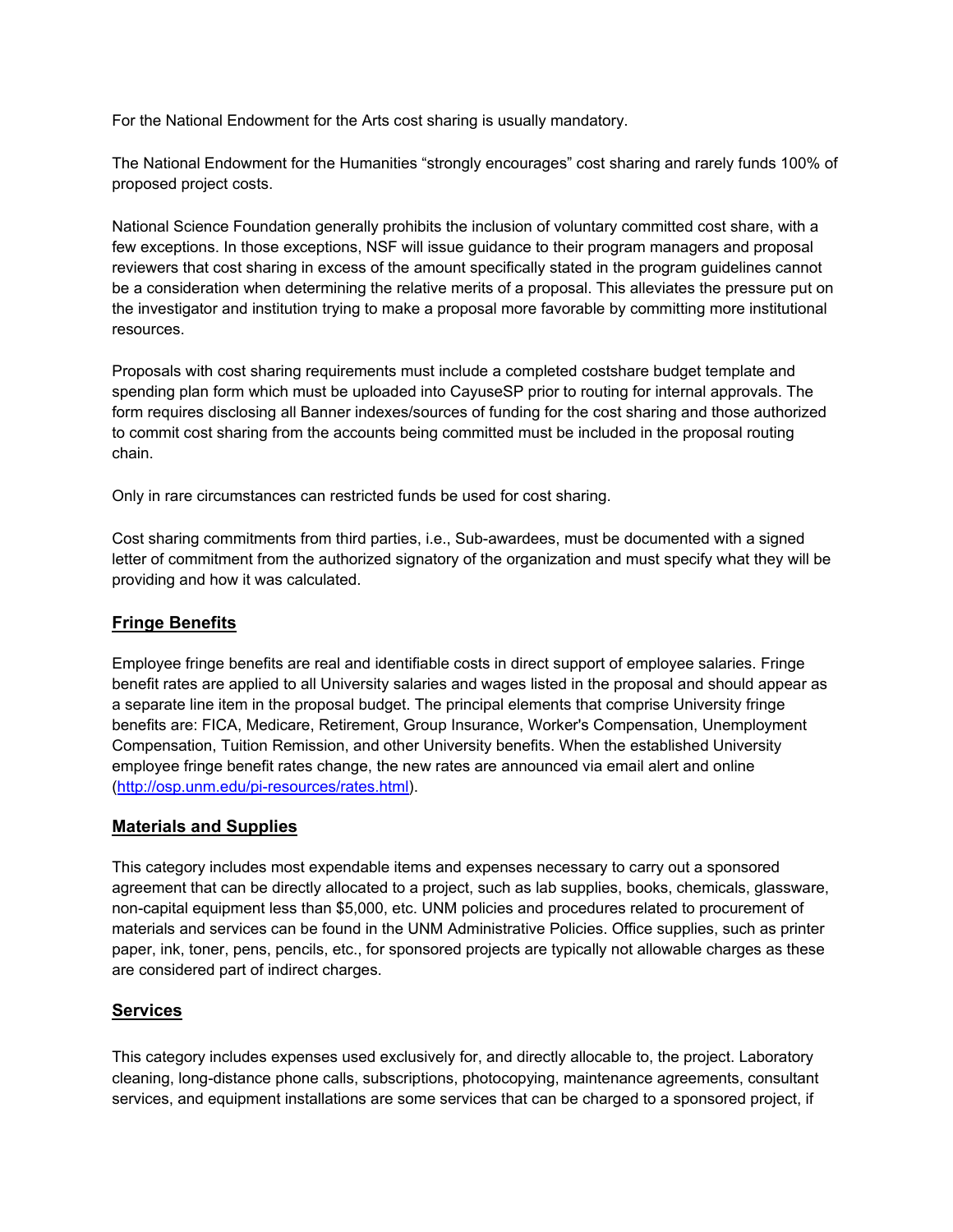For the National Endowment for the Arts cost sharing is usually mandatory.

The National Endowment for the Humanities "strongly encourages" cost sharing and rarely funds 100% of proposed project costs.

National Science Foundation generally prohibits the inclusion of voluntary committed cost share, with a few exceptions. In those exceptions, NSF will issue guidance to their program managers and proposal reviewers that cost sharing in excess of the amount specifically stated in the program guidelines cannot be a consideration when determining the relative merits of a proposal. This alleviates the pressure put on the investigator and institution trying to make a proposal more favorable by committing more institutional resources.

Proposals with cost sharing requirements must include a completed costshare budget template and spending plan form which must be uploaded into CayuseSP prior to routing for internal approvals. The form requires disclosing all Banner indexes/sources of funding for the cost sharing and those authorized to commit cost sharing from the accounts being committed must be included in the proposal routing chain.

Only in rare circumstances can restricted funds be used for cost sharing.

Cost sharing commitments from third parties, i.e., Sub-awardees, must be documented with a signed letter of commitment from the authorized signatory of the organization and must specify what they will be providing and how it was calculated.

## Fringe Benefits

Employee fringe benefits are real and identifiable costs in direct support of employee salaries. Fringe benefit rates are applied to all University salaries and wages listed in the proposal and should appear as a separate line item in the proposal budget. The principal elements that comprise University fringe benefits are: FICA, Medicare, Retirement, Group Insurance, Worker's Compensation, Unemployment Compensation, Tuition Remission, and other University benefits. When the established University employee fringe benefit rates change, the new rates are announced via email alert and online (http://osp.unm.edu/pi-resources/rates.html).

## Materials and Supplies

This category includes most expendable items and expenses necessary to carry out a sponsored agreement that can be directly allocated to a project, such as lab supplies, books, chemicals, glassware, non-capital equipment less than $5,000, etc. UNM policies and procedures related to procurement of materials and services can be found in the UNM Administrative Policies. Office supplies, such as printer paper, ink, toner, pens, pencils, etc., for sponsored projects are typically not allowable charges as these are considered part of indirect charges.

## Services

This category includes expenses used exclusively for, and directly allocable to, the project. Laboratory cleaning, long-distance phone calls, subscriptions, photocopying, maintenance agreements, consultant services, and equipment installations are some services that can be charged to a sponsored project, if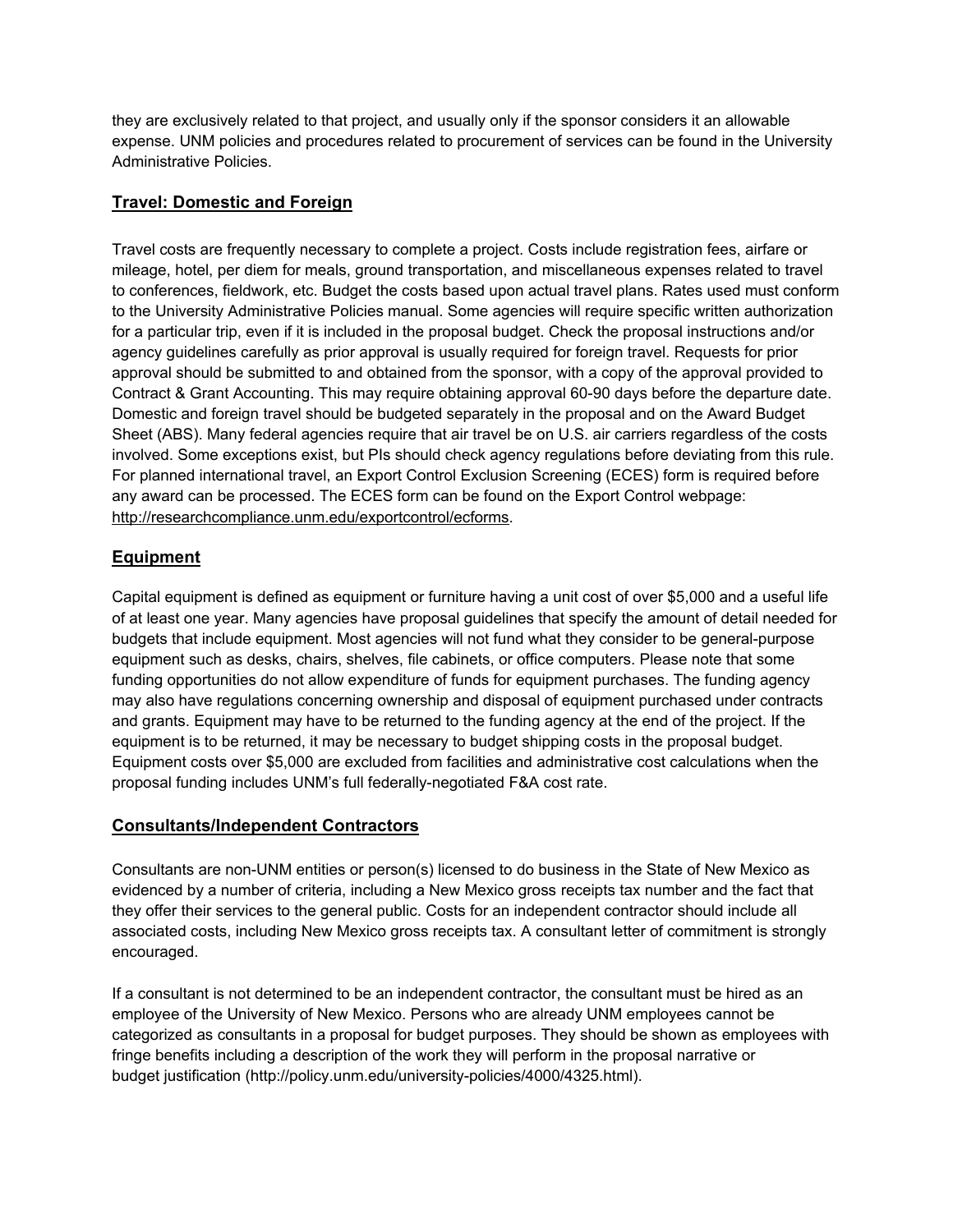they are exclusively related to that project, and usually only if the sponsor considers it an allowable expense. UNM policies and procedures related to procurement of services can be found in the University Administrative Policies.

## Travel: Domestic and Foreign

Travel costs are frequently necessary to complete a project. Costs include registration fees, airfare or mileage, hotel, per diem for meals, ground transportation, and miscellaneous expenses related to travel to conferences, fieldwork, etc. Budget the costs based upon actual travel plans. Rates used must conform to the University Administrative Policies manual. Some agencies will require specific written authorization for a particular trip, even if it is included in the proposal budget. Check the proposal instructions and/or agency guidelines carefully as prior approval is usually required for foreign travel. Requests for prior approval should be submitted to and obtained from the sponsor, with a copy of the approval provided to Contract & Grant Accounting. This may require obtaining approval 60-90 days before the departure date. Domestic and foreign travel should be budgeted separately in the proposal and on the Award Budget Sheet (ABS). Many federal agencies require that air travel be on U.S. air carriers regardless of the costs involved. Some exceptions exist, but PIs should check agency regulations before deviating from this rule. For planned international travel, an Export Control Exclusion Screening (ECES) form is required before any award can be processed. The ECES form can be found on the Export Control webpage: http://researchcompliance.unm.edu/exportcontrol/ecforms.

## Equipment

Capital equipment is defined as equipment or furniture having a unit cost of over $5,000 and a useful life of at least one year. Many agencies have proposal guidelines that specify the amount of detail needed for budgets that include equipment. Most agencies will not fund what they consider to be general-purpose equipment such as desks, chairs, shelves, file cabinets, or office computers. Please note that some funding opportunities do not allow expenditure of funds for equipment purchases. The funding agency may also have regulations concerning ownership and disposal of equipment purchased under contracts and grants. Equipment may have to be returned to the funding agency at the end of the project. If the equipment is to be returned, it may be necessary to budget shipping costs in the proposal budget. Equipment costs over $5,000 are excluded from facilities and administrative cost calculations when the proposal funding includes UNM's full federally-negotiated F&A cost rate.

## Consultants/Independent Contractors

Consultants are non-UNM entities or person(s) licensed to do business in the State of New Mexico as evidenced by a number of criteria, including a New Mexico gross receipts tax number and the fact that they offer their services to the general public. Costs for an independent contractor should include all associated costs, including New Mexico gross receipts tax. A consultant letter of commitment is strongly encouraged.

If a consultant is not determined to be an independent contractor, the consultant must be hired as an employee of the University of New Mexico. Persons who are already UNM employees cannot be categorized as consultants in a proposal for budget purposes. They should be shown as employees with fringe benefits including a description of the work they will perform in the proposal narrative or budget justification (http://policy.unm.edu/university-policies/4000/4325.html).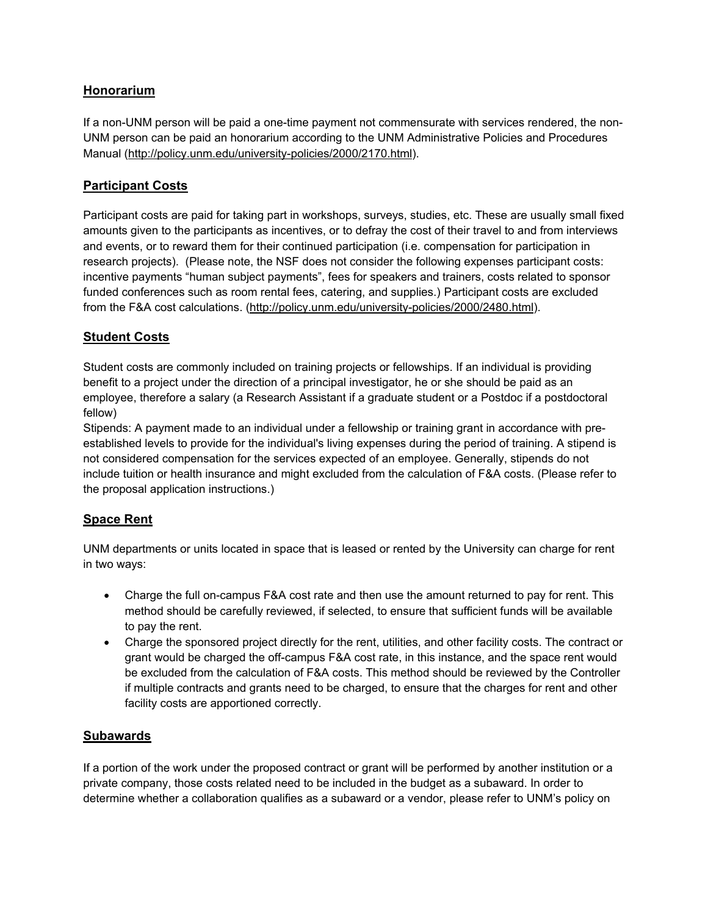## Honorarium

If a non-UNM person will be paid a one-time payment not commensurate with services rendered, the non-UNM person can be paid an honorarium according to the UNM Administrative Policies and Procedures Manual (http://policy.unm.edu/university-policies/2000/2170.html).

## Participant Costs

Participant costs are paid for taking part in workshops, surveys, studies, etc. These are usually small fixed amounts given to the participants as incentives, or to defray the cost of their travel to and from interviews and events, or to reward them for their continued participation (i.e. compensation for participation in research projects). (Please note, the NSF does not consider the following expenses participant costs: incentive payments "human subject payments", fees for speakers and trainers, costs related to sponsor funded conferences such as room rental fees, catering, and supplies.) Participant costs are excluded from the F&A cost calculations. (http://policy.unm.edu/university-policies/2000/2480.html).

## Student Costs

Student costs are commonly included on training projects or fellowships. If an individual is providing benefit to a project under the direction of a principal investigator, he or she should be paid as an employee, therefore a salary (a Research Assistant if a graduate student or a Postdoc if a postdoctoral fellow)

Stipends: A payment made to an individual under a fellowship or training grant in accordance with pre-established levels to provide for the individual's living expenses during the period of training. A stipend is not considered compensation for the services expected of an employee. Generally, stipends do not include tuition or health insurance and might excluded from the calculation of F&A costs. (Please refer to the proposal application instructions.)

## Space Rent

UNM departments or units located in space that is leased or rented by the University can charge for rent in two ways:

- Charge the full on-campus F&A cost rate and then use the amount returned to pay for rent. This method should be carefully reviewed, if selected, to ensure that sufficient funds will be available to pay the rent.
- Charge the sponsored project directly for the rent, utilities, and other facility costs. The contract or grant would be charged the off-campus F&A cost rate, in this instance, and the space rent would be excluded from the calculation of F&A costs. This method should be reviewed by the Controller if multiple contracts and grants need to be charged, to ensure that the charges for rent and other facility costs are apportioned correctly.

## Subawards

If a portion of the work under the proposed contract or grant will be performed by another institution or a private company, those costs related need to be included in the budget as a subaward. In order to determine whether a collaboration qualifies as a subaward or a vendor, please refer to UNM's policy on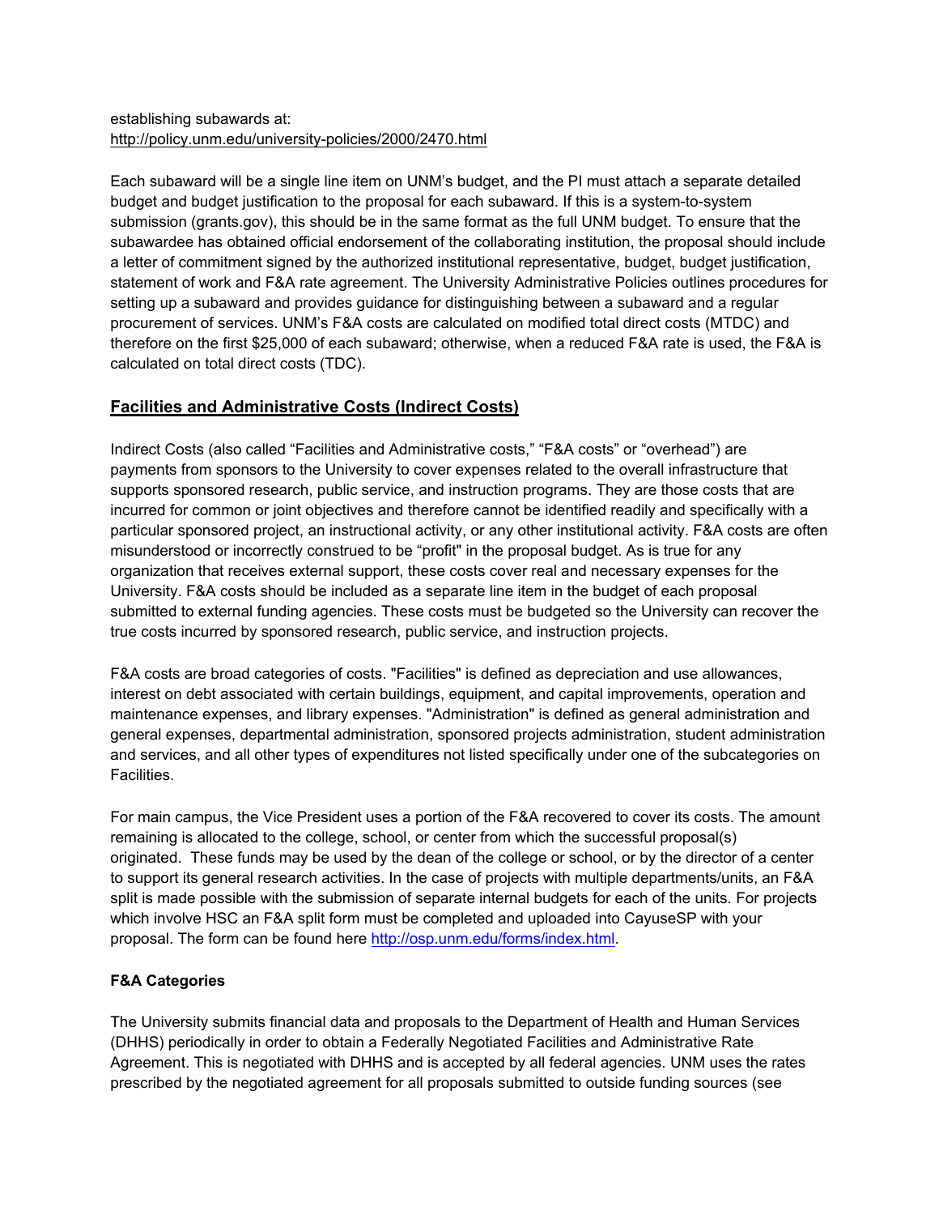establishing subawards at:
http://policy.unm.edu/university-policies/2000/2470.html

Each subaward will be a single line item on UNM's budget, and the PI must attach a separate detailed budget and budget justification to the proposal for each subaward. If this is a system-to-system submission (grants.gov), this should be in the same format as the full UNM budget. To ensure that the subawardee has obtained official endorsement of the collaborating institution, the proposal should include a letter of commitment signed by the authorized institutional representative, budget, budget justification, statement of work and F&A rate agreement. The University Administrative Policies outlines procedures for setting up a subaward and provides guidance for distinguishing between a subaward and a regular procurement of services. UNM's F&A costs are calculated on modified total direct costs (MTDC) and therefore on the first $25,000 of each subaward; otherwise, when a reduced F&A rate is used, the F&A is calculated on total direct costs (TDC).

## Facilities and Administrative Costs (Indirect Costs)

Indirect Costs (also called "Facilities and Administrative costs," "F&A costs" or "overhead") are payments from sponsors to the University to cover expenses related to the overall infrastructure that supports sponsored research, public service, and instruction programs. They are those costs that are incurred for common or joint objectives and therefore cannot be identified readily and specifically with a particular sponsored project, an instructional activity, or any other institutional activity. F&A costs are often misunderstood or incorrectly construed to be "profit" in the proposal budget. As is true for any organization that receives external support, these costs cover real and necessary expenses for the University. F&A costs should be included as a separate line item in the budget of each proposal submitted to external funding agencies. These costs must be budgeted so the University can recover the true costs incurred by sponsored research, public service, and instruction projects.

F&A costs are broad categories of costs. "Facilities" is defined as depreciation and use allowances, interest on debt associated with certain buildings, equipment, and capital improvements, operation and maintenance expenses, and library expenses. "Administration" is defined as general administration and general expenses, departmental administration, sponsored projects administration, student administration and services, and all other types of expenditures not listed specifically under one of the subcategories on Facilities.

For main campus, the Vice President uses a portion of the F&A recovered to cover its costs. The amount remaining is allocated to the college, school, or center from which the successful proposal(s) originated. These funds may be used by the dean of the college or school, or by the director of a center to support its general research activities. In the case of projects with multiple departments/units, an F&A split is made possible with the submission of separate internal budgets for each of the units. For projects which involve HSC an F&A split form must be completed and uploaded into CayuseSP with your proposal. The form can be found here http://osp.unm.edu/forms/index.html.

### F&A Categories

The University submits financial data and proposals to the Department of Health and Human Services (DHHS) periodically in order to obtain a Federally Negotiated Facilities and Administrative Rate Agreement. This is negotiated with DHHS and is accepted by all federal agencies. UNM uses the rates prescribed by the negotiated agreement for all proposals submitted to outside funding sources (see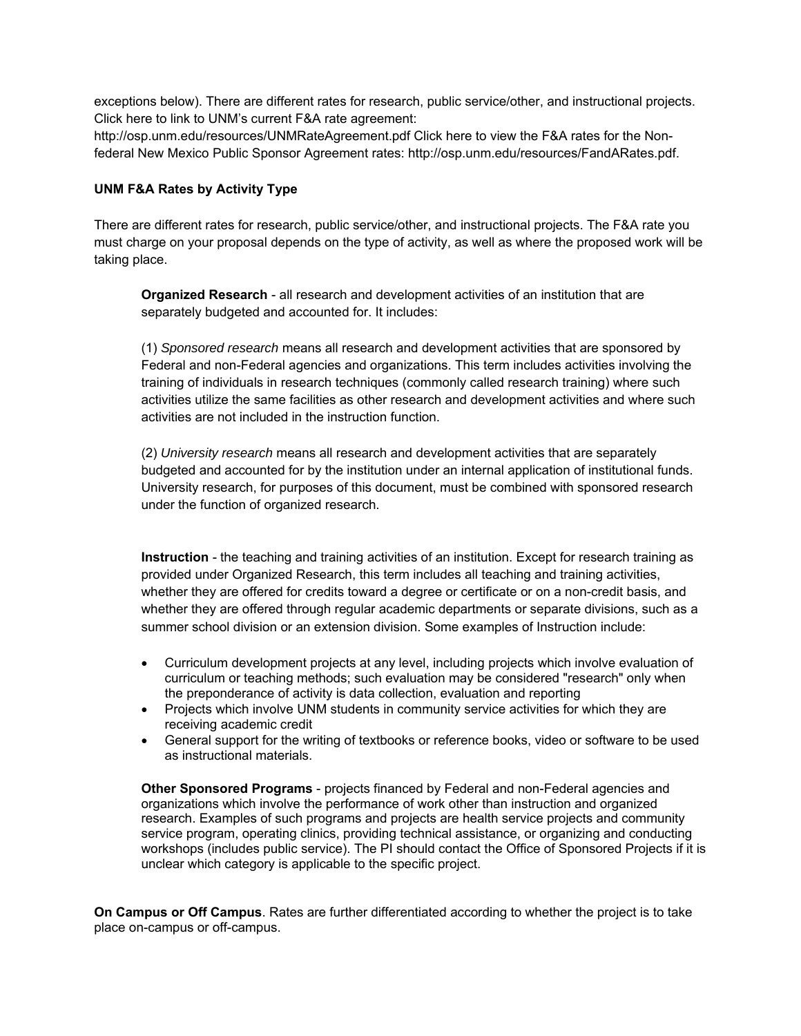exceptions below). There are different rates for research, public service/other, and instructional projects. Click here to link to UNM's current F&A rate agreement: http://osp.unm.edu/resources/UNMRateAgreement.pdf Click here to view the F&A rates for the Non-federal New Mexico Public Sponsor Agreement rates: http://osp.unm.edu/resources/FandARates.pdf.

**UNM F&A Rates by Activity Type**

There are different rates for research, public service/other, and instructional projects. The F&A rate you must charge on your proposal depends on the type of activity, as well as where the proposed work will be taking place.

> **Organized Research** - all research and development activities of an institution that are separately budgeted and accounted for. It includes:
>
> (1) *Sponsored research* means all research and development activities that are sponsored by Federal and non-Federal agencies and organizations. This term includes activities involving the training of individuals in research techniques (commonly called research training) where such activities utilize the same facilities as other research and development activities and where such activities are not included in the instruction function.
>
> (2) *University research* means all research and development activities that are separately budgeted and accounted for by the institution under an internal application of institutional funds. University research, for purposes of this document, must be combined with sponsored research under the function of organized research.
>
> **Instruction** - the teaching and training activities of an institution. Except for research training as provided under Organized Research, this term includes all teaching and training activities, whether they are offered for credits toward a degree or certificate or on a non-credit basis, and whether they are offered through regular academic departments or separate divisions, such as a summer school division or an extension division. Some examples of Instruction include:

- Curriculum development projects at any level, including projects which involve evaluation of curriculum or teaching methods; such evaluation may be considered "research" only when the preponderance of activity is data collection, evaluation and reporting
- Projects which involve UNM students in community service activities for which they are receiving academic credit
- General support for the writing of textbooks or reference books, video or software to be used as instructional materials.

> **Other Sponsored Programs** - projects financed by Federal and non-Federal agencies and organizations which involve the performance of work other than instruction and organized research. Examples of such programs and projects are health service projects and community service program, operating clinics, providing technical assistance, or organizing and conducting workshops (includes public service). The PI should contact the Office of Sponsored Projects if it is unclear which category is applicable to the specific project.

**On Campus or Off Campus**. Rates are further differentiated according to whether the project is to take place on-campus or off-campus.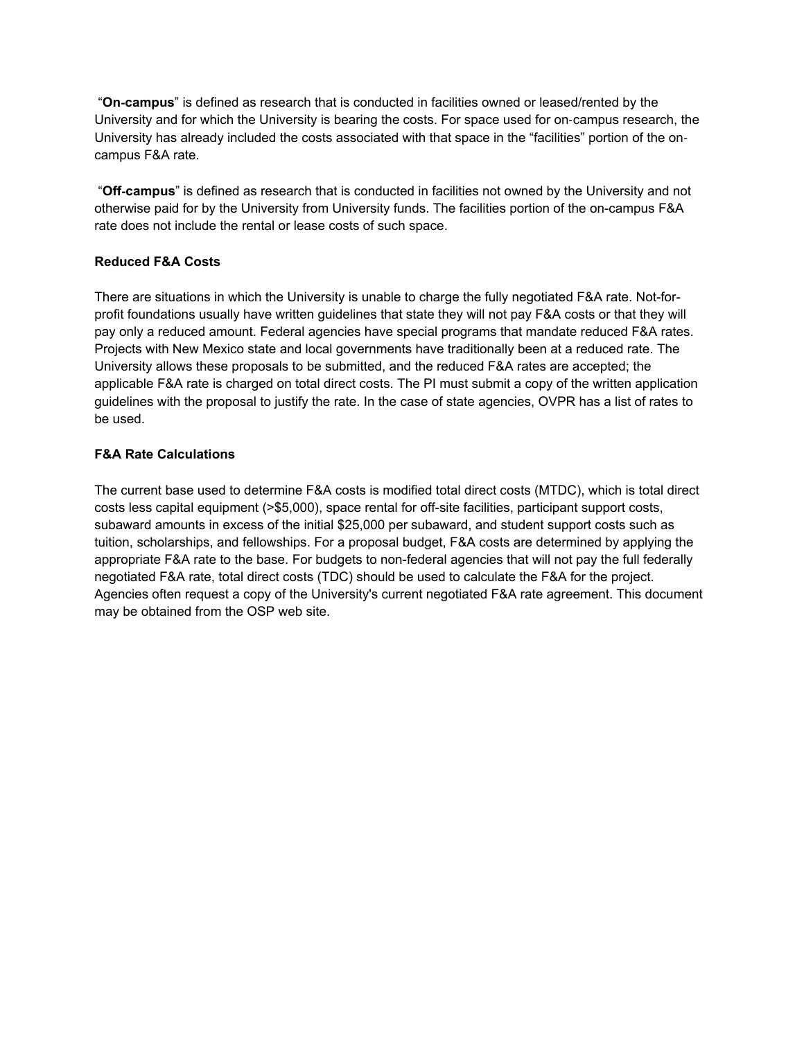"**On-campus**" is defined as research that is conducted in facilities owned or leased/rented by the University and for which the University is bearing the costs. For space used for on-campus research, the University has already included the costs associated with that space in the "facilities" portion of the on-campus F&A rate.

"**Off-campus**" is defined as research that is conducted in facilities not owned by the University and not otherwise paid for by the University from University funds. The facilities portion of the on-campus F&A rate does not include the rental or lease costs of such space.

**Reduced F&A Costs**

There are situations in which the University is unable to charge the fully negotiated F&A rate. Not-for-profit foundations usually have written guidelines that state they will not pay F&A costs or that they will pay only a reduced amount. Federal agencies have special programs that mandate reduced F&A rates. Projects with New Mexico state and local governments have traditionally been at a reduced rate. The University allows these proposals to be submitted, and the reduced F&A rates are accepted; the applicable F&A rate is charged on total direct costs. The PI must submit a copy of the written application guidelines with the proposal to justify the rate. In the case of state agencies, OVPR has a list of rates to be used.

**F&A Rate Calculations**

The current base used to determine F&A costs is modified total direct costs (MTDC), which is total direct costs less capital equipment (>$5,000), space rental for off-site facilities, participant support costs, subaward amounts in excess of the initial $25,000 per subaward, and student support costs such as tuition, scholarships, and fellowships. For a proposal budget, F&A costs are determined by applying the appropriate F&A rate to the base. For budgets to non-federal agencies that will not pay the full federally negotiated F&A rate, total direct costs (TDC) should be used to calculate the F&A for the project. Agencies often request a copy of the University's current negotiated F&A rate agreement. This document may be obtained from the OSP web site.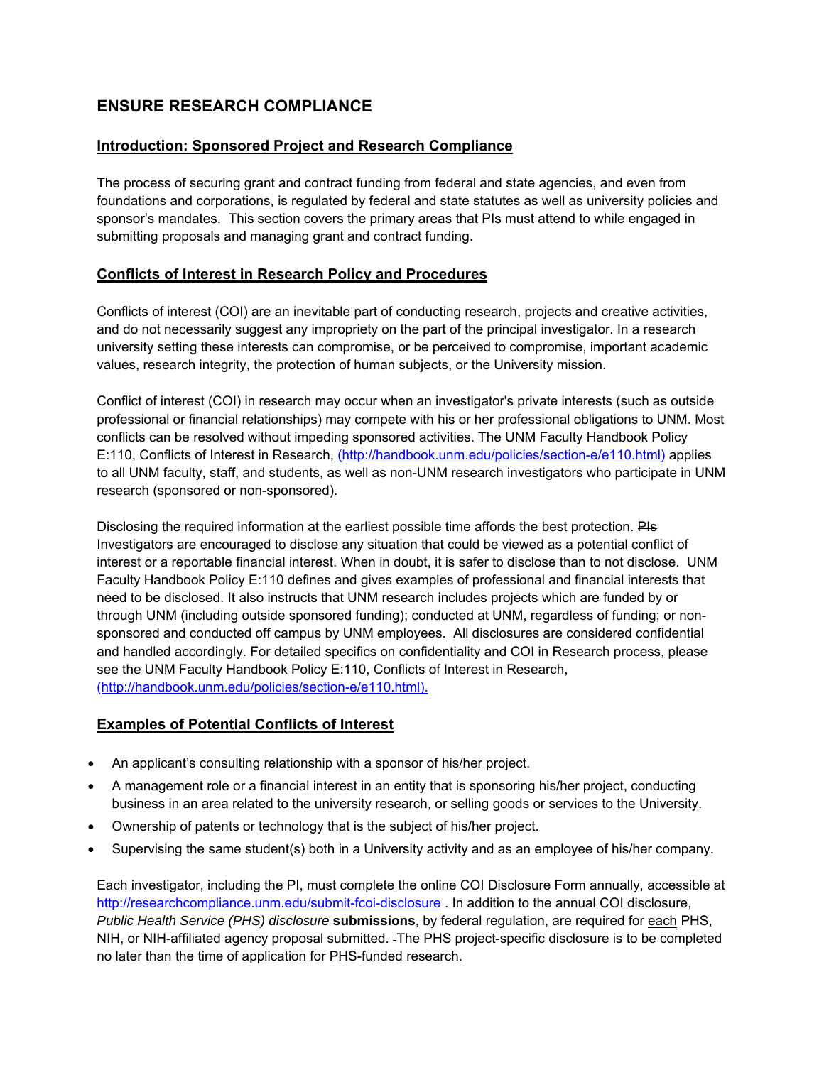# ENSURE RESEARCH COMPLIANCE

## Introduction: Sponsored Project and Research Compliance

The process of securing grant and contract funding from federal and state agencies, and even from foundations and corporations, is regulated by federal and state statutes as well as university policies and sponsor's mandates. This section covers the primary areas that PIs must attend to while engaged in submitting proposals and managing grant and contract funding.

## Conflicts of Interest in Research Policy and Procedures

Conflicts of interest (COI) are an inevitable part of conducting research, projects and creative activities, and do not necessarily suggest any impropriety on the part of the principal investigator. In a research university setting these interests can compromise, or be perceived to compromise, important academic values, research integrity, the protection of human subjects, or the University mission.

Conflict of interest (COI) in research may occur when an investigator's private interests (such as outside professional or financial relationships) may compete with his or her professional obligations to UNM. Most conflicts can be resolved without impeding sponsored activities. The UNM Faculty Handbook Policy E:110, Conflicts of Interest in Research, (http://handbook.unm.edu/policies/section-e/e110.html) applies to all UNM faculty, staff, and students, as well as non-UNM research investigators who participate in UNM research (sponsored or non-sponsored).

Disclosing the required information at the earliest possible time affords the best protection. ~~PIs~~ Investigators are encouraged to disclose any situation that could be viewed as a potential conflict of interest or a reportable financial interest. When in doubt, it is safer to disclose than to not disclose. UNM Faculty Handbook Policy E:110 defines and gives examples of professional and financial interests that need to be disclosed. It also instructs that UNM research includes projects which are funded by or through UNM (including outside sponsored funding); conducted at UNM, regardless of funding; or non-sponsored and conducted off campus by UNM employees. All disclosures are considered confidential and handled accordingly. For detailed specifics on confidentiality and COI in Research process, please see the UNM Faculty Handbook Policy E:110, Conflicts of Interest in Research, (http://handbook.unm.edu/policies/section-e/e110.html).

## Examples of Potential Conflicts of Interest

- An applicant's consulting relationship with a sponsor of his/her project.
- A management role or a financial interest in an entity that is sponsoring his/her project, conducting business in an area related to the university research, or selling goods or services to the University.
- Ownership of patents or technology that is the subject of his/her project.
- Supervising the same student(s) both in a University activity and as an employee of his/her company.

Each investigator, including the PI, must complete the online COI Disclosure Form annually, accessible at http://researchcompliance.unm.edu/submit-fcoi-disclosure . In addition to the annual COI disclosure, *Public Health Service (PHS) disclosure* **submissions**, by federal regulation, are required for each PHS, NIH, or NIH-affiliated agency proposal submitted. The PHS project-specific disclosure is to be completed no later than the time of application for PHS-funded research.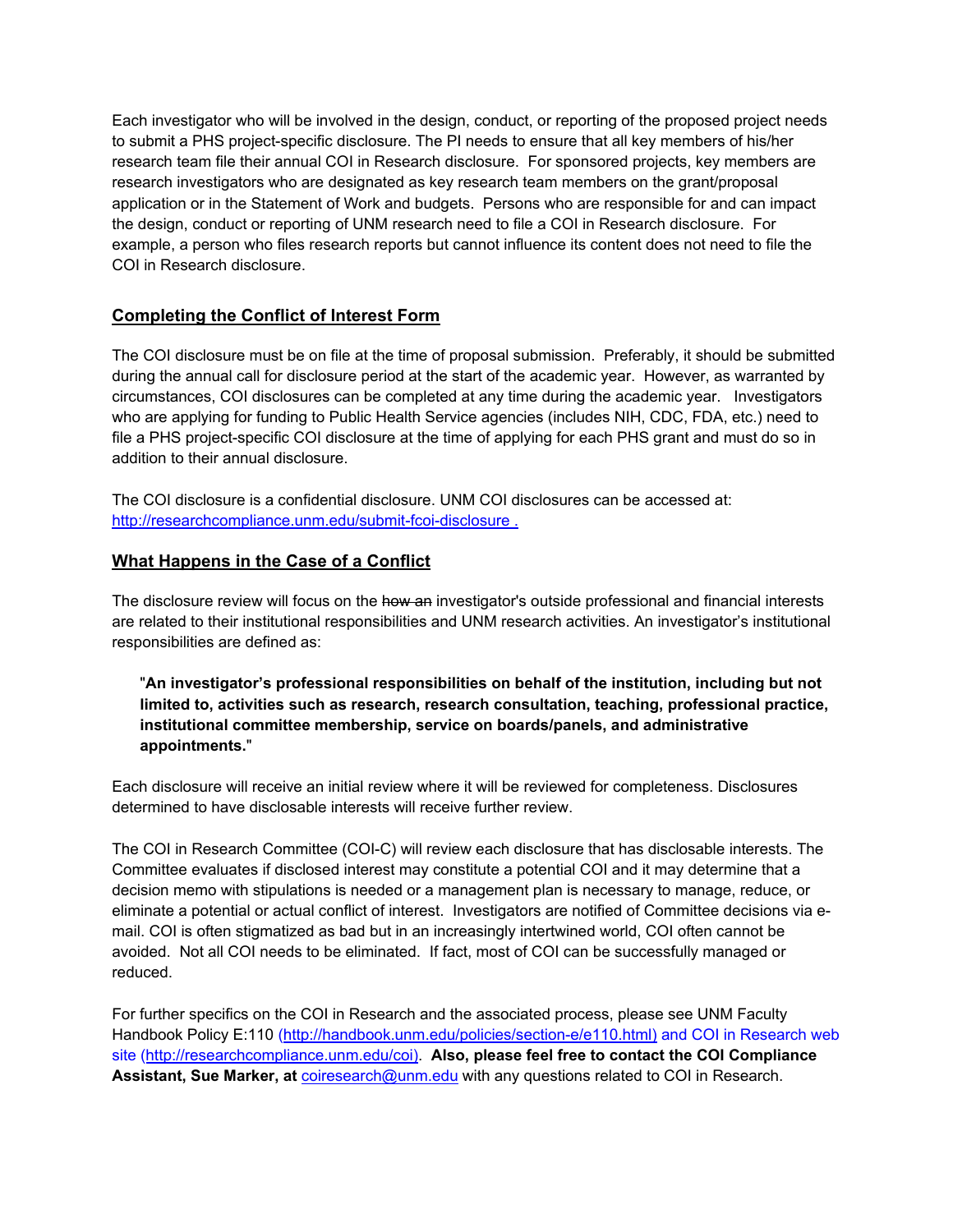Each investigator who will be involved in the design, conduct, or reporting of the proposed project needs to submit a PHS project-specific disclosure. The PI needs to ensure that all key members of his/her research team file their annual COI in Research disclosure. For sponsored projects, key members are research investigators who are designated as key research team members on the grant/proposal application or in the Statement of Work and budgets. Persons who are responsible for and can impact the design, conduct or reporting of UNM research need to file a COI in Research disclosure. For example, a person who files research reports but cannot influence its content does not need to file the COI in Research disclosure.

## Completing the Conflict of Interest Form

The COI disclosure must be on file at the time of proposal submission. Preferably, it should be submitted during the annual call for disclosure period at the start of the academic year. However, as warranted by circumstances, COI disclosures can be completed at any time during the academic year. Investigators who are applying for funding to Public Health Service agencies (includes NIH, CDC, FDA, etc.) need to file a PHS project-specific COI disclosure at the time of applying for each PHS grant and must do so in addition to their annual disclosure.

The COI disclosure is a confidential disclosure. UNM COI disclosures can be accessed at: http://researchcompliance.unm.edu/submit-fcoi-disclosure .

## What Happens in the Case of a Conflict

The disclosure review will focus on the ~~how an~~ investigator's outside professional and financial interests are related to their institutional responsibilities and UNM research activities. An investigator's institutional responsibilities are defined as:

> "**An investigator's professional responsibilities on behalf of the institution, including but not limited to, activities such as research, research consultation, teaching, professional practice, institutional committee membership, service on boards/panels, and administrative appointments.**"

Each disclosure will receive an initial review where it will be reviewed for completeness. Disclosures determined to have disclosable interests will receive further review.

The COI in Research Committee (COI-C) will review each disclosure that has disclosable interests. The Committee evaluates if disclosed interest may constitute a potential COI and it may determine that a decision memo with stipulations is needed or a management plan is necessary to manage, reduce, or eliminate a potential or actual conflict of interest. Investigators are notified of Committee decisions via e-mail. COI is often stigmatized as bad but in an increasingly intertwined world, COI often cannot be avoided. Not all COI needs to be eliminated. If fact, most of COI can be successfully managed or reduced.

For further specifics on the COI in Research and the associated process, please see UNM Faculty Handbook Policy E:110 (http://handbook.unm.edu/policies/section-e/e110.html) and COI in Research web site (http://researchcompliance.unm.edu/coi). **Also, please feel free to contact the COI Compliance Assistant, Sue Marker, at** coiresearch@unm.edu with any questions related to COI in Research.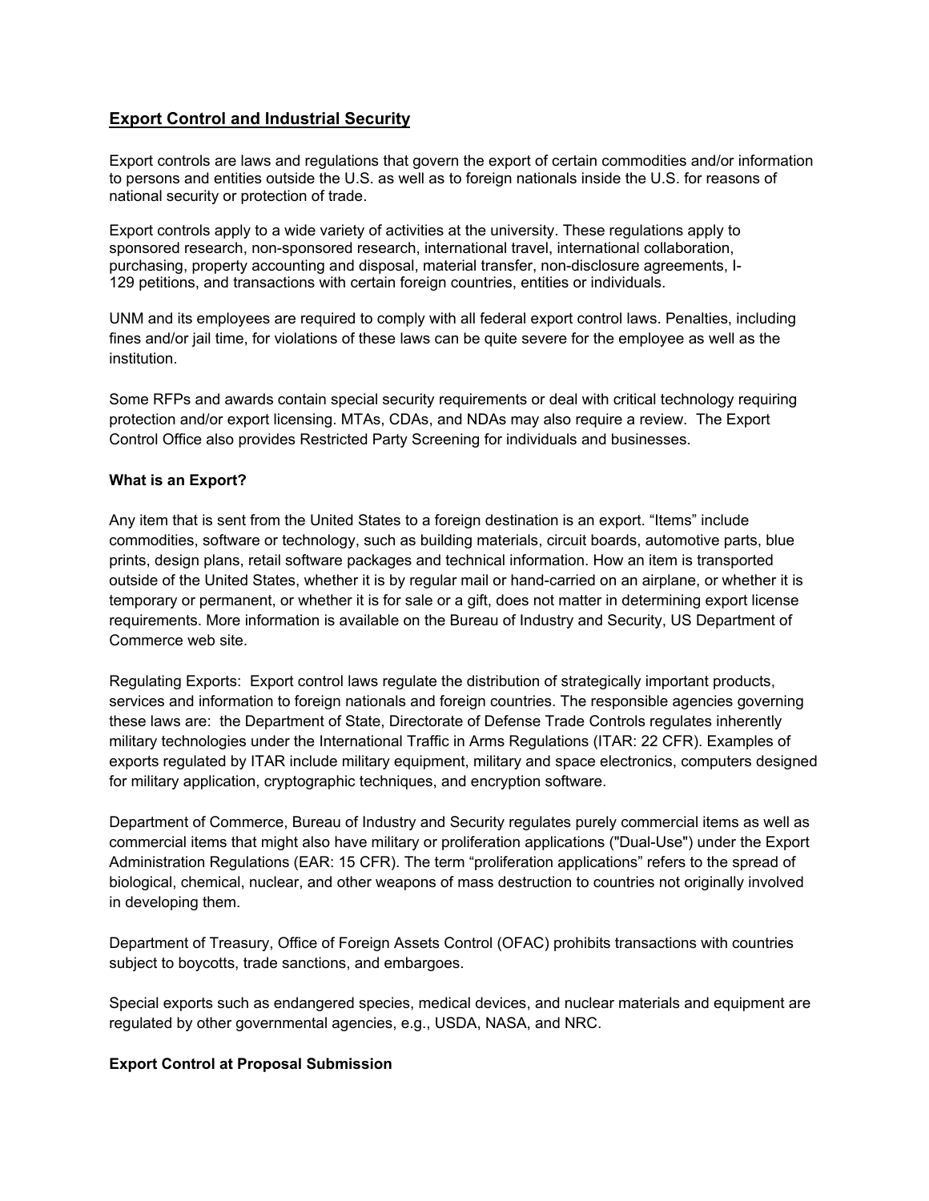## Export Control and Industrial Security

Export controls are laws and regulations that govern the export of certain commodities and/or information to persons and entities outside the U.S. as well as to foreign nationals inside the U.S. for reasons of national security or protection of trade.

Export controls apply to a wide variety of activities at the university. These regulations apply to sponsored research, non-sponsored research, international travel, international collaboration, purchasing, property accounting and disposal, material transfer, non-disclosure agreements, I-129 petitions, and transactions with certain foreign countries, entities or individuals.

UNM and its employees are required to comply with all federal export control laws. Penalties, including fines and/or jail time, for violations of these laws can be quite severe for the employee as well as the institution.

Some RFPs and awards contain special security requirements or deal with critical technology requiring protection and/or export licensing. MTAs, CDAs, and NDAs may also require a review. The Export Control Office also provides Restricted Party Screening for individuals and businesses.

### What is an Export?

Any item that is sent from the United States to a foreign destination is an export. "Items" include commodities, software or technology, such as building materials, circuit boards, automotive parts, blue prints, design plans, retail software packages and technical information. How an item is transported outside of the United States, whether it is by regular mail or hand-carried on an airplane, or whether it is temporary or permanent, or whether it is for sale or a gift, does not matter in determining export license requirements. More information is available on the Bureau of Industry and Security, US Department of Commerce web site.

Regulating Exports: Export control laws regulate the distribution of strategically important products, services and information to foreign nationals and foreign countries. The responsible agencies governing these laws are: the Department of State, Directorate of Defense Trade Controls regulates inherently military technologies under the International Traffic in Arms Regulations (ITAR: 22 CFR). Examples of exports regulated by ITAR include military equipment, military and space electronics, computers designed for military application, cryptographic techniques, and encryption software.

Department of Commerce, Bureau of Industry and Security regulates purely commercial items as well as commercial items that might also have military or proliferation applications ("Dual-Use") under the Export Administration Regulations (EAR: 15 CFR). The term "proliferation applications" refers to the spread of biological, chemical, nuclear, and other weapons of mass destruction to countries not originally involved in developing them.

Department of Treasury, Office of Foreign Assets Control (OFAC) prohibits transactions with countries subject to boycotts, trade sanctions, and embargoes.

Special exports such as endangered species, medical devices, and nuclear materials and equipment are regulated by other governmental agencies, e.g., USDA, NASA, and NRC.

### Export Control at Proposal Submission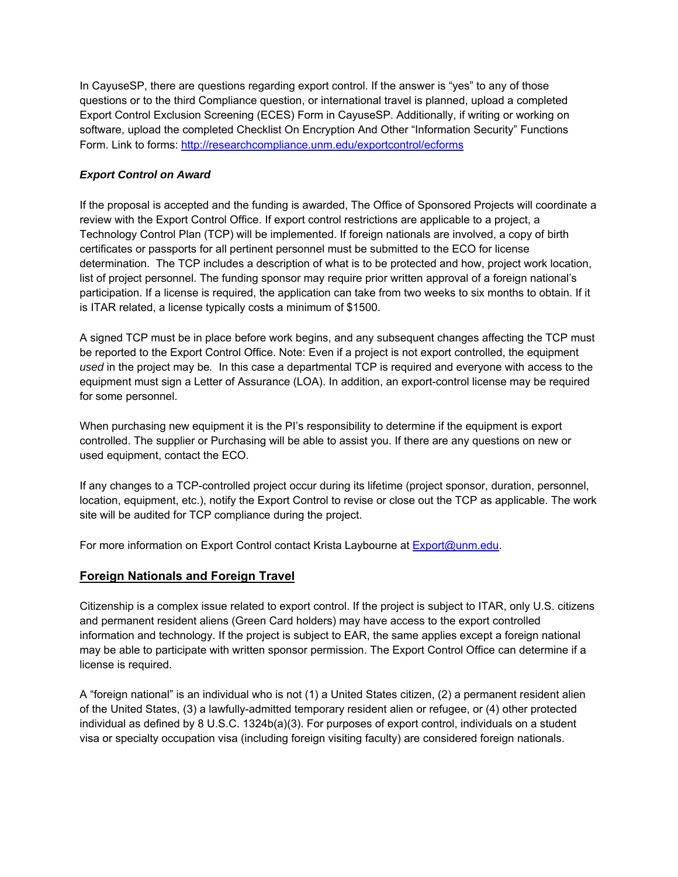In CayuseSP, there are questions regarding export control. If the answer is “yes” to any of those questions or to the third Compliance question, or international travel is planned, upload a completed Export Control Exclusion Screening (ECES) Form in CayuseSP. Additionally, if writing or working on software, upload the completed Checklist On Encryption And Other “Information Security” Functions Form. Link to forms: [http://researchcompliance.unm.edu/exportcontrol/ecforms](http://researchcompliance.unm.edu/exportcontrol/ecforms)

***Export Control on Award***

If the proposal is accepted and the funding is awarded, The Office of Sponsored Projects will coordinate a review with the Export Control Office. If export control restrictions are applicable to a project, a Technology Control Plan (TCP) will be implemented. If foreign nationals are involved, a copy of birth certificates or passports for all pertinent personnel must be submitted to the ECO for license determination. The TCP includes a description of what is to be protected and how, project work location, list of project personnel. The funding sponsor may require prior written approval of a foreign national’s participation. If a license is required, the application can take from two weeks to six months to obtain. If it is ITAR related, a license typically costs a minimum of $1500.

A signed TCP must be in place before work begins, and any subsequent changes affecting the TCP must be reported to the Export Control Office. Note: Even if a project is not export controlled, the equipment *used* in the project may be. In this case a departmental TCP is required and everyone with access to the equipment must sign a Letter of Assurance (LOA). In addition, an export-control license may be required for some personnel.

When purchasing new equipment it is the PI’s responsibility to determine if the equipment is export controlled. The supplier or Purchasing will be able to assist you. If there are any questions on new or used equipment, contact the ECO.

If any changes to a TCP-controlled project occur during its lifetime (project sponsor, duration, personnel, location, equipment, etc.), notify the Export Control to revise or close out the TCP as applicable. The work site will be audited for TCP compliance during the project.

For more information on Export Control contact Krista Laybourne at [Export@unm.edu](mailto:Export@unm.edu).

## Foreign Nationals and Foreign Travel

Citizenship is a complex issue related to export control. If the project is subject to ITAR, only U.S. citizens and permanent resident aliens (Green Card holders) may have access to the export controlled information and technology. If the project is subject to EAR, the same applies except a foreign national may be able to participate with written sponsor permission. The Export Control Office can determine if a license is required.

A “foreign national” is an individual who is not (1) a United States citizen, (2) a permanent resident alien of the United States, (3) a lawfully-admitted temporary resident alien or refugee, or (4) other protected individual as defined by 8 U.S.C. 1324b(a)(3). For purposes of export control, individuals on a student visa or specialty occupation visa (including foreign visiting faculty) are considered foreign nationals.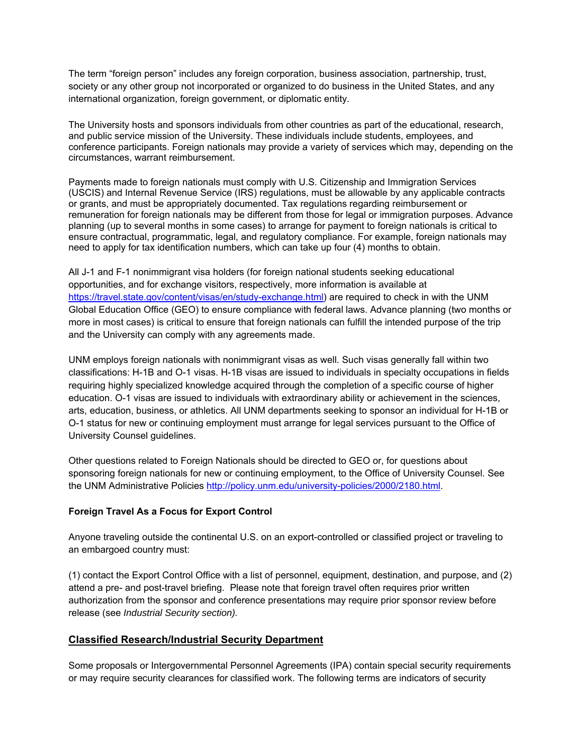The term "foreign person" includes any foreign corporation, business association, partnership, trust, society or any other group not incorporated or organized to do business in the United States, and any international organization, foreign government, or diplomatic entity.

The University hosts and sponsors individuals from other countries as part of the educational, research, and public service mission of the University. These individuals include students, employees, and conference participants. Foreign nationals may provide a variety of services which may, depending on the circumstances, warrant reimbursement.

Payments made to foreign nationals must comply with U.S. Citizenship and Immigration Services (USCIS) and Internal Revenue Service (IRS) regulations, must be allowable by any applicable contracts or grants, and must be appropriately documented. Tax regulations regarding reimbursement or remuneration for foreign nationals may be different from those for legal or immigration purposes. Advance planning (up to several months in some cases) to arrange for payment to foreign nationals is critical to ensure contractual, programmatic, legal, and regulatory compliance. For example, foreign nationals may need to apply for tax identification numbers, which can take up four (4) months to obtain.

All J-1 and F-1 nonimmigrant visa holders (for foreign national students seeking educational opportunities, and for exchange visitors, respectively, more information is available at https://travel.state.gov/content/visas/en/study-exchange.html) are required to check in with the UNM Global Education Office (GEO) to ensure compliance with federal laws. Advance planning (two months or more in most cases) is critical to ensure that foreign nationals can fulfill the intended purpose of the trip and the University can comply with any agreements made.

UNM employs foreign nationals with nonimmigrant visas as well. Such visas generally fall within two classifications: H-1B and O-1 visas. H-1B visas are issued to individuals in specialty occupations in fields requiring highly specialized knowledge acquired through the completion of a specific course of higher education. O-1 visas are issued to individuals with extraordinary ability or achievement in the sciences, arts, education, business, or athletics. All UNM departments seeking to sponsor an individual for H-1B or O-1 status for new or continuing employment must arrange for legal services pursuant to the Office of University Counsel guidelines.

Other questions related to Foreign Nationals should be directed to GEO or, for questions about sponsoring foreign nationals for new or continuing employment, to the Office of University Counsel. See the UNM Administrative Policies http://policy.unm.edu/university-policies/2000/2180.html.

**Foreign Travel As a Focus for Export Control**

Anyone traveling outside the continental U.S. on an export-controlled or classified project or traveling to an embargoed country must:

(1) contact the Export Control Office with a list of personnel, equipment, destination, and purpose, and (2) attend a pre- and post-travel briefing. Please note that foreign travel often requires prior written authorization from the sponsor and conference presentations may require prior sponsor review before release (see *Industrial Security section).*

## Classified Research/Industrial Security Department

Some proposals or Intergovernmental Personnel Agreements (IPA) contain special security requirements or may require security clearances for classified work. The following terms are indicators of security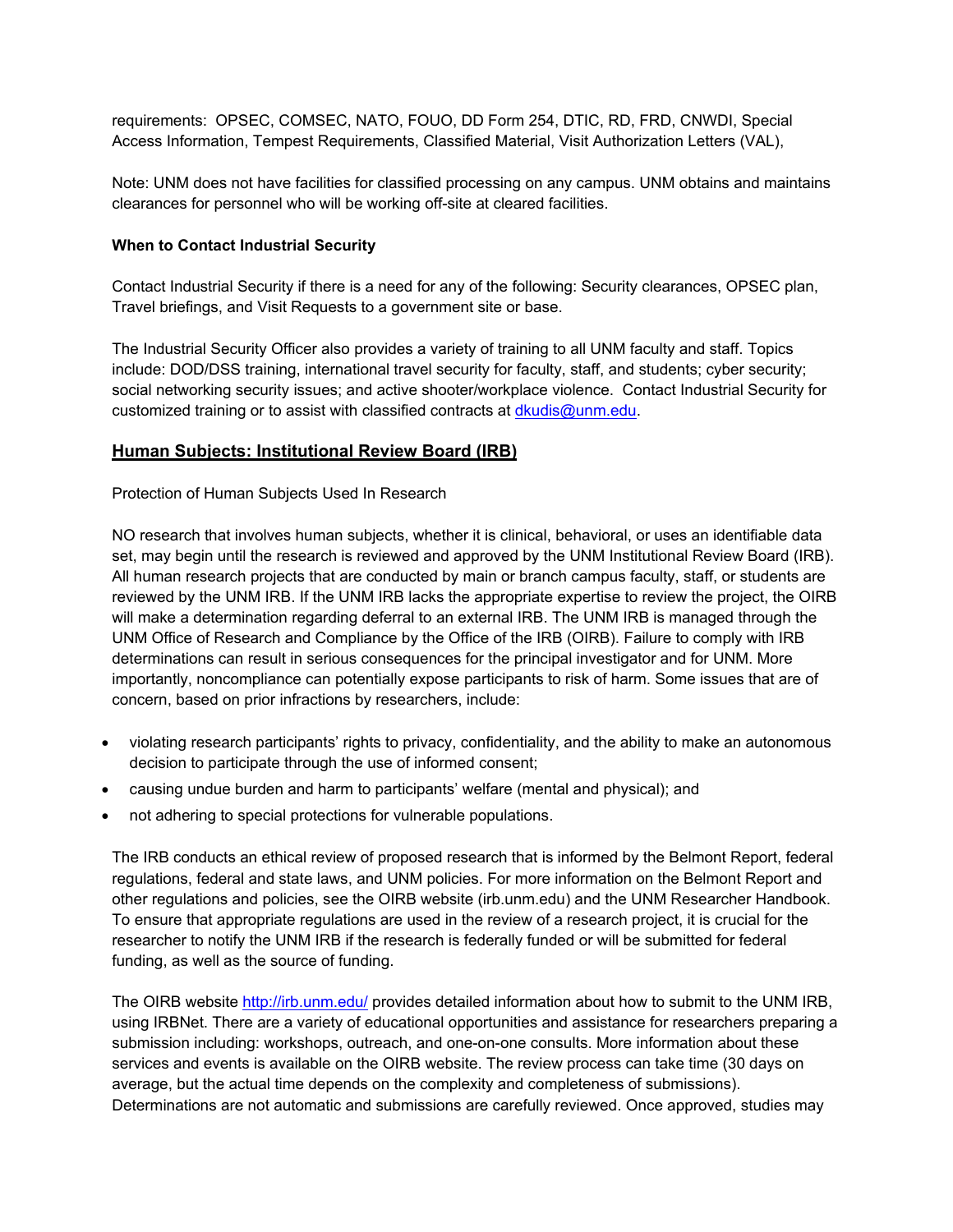requirements: OPSEC, COMSEC, NATO, FOUO, DD Form 254, DTIC, RD, FRD, CNWDI, Special Access Information, Tempest Requirements, Classified Material, Visit Authorization Letters (VAL),

Note: UNM does not have facilities for classified processing on any campus. UNM obtains and maintains clearances for personnel who will be working off-site at cleared facilities.

**When to Contact Industrial Security**

Contact Industrial Security if there is a need for any of the following: Security clearances, OPSEC plan, Travel briefings, and Visit Requests to a government site or base.

The Industrial Security Officer also provides a variety of training to all UNM faculty and staff. Topics include: DOD/DSS training, international travel security for faculty, staff, and students; cyber security; social networking security issues; and active shooter/workplace violence. Contact Industrial Security for customized training or to assist with classified contracts at dkudis@unm.edu.

## Human Subjects: Institutional Review Board (IRB)

Protection of Human Subjects Used In Research

NO research that involves human subjects, whether it is clinical, behavioral, or uses an identifiable data set, may begin until the research is reviewed and approved by the UNM Institutional Review Board (IRB). All human research projects that are conducted by main or branch campus faculty, staff, or students are reviewed by the UNM IRB. If the UNM IRB lacks the appropriate expertise to review the project, the OIRB will make a determination regarding deferral to an external IRB. The UNM IRB is managed through the UNM Office of Research and Compliance by the Office of the IRB (OIRB). Failure to comply with IRB determinations can result in serious consequences for the principal investigator and for UNM. More importantly, noncompliance can potentially expose participants to risk of harm. Some issues that are of concern, based on prior infractions by researchers, include:

- violating research participants' rights to privacy, confidentiality, and the ability to make an autonomous decision to participate through the use of informed consent;
- causing undue burden and harm to participants' welfare (mental and physical); and
- not adhering to special protections for vulnerable populations.

The IRB conducts an ethical review of proposed research that is informed by the Belmont Report, federal regulations, federal and state laws, and UNM policies. For more information on the Belmont Report and other regulations and policies, see the OIRB website (irb.unm.edu) and the UNM Researcher Handbook. To ensure that appropriate regulations are used in the review of a research project, it is crucial for the researcher to notify the UNM IRB if the research is federally funded or will be submitted for federal funding, as well as the source of funding.

The OIRB website http://irb.unm.edu/ provides detailed information about how to submit to the UNM IRB, using IRBNet. There are a variety of educational opportunities and assistance for researchers preparing a submission including: workshops, outreach, and one-on-one consults. More information about these services and events is available on the OIRB website. The review process can take time (30 days on average, but the actual time depends on the complexity and completeness of submissions). Determinations are not automatic and submissions are carefully reviewed. Once approved, studies may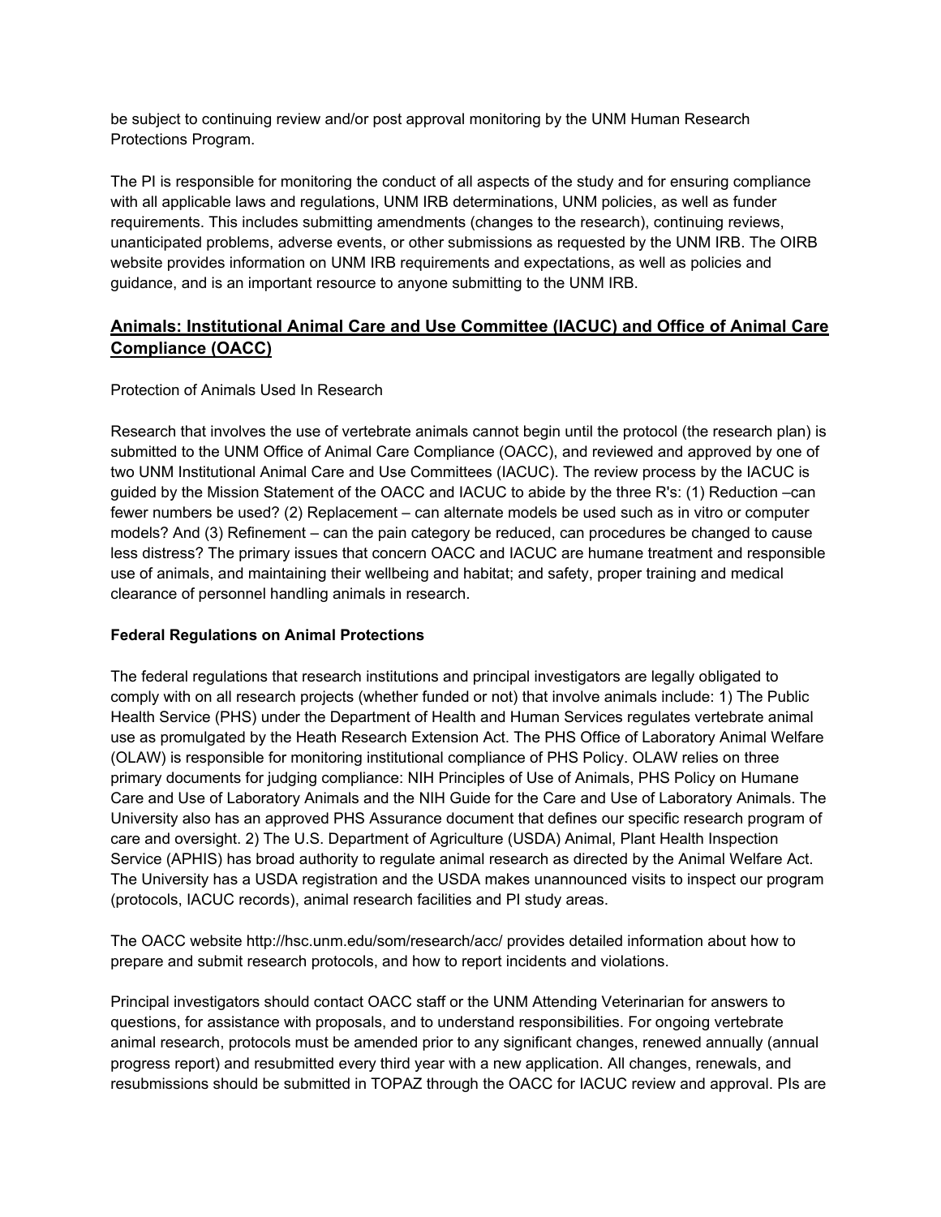be subject to continuing review and/or post approval monitoring by the UNM Human Research Protections Program.

The PI is responsible for monitoring the conduct of all aspects of the study and for ensuring compliance with all applicable laws and regulations, UNM IRB determinations, UNM policies, as well as funder requirements. This includes submitting amendments (changes to the research), continuing reviews, unanticipated problems, adverse events, or other submissions as requested by the UNM IRB. The OIRB website provides information on UNM IRB requirements and expectations, as well as policies and guidance, and is an important resource to anyone submitting to the UNM IRB.

## Animals: Institutional Animal Care and Use Committee (IACUC) and Office of Animal Care Compliance (OACC)

Protection of Animals Used In Research

Research that involves the use of vertebrate animals cannot begin until the protocol (the research plan) is submitted to the UNM Office of Animal Care Compliance (OACC), and reviewed and approved by one of two UNM Institutional Animal Care and Use Committees (IACUC). The review process by the IACUC is guided by the Mission Statement of the OACC and IACUC to abide by the three R's: (1) Reduction –can fewer numbers be used? (2) Replacement – can alternate models be used such as in vitro or computer models? And (3) Refinement – can the pain category be reduced, can procedures be changed to cause less distress? The primary issues that concern OACC and IACUC are humane treatment and responsible use of animals, and maintaining their wellbeing and habitat; and safety, proper training and medical clearance of personnel handling animals in research.

### Federal Regulations on Animal Protections

The federal regulations that research institutions and principal investigators are legally obligated to comply with on all research projects (whether funded or not) that involve animals include: 1) The Public Health Service (PHS) under the Department of Health and Human Services regulates vertebrate animal use as promulgated by the Heath Research Extension Act. The PHS Office of Laboratory Animal Welfare (OLAW) is responsible for monitoring institutional compliance of PHS Policy. OLAW relies on three primary documents for judging compliance: NIH Principles of Use of Animals, PHS Policy on Humane Care and Use of Laboratory Animals and the NIH Guide for the Care and Use of Laboratory Animals. The University also has an approved PHS Assurance document that defines our specific research program of care and oversight. 2) The U.S. Department of Agriculture (USDA) Animal, Plant Health Inspection Service (APHIS) has broad authority to regulate animal research as directed by the Animal Welfare Act. The University has a USDA registration and the USDA makes unannounced visits to inspect our program (protocols, IACUC records), animal research facilities and PI study areas.

The OACC website http://hsc.unm.edu/som/research/acc/ provides detailed information about how to prepare and submit research protocols, and how to report incidents and violations.

Principal investigators should contact OACC staff or the UNM Attending Veterinarian for answers to questions, for assistance with proposals, and to understand responsibilities. For ongoing vertebrate animal research, protocols must be amended prior to any significant changes, renewed annually (annual progress report) and resubmitted every third year with a new application. All changes, renewals, and resubmissions should be submitted in TOPAZ through the OACC for IACUC review and approval. PIs are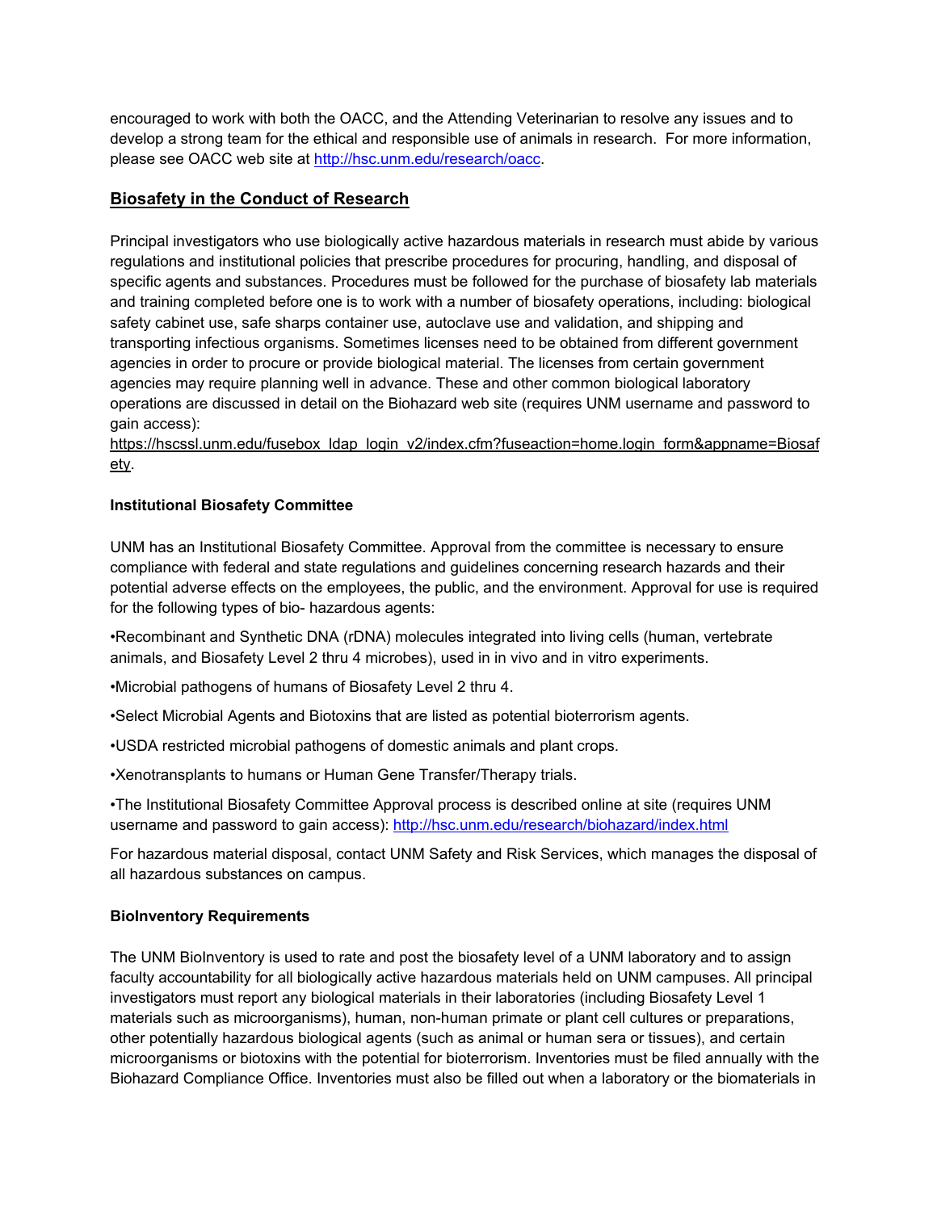encouraged to work with both the OACC, and the Attending Veterinarian to resolve any issues and to develop a strong team for the ethical and responsible use of animals in research. For more information, please see OACC web site at http://hsc.unm.edu/research/oacc.

## Biosafety in the Conduct of Research

Principal investigators who use biologically active hazardous materials in research must abide by various regulations and institutional policies that prescribe procedures for procuring, handling, and disposal of specific agents and substances. Procedures must be followed for the purchase of biosafety lab materials and training completed before one is to work with a number of biosafety operations, including: biological safety cabinet use, safe sharps container use, autoclave use and validation, and shipping and transporting infectious organisms. Sometimes licenses need to be obtained from different government agencies in order to procure or provide biological material. The licenses from certain government agencies may require planning well in advance. These and other common biological laboratory operations are discussed in detail on the Biohazard web site (requires UNM username and password to gain access):
https://hscssl.unm.edu/fusebox_ldap_login_v2/index.cfm?fuseaction=home.login_form&appname=Biosafety.

### Institutional Biosafety Committee

UNM has an Institutional Biosafety Committee. Approval from the committee is necessary to ensure compliance with federal and state regulations and guidelines concerning research hazards and their potential adverse effects on the employees, the public, and the environment. Approval for use is required for the following types of bio- hazardous agents:

- Recombinant and Synthetic DNA (rDNA) molecules integrated into living cells (human, vertebrate animals, and Biosafety Level 2 thru 4 microbes), used in in vivo and in vitro experiments.
- Microbial pathogens of humans of Biosafety Level 2 thru 4.
- Select Microbial Agents and Biotoxins that are listed as potential bioterrorism agents.
- USDA restricted microbial pathogens of domestic animals and plant crops.
- Xenotransplants to humans or Human Gene Transfer/Therapy trials.
- The Institutional Biosafety Committee Approval process is described online at site (requires UNM username and password to gain access): http://hsc.unm.edu/research/biohazard/index.html

For hazardous material disposal, contact UNM Safety and Risk Services, which manages the disposal of all hazardous substances on campus.

### BioInventory Requirements

The UNM BioInventory is used to rate and post the biosafety level of a UNM laboratory and to assign faculty accountability for all biologically active hazardous materials held on UNM campuses. All principal investigators must report any biological materials in their laboratories (including Biosafety Level 1 materials such as microorganisms), human, non-human primate or plant cell cultures or preparations, other potentially hazardous biological agents (such as animal or human sera or tissues), and certain microorganisms or biotoxins with the potential for bioterrorism. Inventories must be filed annually with the Biohazard Compliance Office. Inventories must also be filled out when a laboratory or the biomaterials in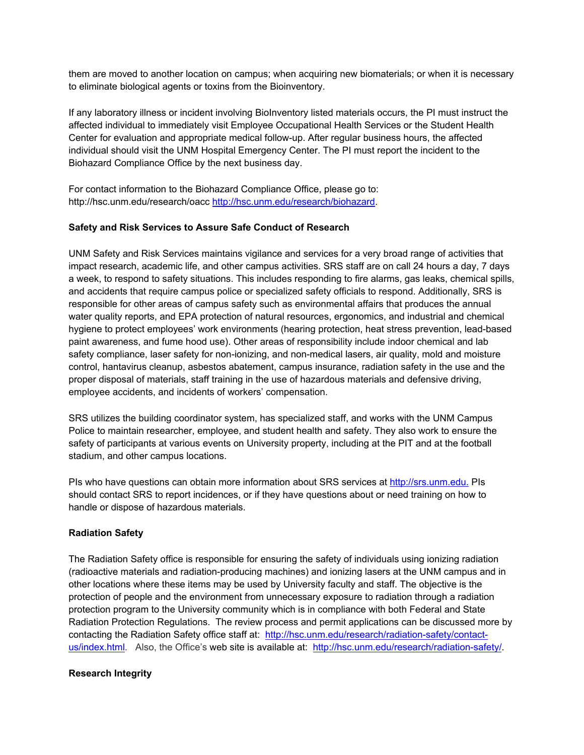them are moved to another location on campus; when acquiring new biomaterials; or when it is necessary to eliminate biological agents or toxins from the Bioinventory.

If any laboratory illness or incident involving BioInventory listed materials occurs, the PI must instruct the affected individual to immediately visit Employee Occupational Health Services or the Student Health Center for evaluation and appropriate medical follow-up. After regular business hours, the affected individual should visit the UNM Hospital Emergency Center. The PI must report the incident to the Biohazard Compliance Office by the next business day.

For contact information to the Biohazard Compliance Office, please go to: http://hsc.unm.edu/research/oacc http://hsc.unm.edu/research/biohazard.

**Safety and Risk Services to Assure Safe Conduct of Research**

UNM Safety and Risk Services maintains vigilance and services for a very broad range of activities that impact research, academic life, and other campus activities. SRS staff are on call 24 hours a day, 7 days a week, to respond to safety situations. This includes responding to fire alarms, gas leaks, chemical spills, and accidents that require campus police or specialized safety officials to respond. Additionally, SRS is responsible for other areas of campus safety such as environmental affairs that produces the annual water quality reports, and EPA protection of natural resources, ergonomics, and industrial and chemical hygiene to protect employees' work environments (hearing protection, heat stress prevention, lead-based paint awareness, and fume hood use). Other areas of responsibility include indoor chemical and lab safety compliance, laser safety for non-ionizing, and non-medical lasers, air quality, mold and moisture control, hantavirus cleanup, asbestos abatement, campus insurance, radiation safety in the use and the proper disposal of materials, staff training in the use of hazardous materials and defensive driving, employee accidents, and incidents of workers' compensation.

SRS utilizes the building coordinator system, has specialized staff, and works with the UNM Campus Police to maintain researcher, employee, and student health and safety. They also work to ensure the safety of participants at various events on University property, including at the PIT and at the football stadium, and other campus locations.

PIs who have questions can obtain more information about SRS services at http://srs.unm.edu. PIs should contact SRS to report incidences, or if they have questions about or need training on how to handle or dispose of hazardous materials.

**Radiation Safety**

The Radiation Safety office is responsible for ensuring the safety of individuals using ionizing radiation (radioactive materials and radiation-producing machines) and ionizing lasers at the UNM campus and in other locations where these items may be used by University faculty and staff. The objective is the protection of people and the environment from unnecessary exposure to radiation through a radiation protection program to the University community which is in compliance with both Federal and State Radiation Protection Regulations. The review process and permit applications can be discussed more by contacting the Radiation Safety office staff at: http://hsc.unm.edu/research/radiation-safety/contact-us/index.html. Also, the Office's web site is available at: http://hsc.unm.edu/research/radiation-safety/.

**Research Integrity**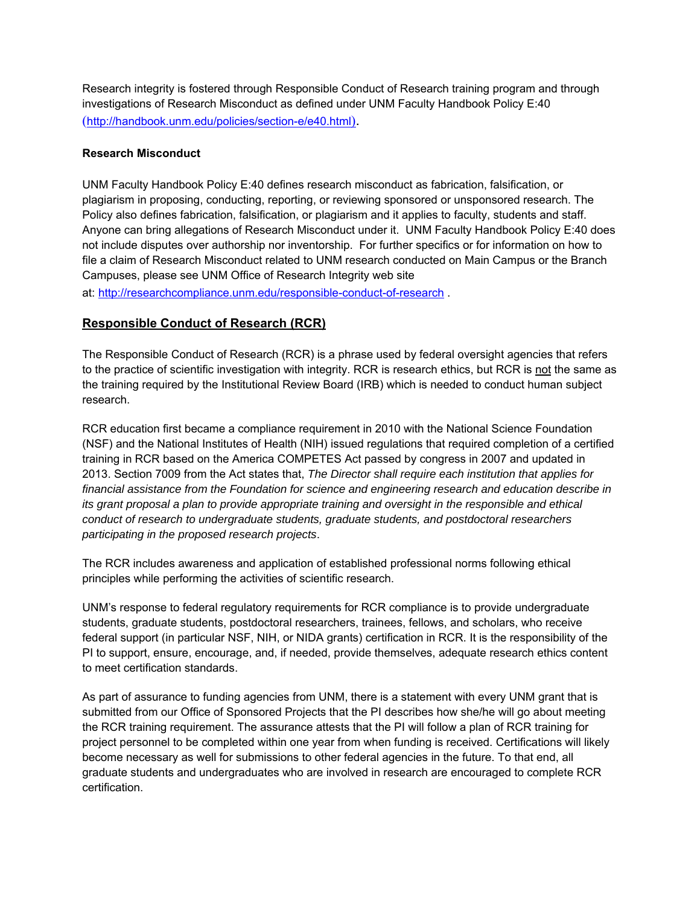Research integrity is fostered through Responsible Conduct of Research training program and through investigations of Research Misconduct as defined under UNM Faculty Handbook Policy E:40 (http://handbook.unm.edu/policies/section-e/e40.html).

**Research Misconduct**

UNM Faculty Handbook Policy E:40 defines research misconduct as fabrication, falsification, or plagiarism in proposing, conducting, reporting, or reviewing sponsored or unsponsored research. The Policy also defines fabrication, falsification, or plagiarism and it applies to faculty, students and staff. Anyone can bring allegations of Research Misconduct under it. UNM Faculty Handbook Policy E:40 does not include disputes over authorship nor inventorship. For further specifics or for information on how to file a claim of Research Misconduct related to UNM research conducted on Main Campus or the Branch Campuses, please see UNM Office of Research Integrity web site at: http://researchcompliance.unm.edu/responsible-conduct-of-research .

## Responsible Conduct of Research (RCR)

The Responsible Conduct of Research (RCR) is a phrase used by federal oversight agencies that refers to the practice of scientific investigation with integrity. RCR is research ethics, but RCR is not the same as the training required by the Institutional Review Board (IRB) which is needed to conduct human subject research.

RCR education first became a compliance requirement in 2010 with the National Science Foundation (NSF) and the National Institutes of Health (NIH) issued regulations that required completion of a certified training in RCR based on the America COMPETES Act passed by congress in 2007 and updated in 2013. Section 7009 from the Act states that, *The Director shall require each institution that applies for financial assistance from the Foundation for science and engineering research and education describe in its grant proposal a plan to provide appropriate training and oversight in the responsible and ethical conduct of research to undergraduate students, graduate students, and postdoctoral researchers participating in the proposed research projects*.

The RCR includes awareness and application of established professional norms following ethical principles while performing the activities of scientific research.

UNM's response to federal regulatory requirements for RCR compliance is to provide undergraduate students, graduate students, postdoctoral researchers, trainees, fellows, and scholars, who receive federal support (in particular NSF, NIH, or NIDA grants) certification in RCR. It is the responsibility of the PI to support, ensure, encourage, and, if needed, provide themselves, adequate research ethics content to meet certification standards.

As part of assurance to funding agencies from UNM, there is a statement with every UNM grant that is submitted from our Office of Sponsored Projects that the PI describes how she/he will go about meeting the RCR training requirement. The assurance attests that the PI will follow a plan of RCR training for project personnel to be completed within one year from when funding is received. Certifications will likely become necessary as well for submissions to other federal agencies in the future. To that end, all graduate students and undergraduates who are involved in research are encouraged to complete RCR certification.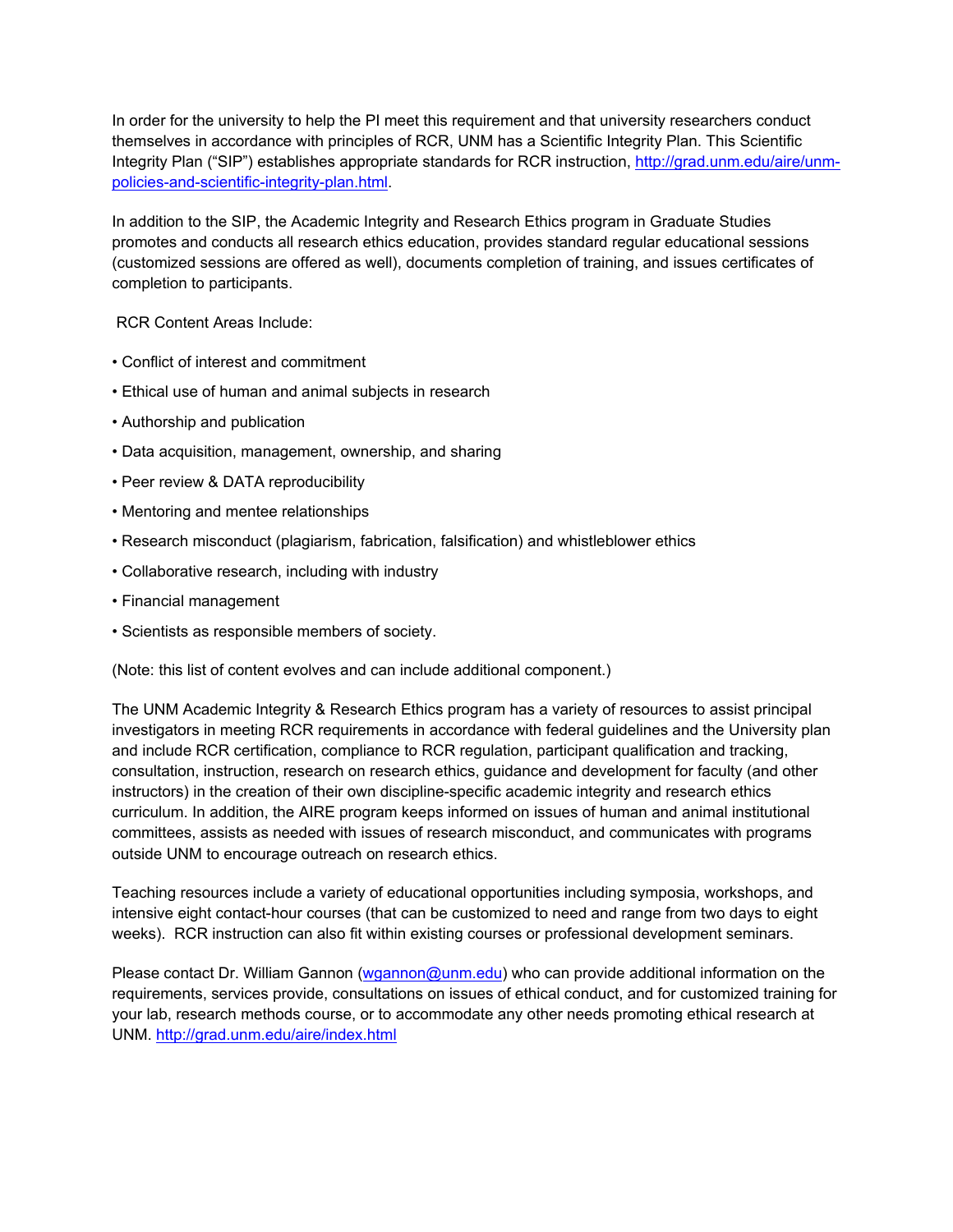In order for the university to help the PI meet this requirement and that university researchers conduct themselves in accordance with principles of RCR, UNM has a Scientific Integrity Plan. This Scientific Integrity Plan ("SIP") establishes appropriate standards for RCR instruction, [http://grad.unm.edu/aire/unm-policies-and-scientific-integrity-plan.html](http://grad.unm.edu/aire/unm-policies-and-scientific-integrity-plan.html).

In addition to the SIP, the Academic Integrity and Research Ethics program in Graduate Studies promotes and conducts all research ethics education, provides standard regular educational sessions (customized sessions are offered as well), documents completion of training, and issues certificates of completion to participants.

RCR Content Areas Include:

- Conflict of interest and commitment
- Ethical use of human and animal subjects in research
- Authorship and publication
- Data acquisition, management, ownership, and sharing
- Peer review & DATA reproducibility
- Mentoring and mentee relationships
- Research misconduct (plagiarism, fabrication, falsification) and whistleblower ethics
- Collaborative research, including with industry
- Financial management
- Scientists as responsible members of society.

(Note: this list of content evolves and can include additional component.)

The UNM Academic Integrity & Research Ethics program has a variety of resources to assist principal investigators in meeting RCR requirements in accordance with federal guidelines and the University plan and include RCR certification, compliance to RCR regulation, participant qualification and tracking, consultation, instruction, research on research ethics, guidance and development for faculty (and other instructors) in the creation of their own discipline-specific academic integrity and research ethics curriculum. In addition, the AIRE program keeps informed on issues of human and animal institutional committees, assists as needed with issues of research misconduct, and communicates with programs outside UNM to encourage outreach on research ethics.

Teaching resources include a variety of educational opportunities including symposia, workshops, and intensive eight contact-hour courses (that can be customized to need and range from two days to eight weeks). RCR instruction can also fit within existing courses or professional development seminars.

Please contact Dr. William Gannon ([wgannon@unm.edu](mailto:wgannon@unm.edu)) who can provide additional information on the requirements, services provide, consultations on issues of ethical conduct, and for customized training for your lab, research methods course, or to accommodate any other needs promoting ethical research at UNM. [http://grad.unm.edu/aire/index.html](http://grad.unm.edu/aire/index.html)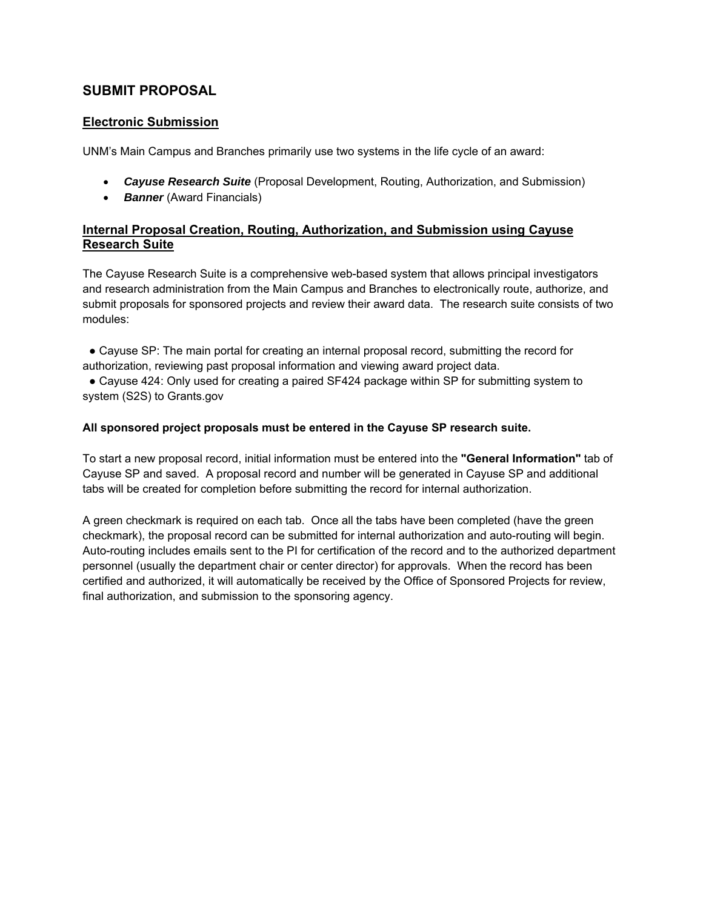## SUBMIT PROPOSAL

### Electronic Submission

UNM's Main Campus and Branches primarily use two systems in the life cycle of an award:

- ***Cayuse Research Suite*** (Proposal Development, Routing, Authorization, and Submission)
- ***Banner*** (Award Financials)

### Internal Proposal Creation, Routing, Authorization, and Submission using Cayuse Research Suite

The Cayuse Research Suite is a comprehensive web-based system that allows principal investigators and research administration from the Main Campus and Branches to electronically route, authorize, and submit proposals for sponsored projects and review their award data. The research suite consists of two modules:

● Cayuse SP: The main portal for creating an internal proposal record, submitting the record for authorization, reviewing past proposal information and viewing award project data.
● Cayuse 424: Only used for creating a paired SF424 package within SP for submitting system to system (S2S) to Grants.gov

**All sponsored project proposals must be entered in the Cayuse SP research suite.**

To start a new proposal record, initial information must be entered into the **"General Information"** tab of Cayuse SP and saved. A proposal record and number will be generated in Cayuse SP and additional tabs will be created for completion before submitting the record for internal authorization.

A green checkmark is required on each tab. Once all the tabs have been completed (have the green checkmark), the proposal record can be submitted for internal authorization and auto-routing will begin. Auto-routing includes emails sent to the PI for certification of the record and to the authorized department personnel (usually the department chair or center director) for approvals. When the record has been certified and authorized, it will automatically be received by the Office of Sponsored Projects for review, final authorization, and submission to the sponsoring agency.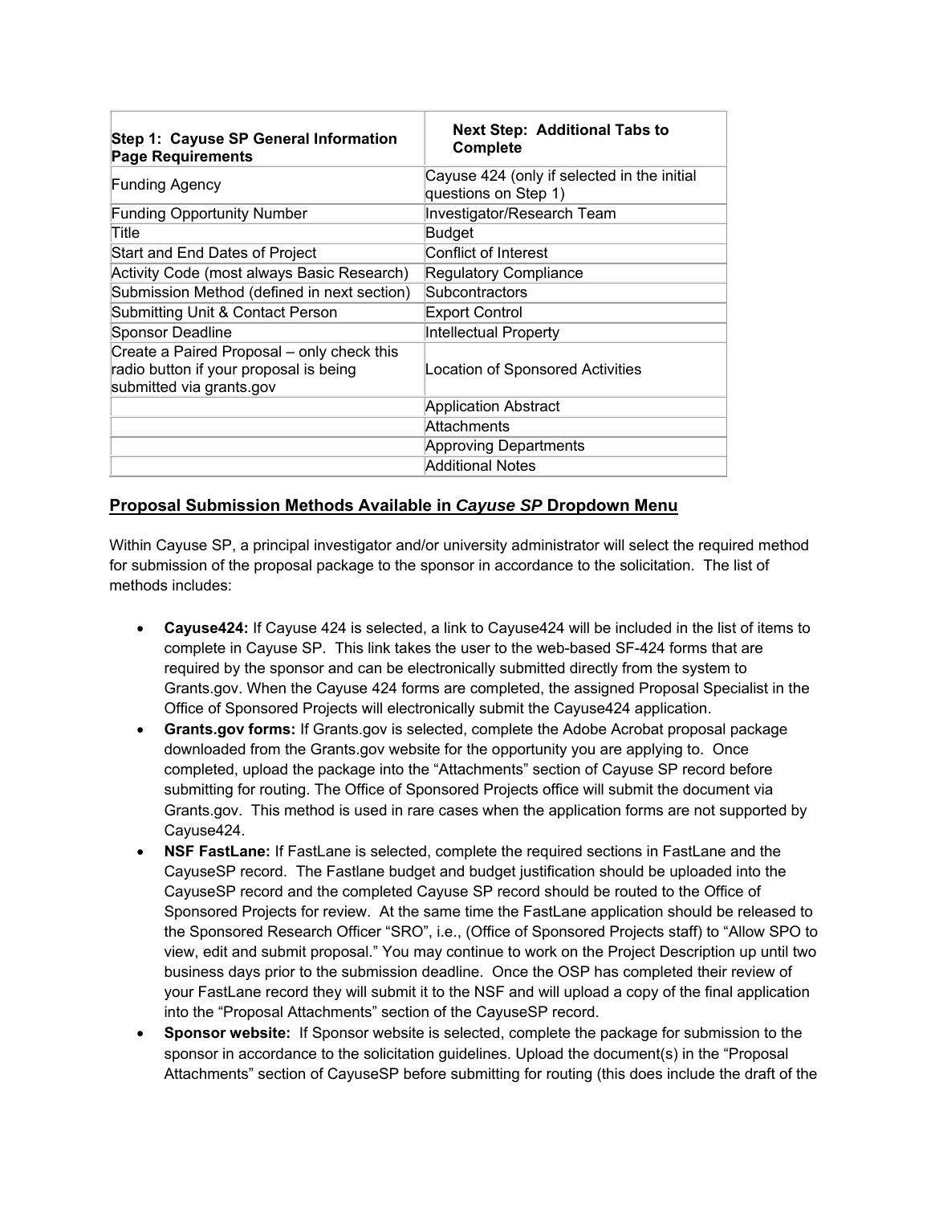| **Step 1: Cayuse SP General Information Page Requirements** | **Next Step: Additional Tabs to Complete** |
| --- | --- |
| Funding Agency | Cayuse 424 (only if selected in the initial questions on Step 1) |
| Funding Opportunity Number | Investigator/Research Team |
| Title | Budget |
| Start and End Dates of Project | Conflict of Interest |
| Activity Code (most always Basic Research) | Regulatory Compliance |
| Submission Method (defined in next section) | Subcontractors |
| Submitting Unit & Contact Person | Export Control |
| Sponsor Deadline | Intellectual Property |
| Create a Paired Proposal – only check this radio button if your proposal is being submitted via grants.gov | Location of Sponsored Activities |
| | Application Abstract |
| | Attachments |
| | Approving Departments |
| | Additional Notes |

## Proposal Submission Methods Available in *Cayuse SP* Dropdown Menu

Within Cayuse SP, a principal investigator and/or university administrator will select the required method for submission of the proposal package to the sponsor in accordance to the solicitation. The list of methods includes:

- **Cayuse424:** If Cayuse 424 is selected, a link to Cayuse424 will be included in the list of items to complete in Cayuse SP. This link takes the user to the web-based SF-424 forms that are required by the sponsor and can be electronically submitted directly from the system to Grants.gov. When the Cayuse 424 forms are completed, the assigned Proposal Specialist in the Office of Sponsored Projects will electronically submit the Cayuse424 application.
- **Grants.gov forms:** If Grants.gov is selected, complete the Adobe Acrobat proposal package downloaded from the Grants.gov website for the opportunity you are applying to. Once completed, upload the package into the "Attachments" section of Cayuse SP record before submitting for routing. The Office of Sponsored Projects office will submit the document via Grants.gov. This method is used in rare cases when the application forms are not supported by Cayuse424.
- **NSF FastLane:** If FastLane is selected, complete the required sections in FastLane and the CayuseSP record. The Fastlane budget and budget justification should be uploaded into the CayuseSP record and the completed Cayuse SP record should be routed to the Office of Sponsored Projects for review. At the same time the FastLane application should be released to the Sponsored Research Officer "SRO", i.e., (Office of Sponsored Projects staff) to "Allow SPO to view, edit and submit proposal." You may continue to work on the Project Description up until two business days prior to the submission deadline. Once the OSP has completed their review of your FastLane record they will submit it to the NSF and will upload a copy of the final application into the "Proposal Attachments" section of the CayuseSP record.
- **Sponsor website:** If Sponsor website is selected, complete the package for submission to the sponsor in accordance to the solicitation guidelines. Upload the document(s) in the "Proposal Attachments" section of CayuseSP before submitting for routing (this does include the draft of the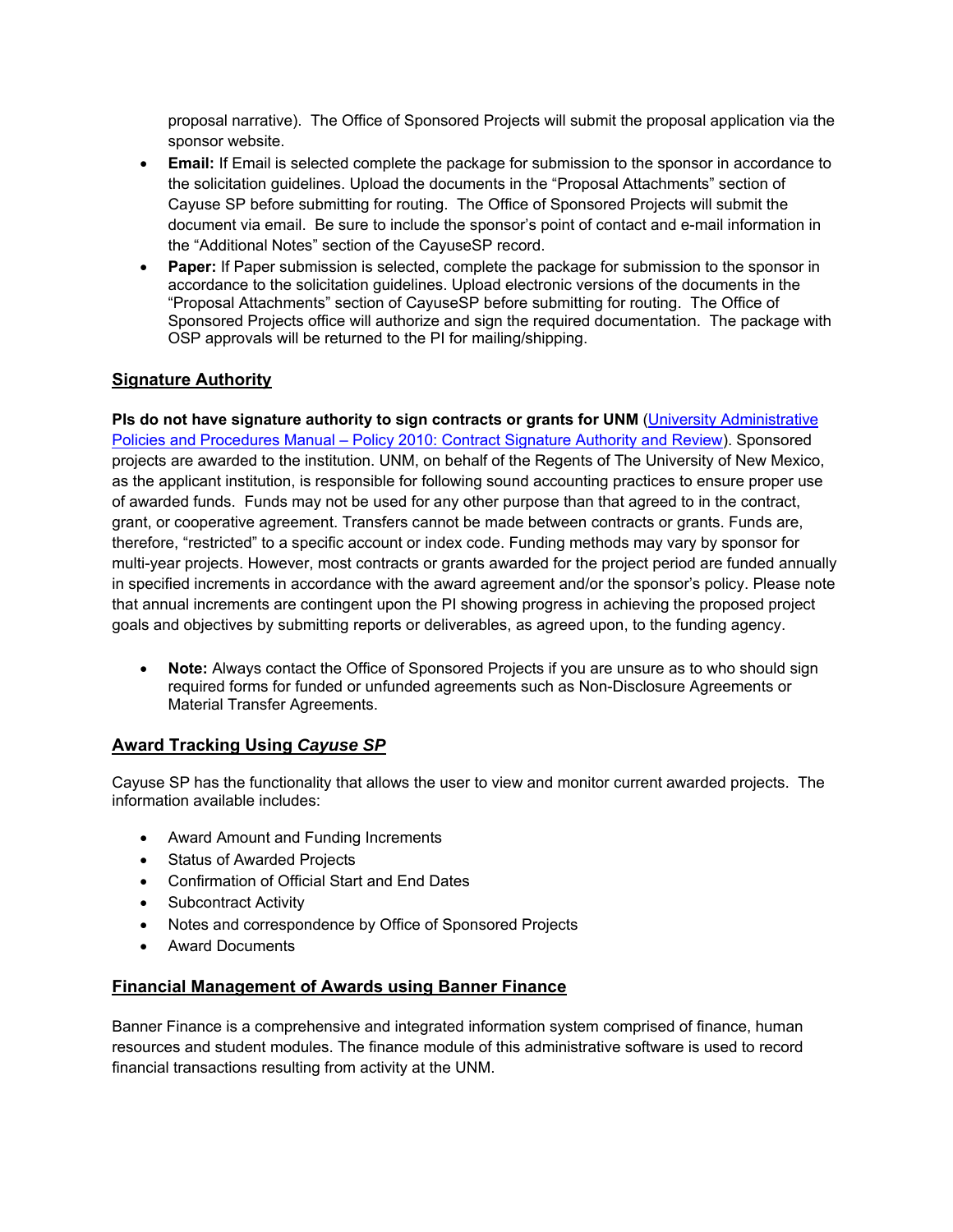proposal narrative). The Office of Sponsored Projects will submit the proposal application via the sponsor website.

- **Email:** If Email is selected complete the package for submission to the sponsor in accordance to the solicitation guidelines. Upload the documents in the "Proposal Attachments" section of Cayuse SP before submitting for routing. The Office of Sponsored Projects will submit the document via email. Be sure to include the sponsor's point of contact and e-mail information in the "Additional Notes" section of the CayuseSP record.
- **Paper:** If Paper submission is selected, complete the package for submission to the sponsor in accordance to the solicitation guidelines. Upload electronic versions of the documents in the "Proposal Attachments" section of CayuseSP before submitting for routing. The Office of Sponsored Projects office will authorize and sign the required documentation. The package with OSP approvals will be returned to the PI for mailing/shipping.

## Signature Authority

**PIs do not have signature authority to sign contracts or grants for UNM** (University Administrative Policies and Procedures Manual – Policy 2010: Contract Signature Authority and Review). Sponsored projects are awarded to the institution. UNM, on behalf of the Regents of The University of New Mexico, as the applicant institution, is responsible for following sound accounting practices to ensure proper use of awarded funds. Funds may not be used for any other purpose than that agreed to in the contract, grant, or cooperative agreement. Transfers cannot be made between contracts or grants. Funds are, therefore, "restricted" to a specific account or index code. Funding methods may vary by sponsor for multi-year projects. However, most contracts or grants awarded for the project period are funded annually in specified increments in accordance with the award agreement and/or the sponsor's policy. Please note that annual increments are contingent upon the PI showing progress in achieving the proposed project goals and objectives by submitting reports or deliverables, as agreed upon, to the funding agency.

- **Note:** Always contact the Office of Sponsored Projects if you are unsure as to who should sign required forms for funded or unfunded agreements such as Non-Disclosure Agreements or Material Transfer Agreements.

## Award Tracking Using *Cayuse SP*

Cayuse SP has the functionality that allows the user to view and monitor current awarded projects. The information available includes:

- Award Amount and Funding Increments
- Status of Awarded Projects
- Confirmation of Official Start and End Dates
- Subcontract Activity
- Notes and correspondence by Office of Sponsored Projects
- Award Documents

## Financial Management of Awards using Banner Finance

Banner Finance is a comprehensive and integrated information system comprised of finance, human resources and student modules. The finance module of this administrative software is used to record financial transactions resulting from activity at the UNM.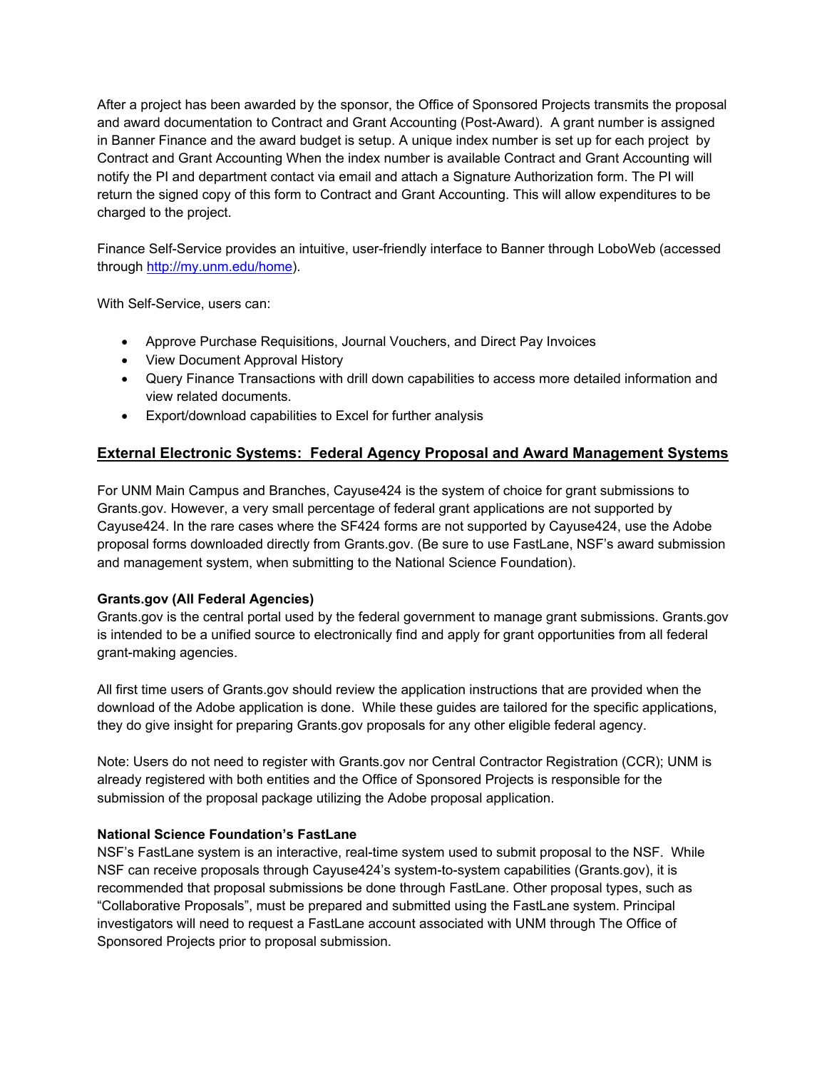After a project has been awarded by the sponsor, the Office of Sponsored Projects transmits the proposal and award documentation to Contract and Grant Accounting (Post-Award). A grant number is assigned in Banner Finance and the award budget is setup. A unique index number is set up for each project by Contract and Grant Accounting When the index number is available Contract and Grant Accounting will notify the PI and department contact via email and attach a Signature Authorization form. The PI will return the signed copy of this form to Contract and Grant Accounting. This will allow expenditures to be charged to the project.

Finance Self-Service provides an intuitive, user-friendly interface to Banner through LoboWeb (accessed through http://my.unm.edu/home).

With Self-Service, users can:

- Approve Purchase Requisitions, Journal Vouchers, and Direct Pay Invoices
- View Document Approval History
- Query Finance Transactions with drill down capabilities to access more detailed information and view related documents.
- Export/download capabilities to Excel for further analysis

## External Electronic Systems: Federal Agency Proposal and Award Management Systems

For UNM Main Campus and Branches, Cayuse424 is the system of choice for grant submissions to Grants.gov. However, a very small percentage of federal grant applications are not supported by Cayuse424. In the rare cases where the SF424 forms are not supported by Cayuse424, use the Adobe proposal forms downloaded directly from Grants.gov. (Be sure to use FastLane, NSF's award submission and management system, when submitting to the National Science Foundation).

**Grants.gov (All Federal Agencies)**
Grants.gov is the central portal used by the federal government to manage grant submissions. Grants.gov is intended to be a unified source to electronically find and apply for grant opportunities from all federal grant-making agencies.

All first time users of Grants.gov should review the application instructions that are provided when the download of the Adobe application is done. While these guides are tailored for the specific applications, they do give insight for preparing Grants.gov proposals for any other eligible federal agency.

Note: Users do not need to register with Grants.gov nor Central Contractor Registration (CCR); UNM is already registered with both entities and the Office of Sponsored Projects is responsible for the submission of the proposal package utilizing the Adobe proposal application.

**National Science Foundation's FastLane**
NSF's FastLane system is an interactive, real-time system used to submit proposal to the NSF. While NSF can receive proposals through Cayuse424's system-to-system capabilities (Grants.gov), it is recommended that proposal submissions be done through FastLane. Other proposal types, such as "Collaborative Proposals", must be prepared and submitted using the FastLane system. Principal investigators will need to request a FastLane account associated with UNM through The Office of Sponsored Projects prior to proposal submission.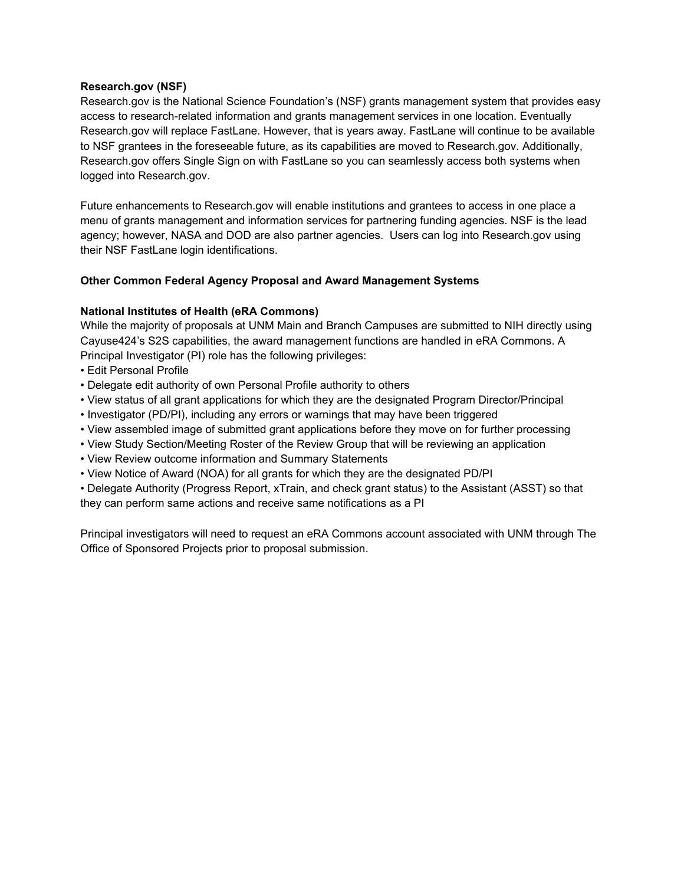**Research.gov (NSF)**

Research.gov is the National Science Foundation's (NSF) grants management system that provides easy access to research-related information and grants management services in one location. Eventually Research.gov will replace FastLane. However, that is years away. FastLane will continue to be available to NSF grantees in the foreseeable future, as its capabilities are moved to Research.gov. Additionally, Research.gov offers Single Sign on with FastLane so you can seamlessly access both systems when logged into Research.gov.

Future enhancements to Research.gov will enable institutions and grantees to access in one place a menu of grants management and information services for partnering funding agencies. NSF is the lead agency; however, NASA and DOD are also partner agencies. Users can log into Research.gov using their NSF FastLane login identifications.

**Other Common Federal Agency Proposal and Award Management Systems**

**National Institutes of Health (eRA Commons)**

While the majority of proposals at UNM Main and Branch Campuses are submitted to NIH directly using Cayuse424's S2S capabilities, the award management functions are handled in eRA Commons. A Principal Investigator (PI) role has the following privileges:

- Edit Personal Profile
- Delegate edit authority of own Personal Profile authority to others
- View status of all grant applications for which they are the designated Program Director/Principal
- Investigator (PD/PI), including any errors or warnings that may have been triggered
- View assembled image of submitted grant applications before they move on for further processing
- View Study Section/Meeting Roster of the Review Group that will be reviewing an application
- View Review outcome information and Summary Statements
- View Notice of Award (NOA) for all grants for which they are the designated PD/PI
- Delegate Authority (Progress Report, xTrain, and check grant status) to the Assistant (ASST) so that they can perform same actions and receive same notifications as a PI

Principal investigators will need to request an eRA Commons account associated with UNM through The Office of Sponsored Projects prior to proposal submission.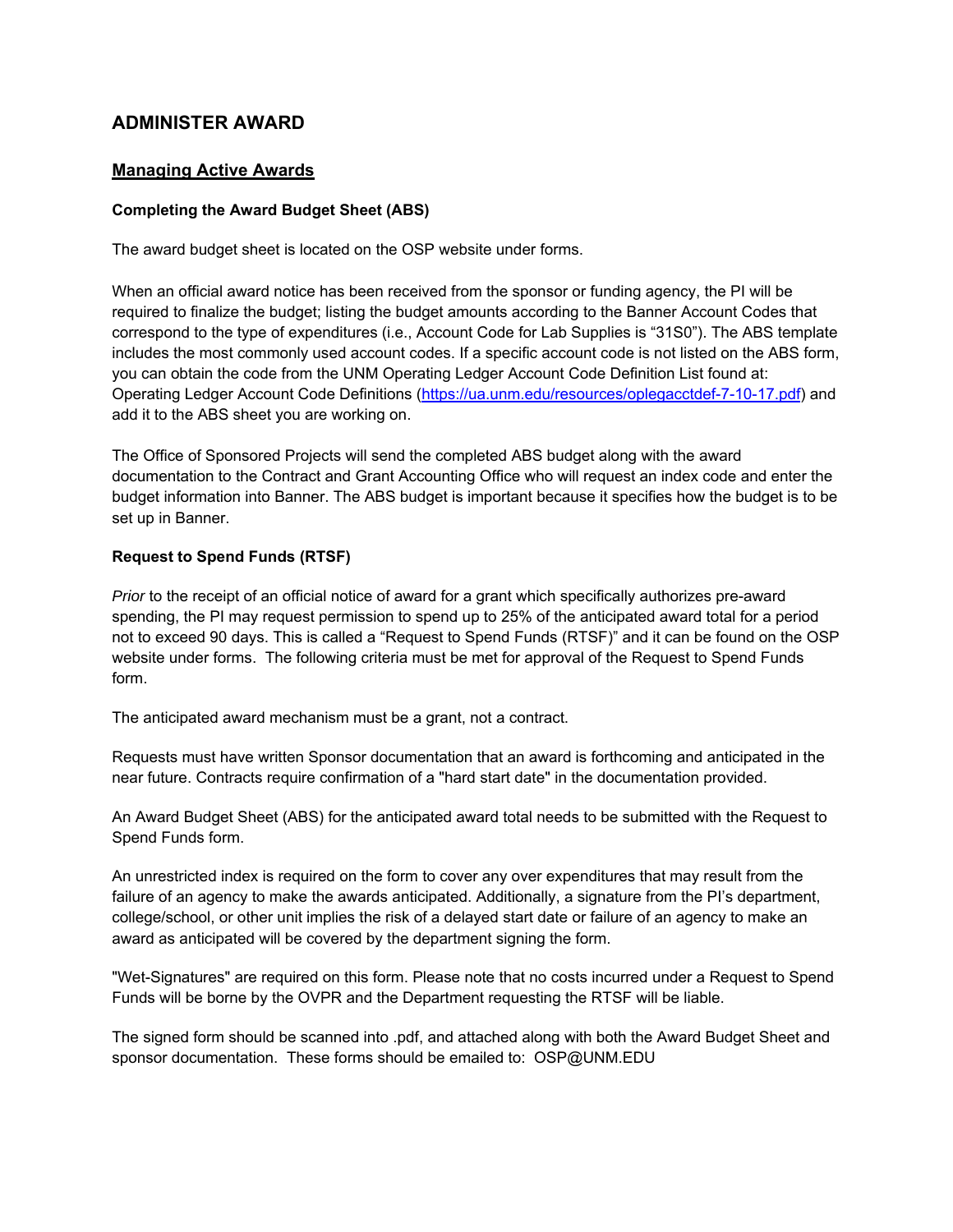# ADMINISTER AWARD

## Managing Active Awards

### Completing the Award Budget Sheet (ABS)

The award budget sheet is located on the OSP website under forms.

When an official award notice has been received from the sponsor or funding agency, the PI will be required to finalize the budget; listing the budget amounts according to the Banner Account Codes that correspond to the type of expenditures (i.e., Account Code for Lab Supplies is "31S0"). The ABS template includes the most commonly used account codes. If a specific account code is not listed on the ABS form, you can obtain the code from the UNM Operating Ledger Account Code Definition List found at: Operating Ledger Account Code Definitions (https://ua.unm.edu/resources/oplegacctdef-7-10-17.pdf) and add it to the ABS sheet you are working on.

The Office of Sponsored Projects will send the completed ABS budget along with the award documentation to the Contract and Grant Accounting Office who will request an index code and enter the budget information into Banner. The ABS budget is important because it specifies how the budget is to be set up in Banner.

### Request to Spend Funds (RTSF)

*Prior* to the receipt of an official notice of award for a grant which specifically authorizes pre-award spending, the PI may request permission to spend up to 25% of the anticipated award total for a period not to exceed 90 days. This is called a "Request to Spend Funds (RTSF)" and it can be found on the OSP website under forms. The following criteria must be met for approval of the Request to Spend Funds form.

The anticipated award mechanism must be a grant, not a contract.

Requests must have written Sponsor documentation that an award is forthcoming and anticipated in the near future. Contracts require confirmation of a "hard start date" in the documentation provided.

An Award Budget Sheet (ABS) for the anticipated award total needs to be submitted with the Request to Spend Funds form.

An unrestricted index is required on the form to cover any over expenditures that may result from the failure of an agency to make the awards anticipated. Additionally, a signature from the PI's department, college/school, or other unit implies the risk of a delayed start date or failure of an agency to make an award as anticipated will be covered by the department signing the form.

"Wet-Signatures" are required on this form. Please note that no costs incurred under a Request to Spend Funds will be borne by the OVPR and the Department requesting the RTSF will be liable.

The signed form should be scanned into .pdf, and attached along with both the Award Budget Sheet and sponsor documentation. These forms should be emailed to: OSP@UNM.EDU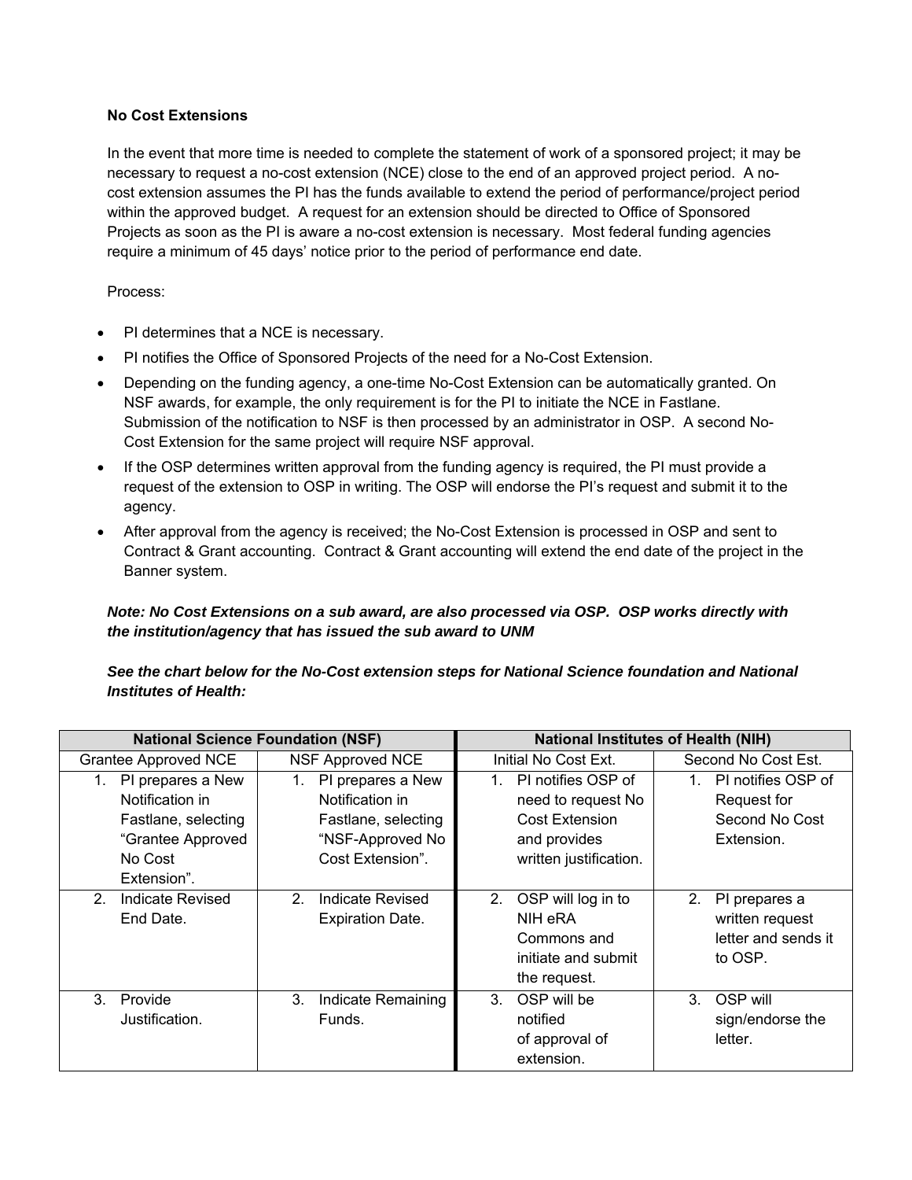**No Cost Extensions**

In the event that more time is needed to complete the statement of work of a sponsored project; it may be necessary to request a no-cost extension (NCE) close to the end of an approved project period. A no-cost extension assumes the PI has the funds available to extend the period of performance/project period within the approved budget. A request for an extension should be directed to Office of Sponsored Projects as soon as the PI is aware a no-cost extension is necessary. Most federal funding agencies require a minimum of 45 days' notice prior to the period of performance end date.

Process:

- PI determines that a NCE is necessary.
- PI notifies the Office of Sponsored Projects of the need for a No-Cost Extension.
- Depending on the funding agency, a one-time No-Cost Extension can be automatically granted. On NSF awards, for example, the only requirement is for the PI to initiate the NCE in Fastlane. Submission of the notification to NSF is then processed by an administrator in OSP. A second No-Cost Extension for the same project will require NSF approval.
- If the OSP determines written approval from the funding agency is required, the PI must provide a request of the extension to OSP in writing. The OSP will endorse the PI's request and submit it to the agency.
- After approval from the agency is received; the No-Cost Extension is processed in OSP and sent to Contract & Grant accounting. Contract & Grant accounting will extend the end date of the project in the Banner system.

***Note: No Cost Extensions on a sub award, are also processed via OSP. OSP works directly with the institution/agency that has issued the sub award to UNM***

***See the chart below for the No-Cost extension steps for National Science foundation and National Institutes of Health:***

| National Science Foundation (NSF) | | National Institutes of Health (NIH) | |
|---|---|---|---|
| Grantee Approved NCE | NSF Approved NCE | Initial No Cost Ext. | Second No Cost Est. |
| 1. PI prepares a New Notification in Fastlane, selecting "Grantee Approved No Cost Extension". | 1. PI prepares a New Notification in Fastlane, selecting "NSF-Approved No Cost Extension". | 1. PI notifies OSP of need to request No Cost Extension and provides written justification. | 1. PI notifies OSP of Request for Second No Cost Extension. |
| 2. Indicate Revised End Date. | 2. Indicate Revised Expiration Date. | 2. OSP will log in to NIH eRA Commons and initiate and submit the request. | 2. PI prepares a written request letter and sends it to OSP. |
| 3. Provide Justification. | 3. Indicate Remaining Funds. | 3. OSP will be notified of approval of extension. | 3. OSP will sign/endorse the letter. |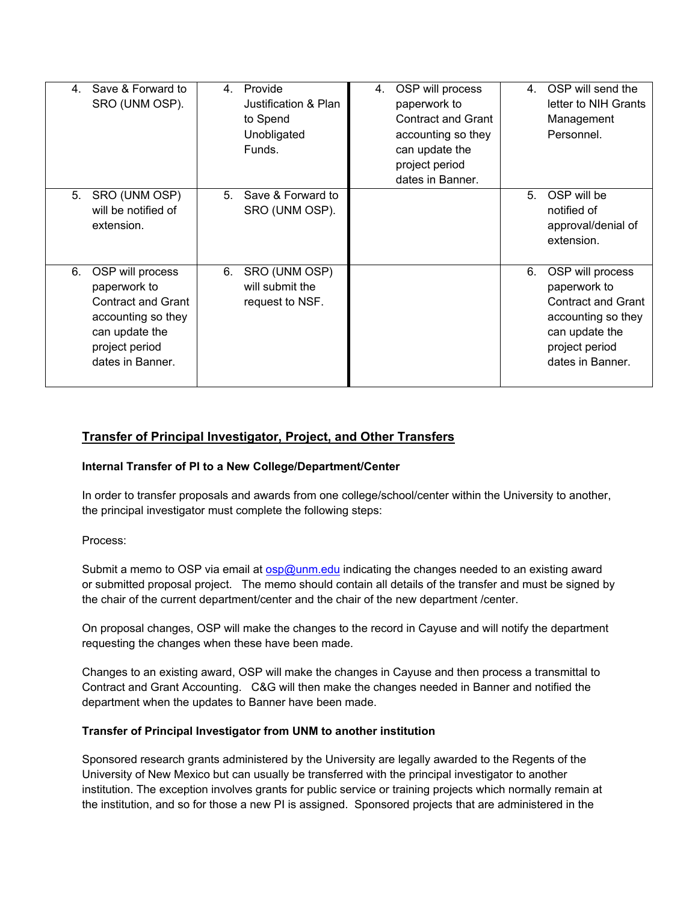|  |  |  |  |
|---|---|---|---|
| 4. Save & Forward to SRO (UNM OSP). | 4. Provide Justification & Plan to Spend Unobligated Funds. | 4. OSP will process paperwork to Contract and Grant accounting so they can update the project period dates in Banner. | 4. OSP will send the letter to NIH Grants Management Personnel. |
| 5. SRO (UNM OSP) will be notified of extension. | 5. Save & Forward to SRO (UNM OSP). |  | 5. OSP will be notified of approval/denial of extension. |
| 6. OSP will process paperwork to Contract and Grant accounting so they can update the project period dates in Banner. | 6. SRO (UNM OSP) will submit the request to NSF. |  | 6. OSP will process paperwork to Contract and Grant accounting so they can update the project period dates in Banner. |

## Transfer of Principal Investigator, Project, and Other Transfers

**Internal Transfer of PI to a New College/Department/Center**

In order to transfer proposals and awards from one college/school/center within the University to another, the principal investigator must complete the following steps:

Process:

Submit a memo to OSP via email at osp@unm.edu indicating the changes needed to an existing award or submitted proposal project. The memo should contain all details of the transfer and must be signed by the chair of the current department/center and the chair of the new department /center.

On proposal changes, OSP will make the changes to the record in Cayuse and will notify the department requesting the changes when these have been made.

Changes to an existing award, OSP will make the changes in Cayuse and then process a transmittal to Contract and Grant Accounting. C&G will then make the changes needed in Banner and notified the department when the updates to Banner have been made.

**Transfer of Principal Investigator from UNM to another institution**

Sponsored research grants administered by the University are legally awarded to the Regents of the University of New Mexico but can usually be transferred with the principal investigator to another institution. The exception involves grants for public service or training projects which normally remain at the institution, and so for those a new PI is assigned. Sponsored projects that are administered in the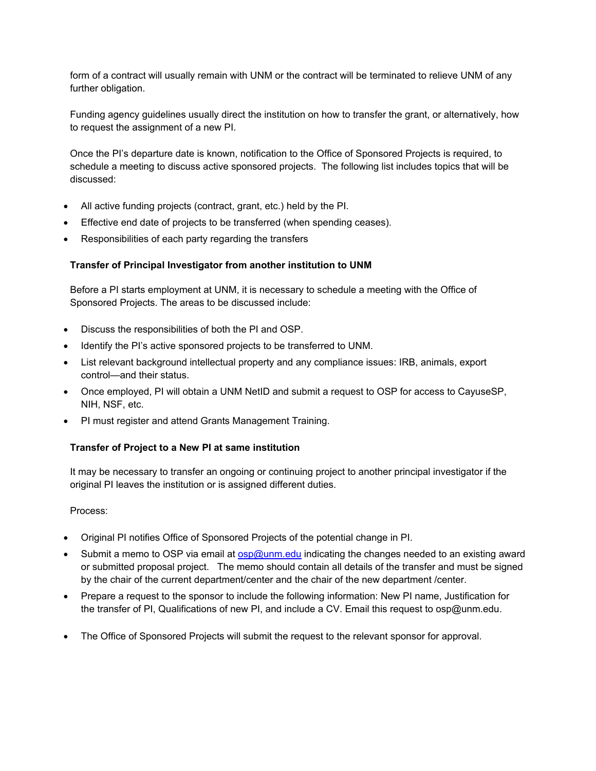form of a contract will usually remain with UNM or the contract will be terminated to relieve UNM of any further obligation.

Funding agency guidelines usually direct the institution on how to transfer the grant, or alternatively, how to request the assignment of a new PI.

Once the PI's departure date is known, notification to the Office of Sponsored Projects is required, to schedule a meeting to discuss active sponsored projects. The following list includes topics that will be discussed:

- All active funding projects (contract, grant, etc.) held by the PI.
- Effective end date of projects to be transferred (when spending ceases).
- Responsibilities of each party regarding the transfers

**Transfer of Principal Investigator from another institution to UNM**

Before a PI starts employment at UNM, it is necessary to schedule a meeting with the Office of Sponsored Projects. The areas to be discussed include:

- Discuss the responsibilities of both the PI and OSP.
- Identify the PI's active sponsored projects to be transferred to UNM.
- List relevant background intellectual property and any compliance issues: IRB, animals, export control—and their status.
- Once employed, PI will obtain a UNM NetID and submit a request to OSP for access to CayuseSP, NIH, NSF, etc.
- PI must register and attend Grants Management Training.

**Transfer of Project to a New PI at same institution**

It may be necessary to transfer an ongoing or continuing project to another principal investigator if the original PI leaves the institution or is assigned different duties.

Process:

- Original PI notifies Office of Sponsored Projects of the potential change in PI.
- Submit a memo to OSP via email at osp@unm.edu indicating the changes needed to an existing award or submitted proposal project. The memo should contain all details of the transfer and must be signed by the chair of the current department/center and the chair of the new department /center.
- Prepare a request to the sponsor to include the following information: New PI name, Justification for the transfer of PI, Qualifications of new PI, and include a CV. Email this request to osp@unm.edu.
- The Office of Sponsored Projects will submit the request to the relevant sponsor for approval.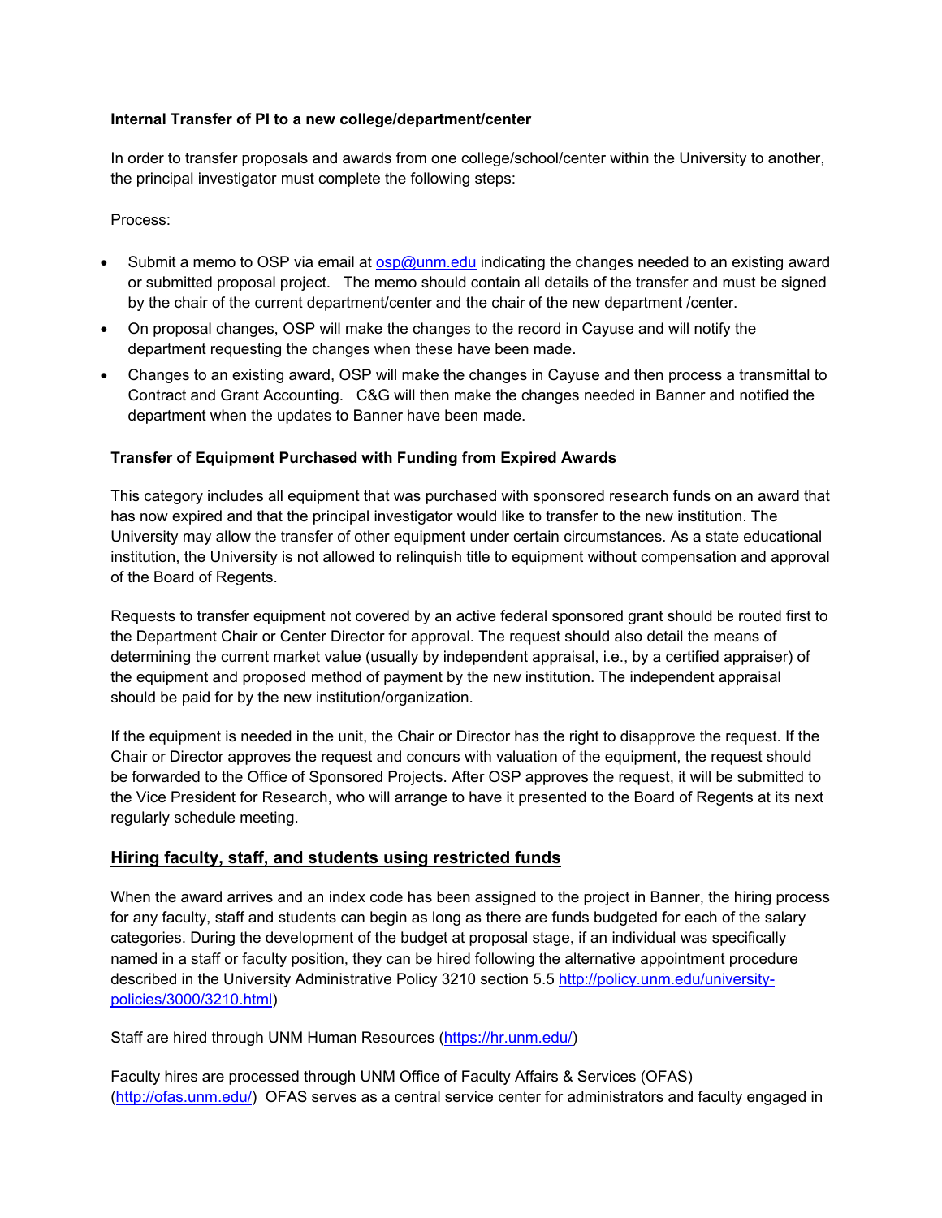**Internal Transfer of PI to a new college/department/center**

In order to transfer proposals and awards from one college/school/center within the University to another, the principal investigator must complete the following steps:

Process:

- Submit a memo to OSP via email at osp@unm.edu indicating the changes needed to an existing award or submitted proposal project. The memo should contain all details of the transfer and must be signed by the chair of the current department/center and the chair of the new department /center.
- On proposal changes, OSP will make the changes to the record in Cayuse and will notify the department requesting the changes when these have been made.
- Changes to an existing award, OSP will make the changes in Cayuse and then process a transmittal to Contract and Grant Accounting. C&G will then make the changes needed in Banner and notified the department when the updates to Banner have been made.

**Transfer of Equipment Purchased with Funding from Expired Awards**

This category includes all equipment that was purchased with sponsored research funds on an award that has now expired and that the principal investigator would like to transfer to the new institution. The University may allow the transfer of other equipment under certain circumstances. As a state educational institution, the University is not allowed to relinquish title to equipment without compensation and approval of the Board of Regents.

Requests to transfer equipment not covered by an active federal sponsored grant should be routed first to the Department Chair or Center Director for approval. The request should also detail the means of determining the current market value (usually by independent appraisal, i.e., by a certified appraiser) of the equipment and proposed method of payment by the new institution. The independent appraisal should be paid for by the new institution/organization.

If the equipment is needed in the unit, the Chair or Director has the right to disapprove the request. If the Chair or Director approves the request and concurs with valuation of the equipment, the request should be forwarded to the Office of Sponsored Projects. After OSP approves the request, it will be submitted to the Vice President for Research, who will arrange to have it presented to the Board of Regents at its next regularly schedule meeting.

## Hiring faculty, staff, and students using restricted funds

When the award arrives and an index code has been assigned to the project in Banner, the hiring process for any faculty, staff and students can begin as long as there are funds budgeted for each of the salary categories. During the development of the budget at proposal stage, if an individual was specifically named in a staff or faculty position, they can be hired following the alternative appointment procedure described in the University Administrative Policy 3210 section 5.5 http://policy.unm.edu/university-policies/3000/3210.html)

Staff are hired through UNM Human Resources (https://hr.unm.edu/)

Faculty hires are processed through UNM Office of Faculty Affairs & Services (OFAS) (http://ofas.unm.edu/) OFAS serves as a central service center for administrators and faculty engaged in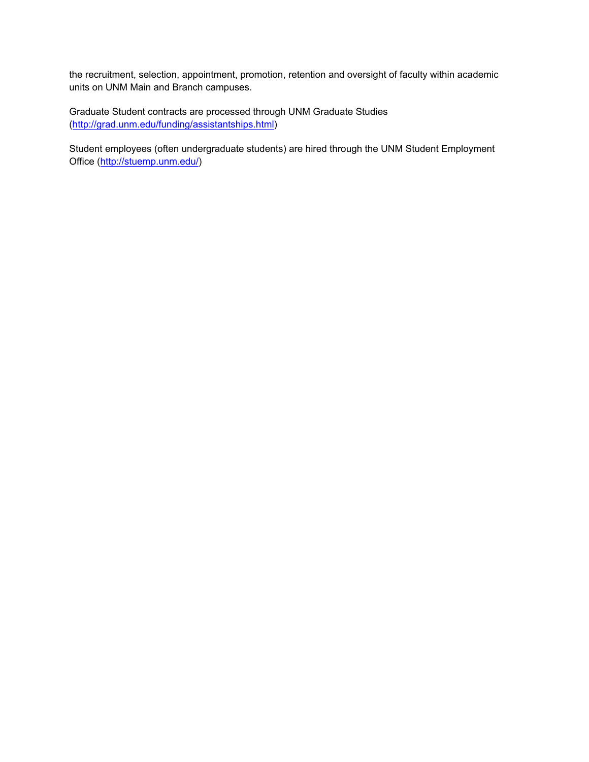the recruitment, selection, appointment, promotion, retention and oversight of faculty within academic units on UNM Main and Branch campuses.

Graduate Student contracts are processed through UNM Graduate Studies (http://grad.unm.edu/funding/assistantships.html)

Student employees (often undergraduate students) are hired through the UNM Student Employment Office (http://stuemp.unm.edu/)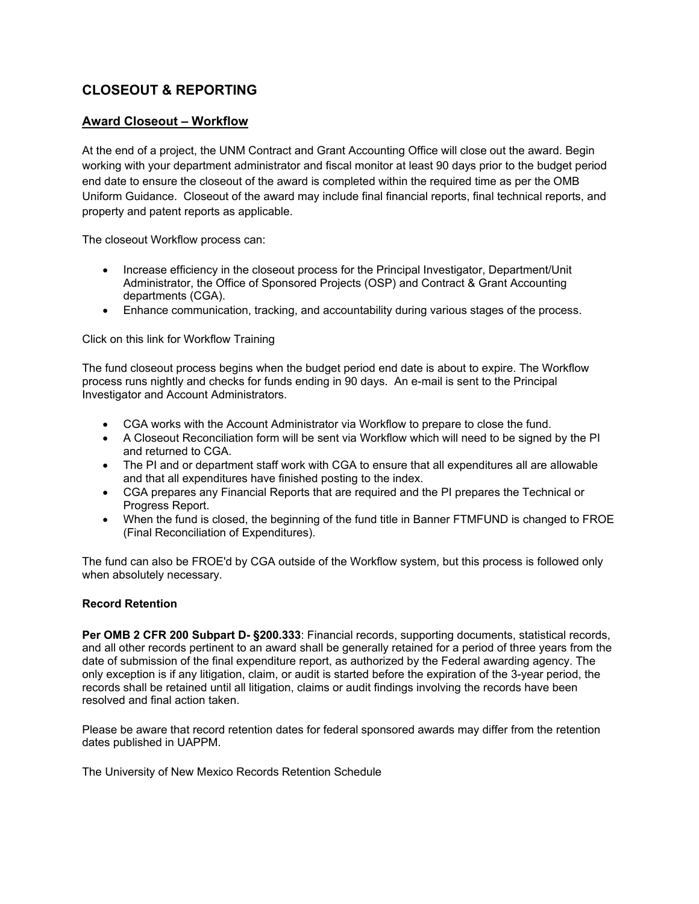## CLOSEOUT & REPORTING

### Award Closeout – Workflow

At the end of a project, the UNM Contract and Grant Accounting Office will close out the award. Begin working with your department administrator and fiscal monitor at least 90 days prior to the budget period end date to ensure the closeout of the award is completed within the required time as per the OMB Uniform Guidance. Closeout of the award may include final financial reports, final technical reports, and property and patent reports as applicable.

The closeout Workflow process can:

- Increase efficiency in the closeout process for the Principal Investigator, Department/Unit Administrator, the Office of Sponsored Projects (OSP) and Contract & Grant Accounting departments (CGA).
- Enhance communication, tracking, and accountability during various stages of the process.

Click on this link for Workflow Training

The fund closeout process begins when the budget period end date is about to expire. The Workflow process runs nightly and checks for funds ending in 90 days. An e-mail is sent to the Principal Investigator and Account Administrators.

- CGA works with the Account Administrator via Workflow to prepare to close the fund.
- A Closeout Reconciliation form will be sent via Workflow which will need to be signed by the PI and returned to CGA.
- The PI and or department staff work with CGA to ensure that all expenditures all are allowable and that all expenditures have finished posting to the index.
- CGA prepares any Financial Reports that are required and the PI prepares the Technical or Progress Report.
- When the fund is closed, the beginning of the fund title in Banner FTMFUND is changed to FROE (Final Reconciliation of Expenditures).

The fund can also be FROE'd by CGA outside of the Workflow system, but this process is followed only when absolutely necessary.

#### Record Retention

**Per OMB 2 CFR 200 Subpart D- §200.333**: Financial records, supporting documents, statistical records, and all other records pertinent to an award shall be generally retained for a period of three years from the date of submission of the final expenditure report, as authorized by the Federal awarding agency. The only exception is if any litigation, claim, or audit is started before the expiration of the 3-year period, the records shall be retained until all litigation, claims or audit findings involving the records have been resolved and final action taken.

Please be aware that record retention dates for federal sponsored awards may differ from the retention dates published in UAPPM.

The University of New Mexico Records Retention Schedule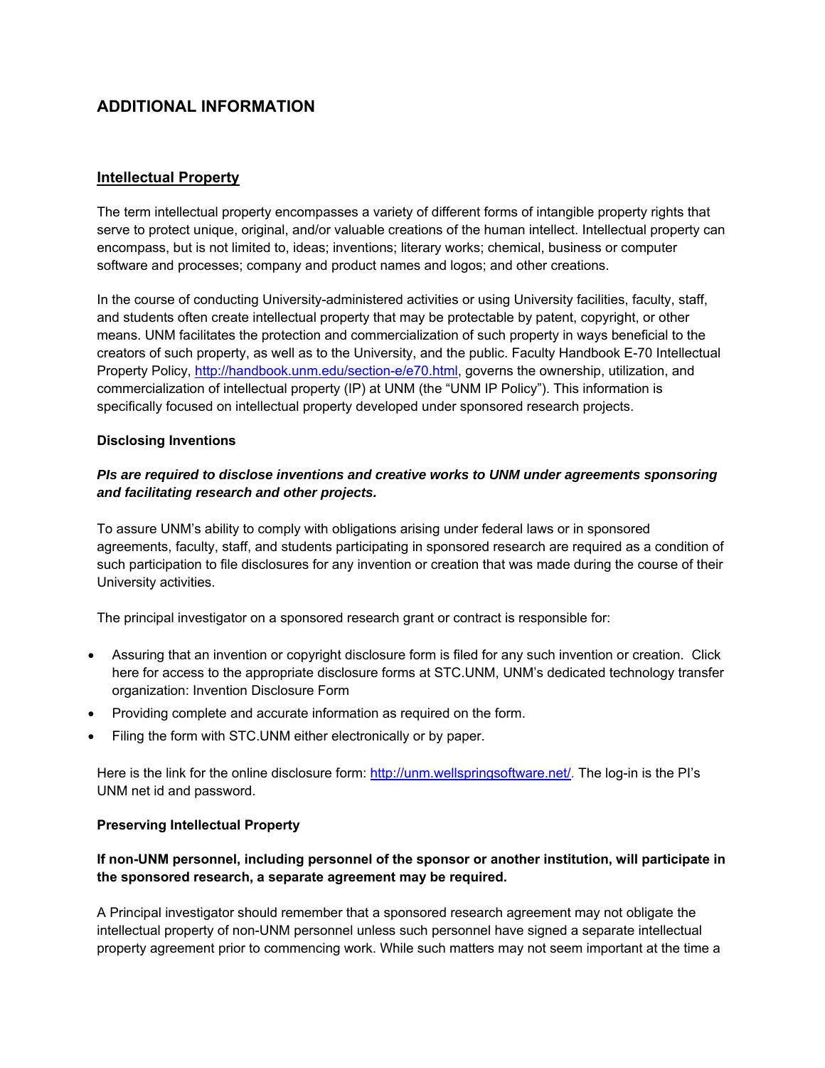# ADDITIONAL INFORMATION

## Intellectual Property

The term intellectual property encompasses a variety of different forms of intangible property rights that serve to protect unique, original, and/or valuable creations of the human intellect. Intellectual property can encompass, but is not limited to, ideas; inventions; literary works; chemical, business or computer software and processes; company and product names and logos; and other creations.

In the course of conducting University-administered activities or using University facilities, faculty, staff, and students often create intellectual property that may be protectable by patent, copyright, or other means. UNM facilitates the protection and commercialization of such property in ways beneficial to the creators of such property, as well as to the University, and the public. Faculty Handbook E-70 Intellectual Property Policy, http://handbook.unm.edu/section-e/e70.html, governs the ownership, utilization, and commercialization of intellectual property (IP) at UNM (the "UNM IP Policy"). This information is specifically focused on intellectual property developed under sponsored research projects.

### Disclosing Inventions

***PIs are required to disclose inventions and creative works to UNM under agreements sponsoring and facilitating research and other projects.***

To assure UNM's ability to comply with obligations arising under federal laws or in sponsored agreements, faculty, staff, and students participating in sponsored research are required as a condition of such participation to file disclosures for any invention or creation that was made during the course of their University activities.

The principal investigator on a sponsored research grant or contract is responsible for:

- Assuring that an invention or copyright disclosure form is filed for any such invention or creation. Click here for access to the appropriate disclosure forms at STC.UNM, UNM's dedicated technology transfer organization: Invention Disclosure Form
- Providing complete and accurate information as required on the form.
- Filing the form with STC.UNM either electronically or by paper.

Here is the link for the online disclosure form: http://unm.wellspringsoftware.net/. The log-in is the PI's UNM net id and password.

### Preserving Intellectual Property

**If non-UNM personnel, including personnel of the sponsor or another institution, will participate in the sponsored research, a separate agreement may be required.**

A Principal investigator should remember that a sponsored research agreement may not obligate the intellectual property of non-UNM personnel unless such personnel have signed a separate intellectual property agreement prior to commencing work. While such matters may not seem important at the time a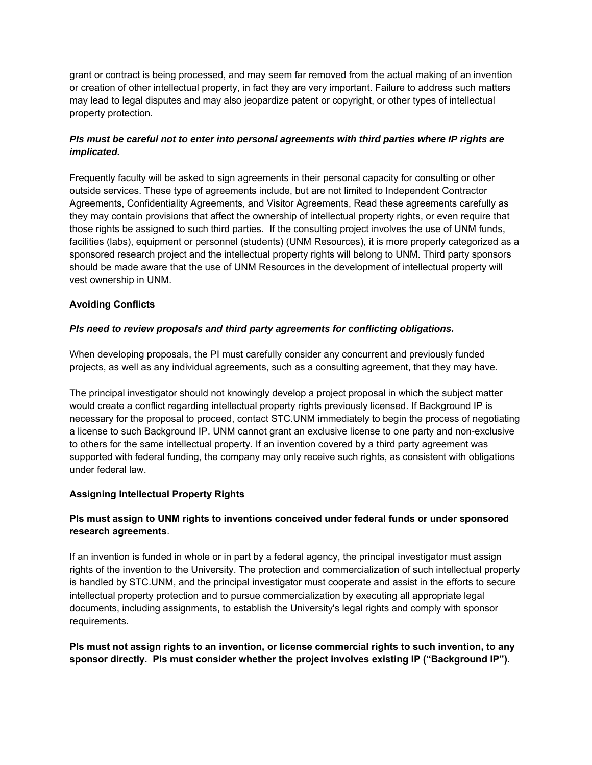grant or contract is being processed, and may seem far removed from the actual making of an invention or creation of other intellectual property, in fact they are very important. Failure to address such matters may lead to legal disputes and may also jeopardize patent or copyright, or other types of intellectual property protection.

***PIs must be careful not to enter into personal agreements with third parties where IP rights are implicated.***

Frequently faculty will be asked to sign agreements in their personal capacity for consulting or other outside services. These type of agreements include, but are not limited to Independent Contractor Agreements, Confidentiality Agreements, and Visitor Agreements, Read these agreements carefully as they may contain provisions that affect the ownership of intellectual property rights, or even require that those rights be assigned to such third parties. If the consulting project involves the use of UNM funds, facilities (labs), equipment or personnel (students) (UNM Resources), it is more properly categorized as a sponsored research project and the intellectual property rights will belong to UNM. Third party sponsors should be made aware that the use of UNM Resources in the development of intellectual property will vest ownership in UNM.

**Avoiding Conflicts**

***PIs need to review proposals and third party agreements for conflicting obligations.***

When developing proposals, the PI must carefully consider any concurrent and previously funded projects, as well as any individual agreements, such as a consulting agreement, that they may have.

The principal investigator should not knowingly develop a project proposal in which the subject matter would create a conflict regarding intellectual property rights previously licensed. If Background IP is necessary for the proposal to proceed, contact STC.UNM immediately to begin the process of negotiating a license to such Background IP. UNM cannot grant an exclusive license to one party and non-exclusive to others for the same intellectual property. If an invention covered by a third party agreement was supported with federal funding, the company may only receive such rights, as consistent with obligations under federal law.

**Assigning Intellectual Property Rights**

**PIs must assign to UNM rights to inventions conceived under federal funds or under sponsored research agreements**.

If an invention is funded in whole or in part by a federal agency, the principal investigator must assign rights of the invention to the University. The protection and commercialization of such intellectual property is handled by STC.UNM, and the principal investigator must cooperate and assist in the efforts to secure intellectual property protection and to pursue commercialization by executing all appropriate legal documents, including assignments, to establish the University's legal rights and comply with sponsor requirements.

**PIs must not assign rights to an invention, or license commercial rights to such invention, to any sponsor directly. PIs must consider whether the project involves existing IP ("Background IP").**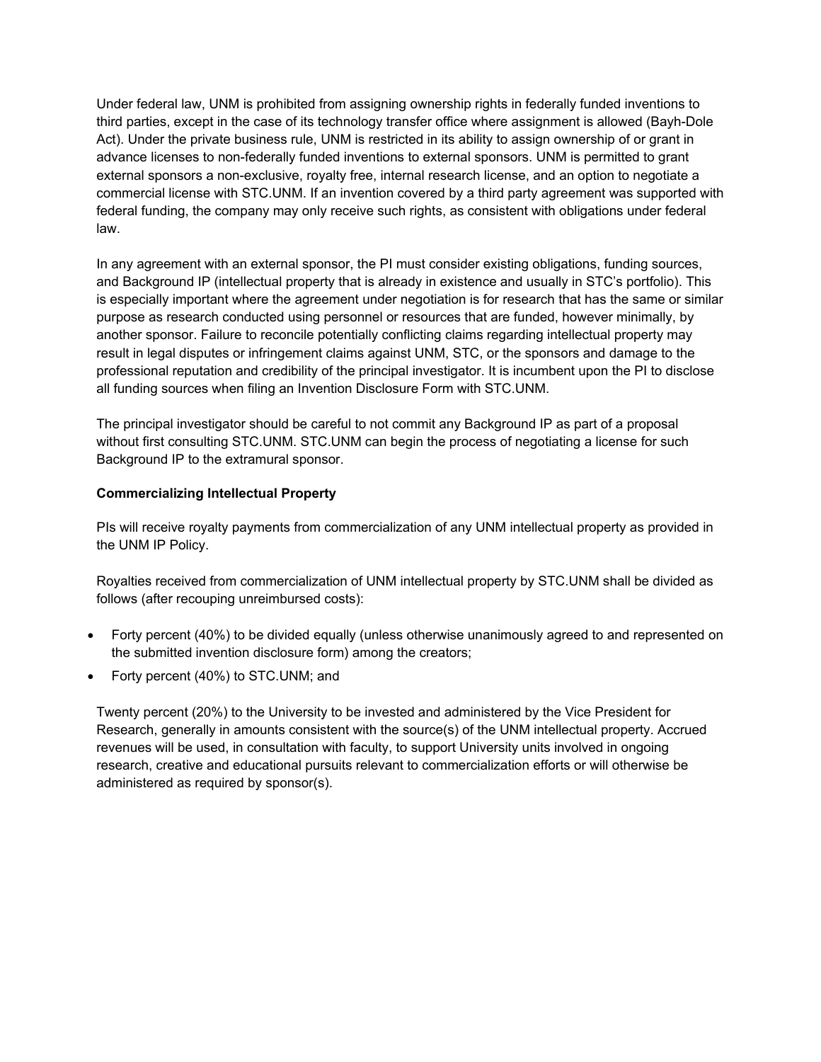Under federal law, UNM is prohibited from assigning ownership rights in federally funded inventions to third parties, except in the case of its technology transfer office where assignment is allowed (Bayh-Dole Act). Under the private business rule, UNM is restricted in its ability to assign ownership of or grant in advance licenses to non-federally funded inventions to external sponsors. UNM is permitted to grant external sponsors a non-exclusive, royalty free, internal research license, and an option to negotiate a commercial license with STC.UNM. If an invention covered by a third party agreement was supported with federal funding, the company may only receive such rights, as consistent with obligations under federal law.

In any agreement with an external sponsor, the PI must consider existing obligations, funding sources, and Background IP (intellectual property that is already in existence and usually in STC's portfolio). This is especially important where the agreement under negotiation is for research that has the same or similar purpose as research conducted using personnel or resources that are funded, however minimally, by another sponsor. Failure to reconcile potentially conflicting claims regarding intellectual property may result in legal disputes or infringement claims against UNM, STC, or the sponsors and damage to the professional reputation and credibility of the principal investigator. It is incumbent upon the PI to disclose all funding sources when filing an Invention Disclosure Form with STC.UNM.

The principal investigator should be careful to not commit any Background IP as part of a proposal without first consulting STC.UNM. STC.UNM can begin the process of negotiating a license for such Background IP to the extramural sponsor.

**Commercializing Intellectual Property**

PIs will receive royalty payments from commercialization of any UNM intellectual property as provided in the UNM IP Policy.

Royalties received from commercialization of UNM intellectual property by STC.UNM shall be divided as follows (after recouping unreimbursed costs):

- Forty percent (40%) to be divided equally (unless otherwise unanimously agreed to and represented on the submitted invention disclosure form) among the creators;
- Forty percent (40%) to STC.UNM; and

Twenty percent (20%) to the University to be invested and administered by the Vice President for Research, generally in amounts consistent with the source(s) of the UNM intellectual property. Accrued revenues will be used, in consultation with faculty, to support University units involved in ongoing research, creative and educational pursuits relevant to commercialization efforts or will otherwise be administered as required by sponsor(s).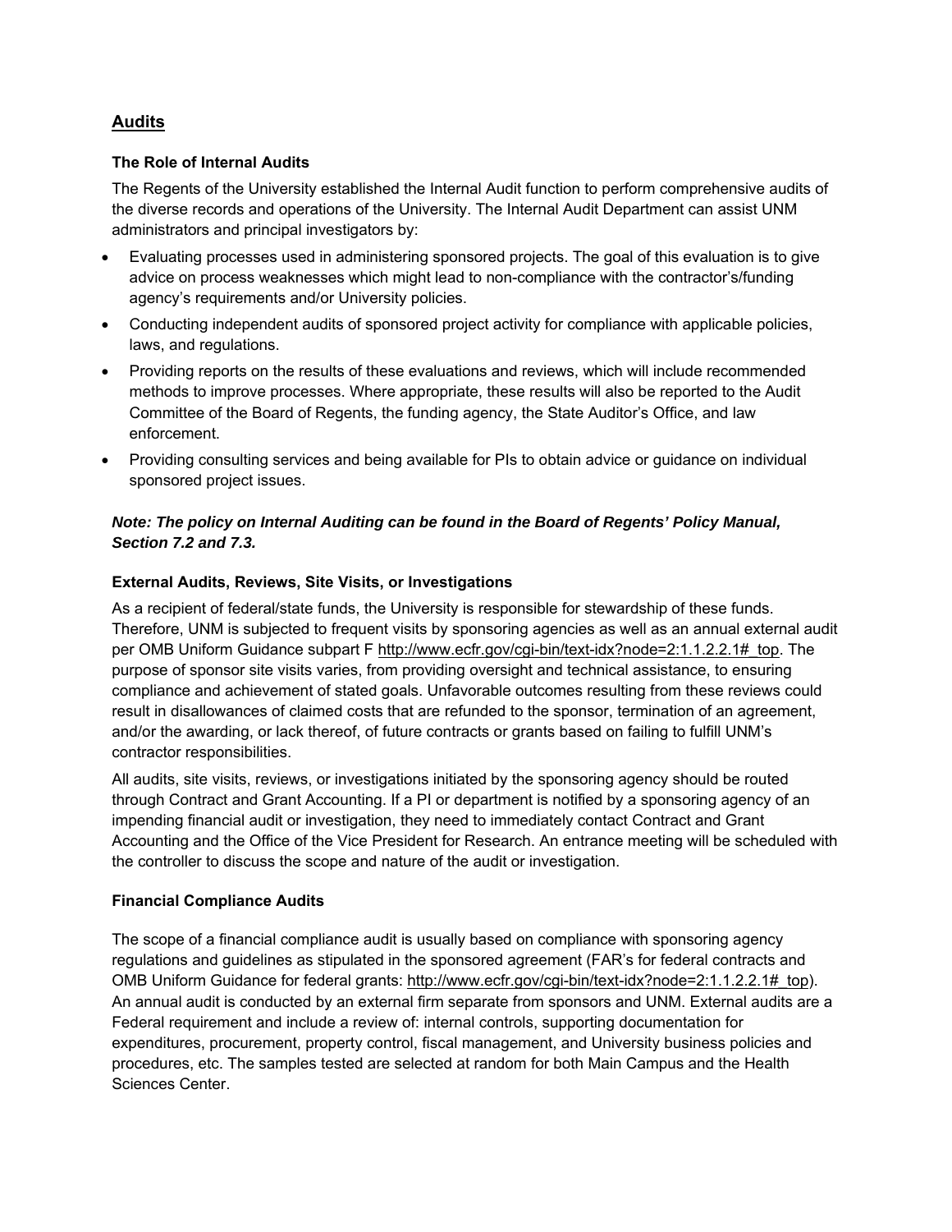## Audits

### The Role of Internal Audits

The Regents of the University established the Internal Audit function to perform comprehensive audits of the diverse records and operations of the University. The Internal Audit Department can assist UNM administrators and principal investigators by:

- Evaluating processes used in administering sponsored projects. The goal of this evaluation is to give advice on process weaknesses which might lead to non-compliance with the contractor's/funding agency's requirements and/or University policies.
- Conducting independent audits of sponsored project activity for compliance with applicable policies, laws, and regulations.
- Providing reports on the results of these evaluations and reviews, which will include recommended methods to improve processes. Where appropriate, these results will also be reported to the Audit Committee of the Board of Regents, the funding agency, the State Auditor's Office, and law enforcement.
- Providing consulting services and being available for PIs to obtain advice or guidance on individual sponsored project issues.

***Note: The policy on Internal Auditing can be found in the Board of Regents' Policy Manual, Section 7.2 and 7.3.***

### External Audits, Reviews, Site Visits, or Investigations

As a recipient of federal/state funds, the University is responsible for stewardship of these funds. Therefore, UNM is subjected to frequent visits by sponsoring agencies as well as an annual external audit per OMB Uniform Guidance subpart F http://www.ecfr.gov/cgi-bin/text-idx?node=2:1.1.2.2.1#_top. The purpose of sponsor site visits varies, from providing oversight and technical assistance, to ensuring compliance and achievement of stated goals. Unfavorable outcomes resulting from these reviews could result in disallowances of claimed costs that are refunded to the sponsor, termination of an agreement, and/or the awarding, or lack thereof, of future contracts or grants based on failing to fulfill UNM's contractor responsibilities.

All audits, site visits, reviews, or investigations initiated by the sponsoring agency should be routed through Contract and Grant Accounting. If a PI or department is notified by a sponsoring agency of an impending financial audit or investigation, they need to immediately contact Contract and Grant Accounting and the Office of the Vice President for Research. An entrance meeting will be scheduled with the controller to discuss the scope and nature of the audit or investigation.

### Financial Compliance Audits

The scope of a financial compliance audit is usually based on compliance with sponsoring agency regulations and guidelines as stipulated in the sponsored agreement (FAR's for federal contracts and OMB Uniform Guidance for federal grants: http://www.ecfr.gov/cgi-bin/text-idx?node=2:1.1.2.2.1#_top). An annual audit is conducted by an external firm separate from sponsors and UNM. External audits are a Federal requirement and include a review of: internal controls, supporting documentation for expenditures, procurement, property control, fiscal management, and University business policies and procedures, etc. The samples tested are selected at random for both Main Campus and the Health Sciences Center.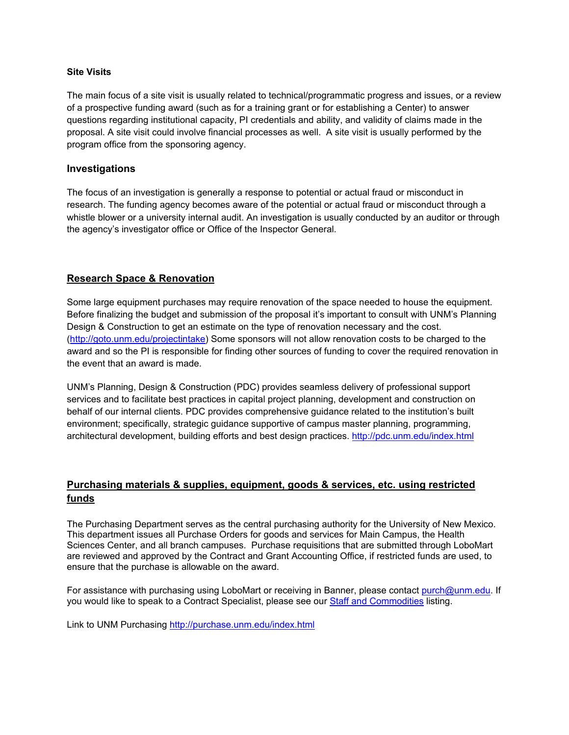### Site Visits

The main focus of a site visit is usually related to technical/programmatic progress and issues, or a review of a prospective funding award (such as for a training grant or for establishing a Center) to answer questions regarding institutional capacity, PI credentials and ability, and validity of claims made in the proposal. A site visit could involve financial processes as well. A site visit is usually performed by the program office from the sponsoring agency.

### Investigations

The focus of an investigation is generally a response to potential or actual fraud or misconduct in research. The funding agency becomes aware of the potential or actual fraud or misconduct through a whistle blower or a university internal audit. An investigation is usually conducted by an auditor or through the agency's investigator office or Office of the Inspector General.

## Research Space & Renovation

Some large equipment purchases may require renovation of the space needed to house the equipment. Before finalizing the budget and submission of the proposal it's important to consult with UNM's Planning Design & Construction to get an estimate on the type of renovation necessary and the cost. (http://goto.unm.edu/projectintake) Some sponsors will not allow renovation costs to be charged to the award and so the PI is responsible for finding other sources of funding to cover the required renovation in the event that an award is made.

UNM's Planning, Design & Construction (PDC) provides seamless delivery of professional support services and to facilitate best practices in capital project planning, development and construction on behalf of our internal clients. PDC provides comprehensive guidance related to the institution's built environment; specifically, strategic guidance supportive of campus master planning, programming, architectural development, building efforts and best design practices. http://pdc.unm.edu/index.html

## Purchasing materials & supplies, equipment, goods & services, etc. using restricted funds

The Purchasing Department serves as the central purchasing authority for the University of New Mexico. This department issues all Purchase Orders for goods and services for Main Campus, the Health Sciences Center, and all branch campuses. Purchase requisitions that are submitted through LoboMart are reviewed and approved by the Contract and Grant Accounting Office, if restricted funds are used, to ensure that the purchase is allowable on the award.

For assistance with purchasing using LoboMart or receiving in Banner, please contact purch@unm.edu. If you would like to speak to a Contract Specialist, please see our Staff and Commodities listing.

Link to UNM Purchasing http://purchase.unm.edu/index.html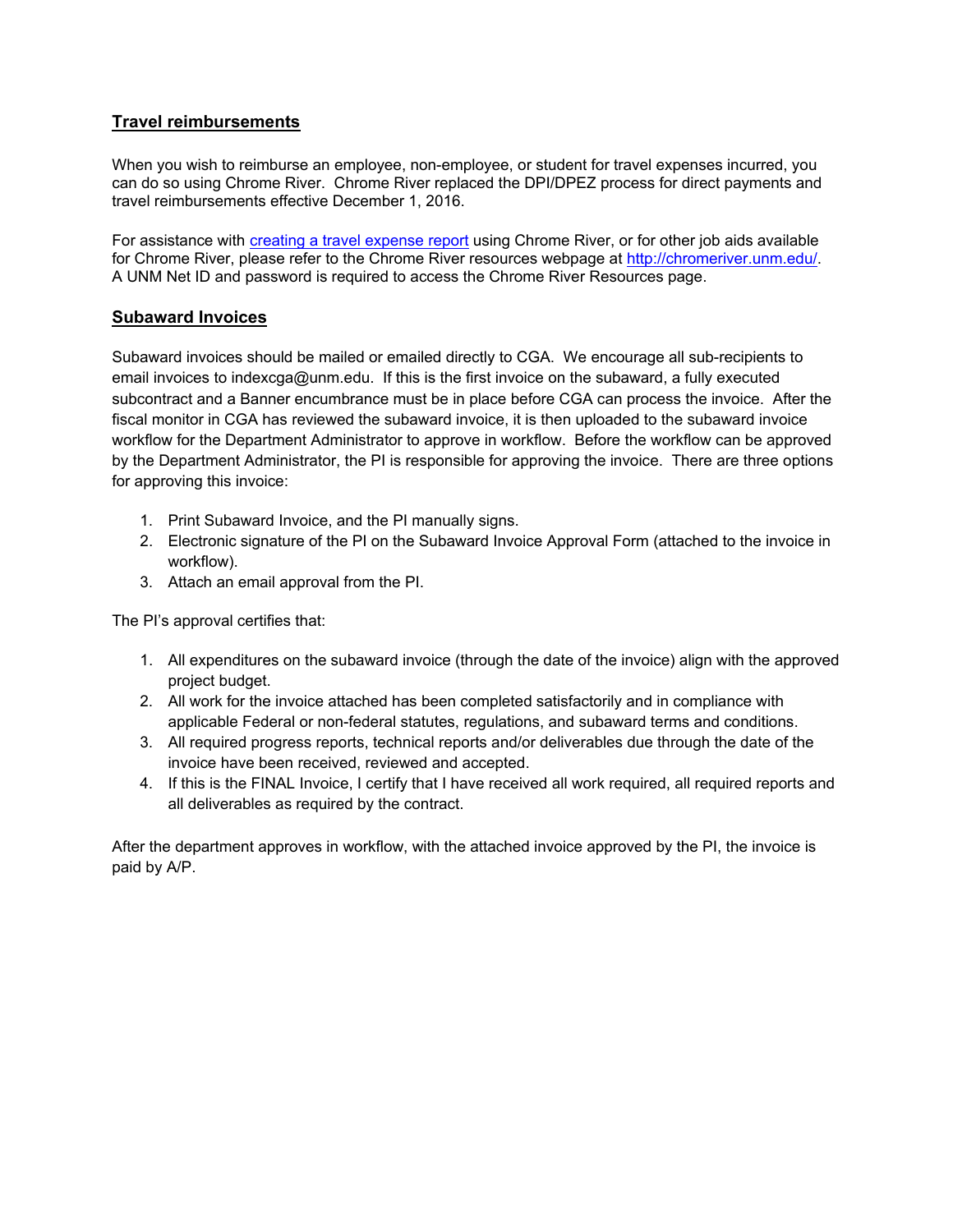## Travel reimbursements

When you wish to reimburse an employee, non-employee, or student for travel expenses incurred, you can do so using Chrome River. Chrome River replaced the DPI/DPEZ process for direct payments and travel reimbursements effective December 1, 2016.

For assistance with creating a travel expense report using Chrome River, or for other job aids available for Chrome River, please refer to the Chrome River resources webpage at http://chromeriver.unm.edu/. A UNM Net ID and password is required to access the Chrome River Resources page.

## Subaward Invoices

Subaward invoices should be mailed or emailed directly to CGA. We encourage all sub-recipients to email invoices to indexcga@unm.edu. If this is the first invoice on the subaward, a fully executed subcontract and a Banner encumbrance must be in place before CGA can process the invoice. After the fiscal monitor in CGA has reviewed the subaward invoice, it is then uploaded to the subaward invoice workflow for the Department Administrator to approve in workflow. Before the workflow can be approved by the Department Administrator, the PI is responsible for approving the invoice. There are three options for approving this invoice:

1. Print Subaward Invoice, and the PI manually signs.
2. Electronic signature of the PI on the Subaward Invoice Approval Form (attached to the invoice in workflow).
3. Attach an email approval from the PI.

The PI's approval certifies that:

1. All expenditures on the subaward invoice (through the date of the invoice) align with the approved project budget.
2. All work for the invoice attached has been completed satisfactorily and in compliance with applicable Federal or non-federal statutes, regulations, and subaward terms and conditions.
3. All required progress reports, technical reports and/or deliverables due through the date of the invoice have been received, reviewed and accepted.
4. If this is the FINAL Invoice, I certify that I have received all work required, all required reports and all deliverables as required by the contract.

After the department approves in workflow, with the attached invoice approved by the PI, the invoice is paid by A/P.